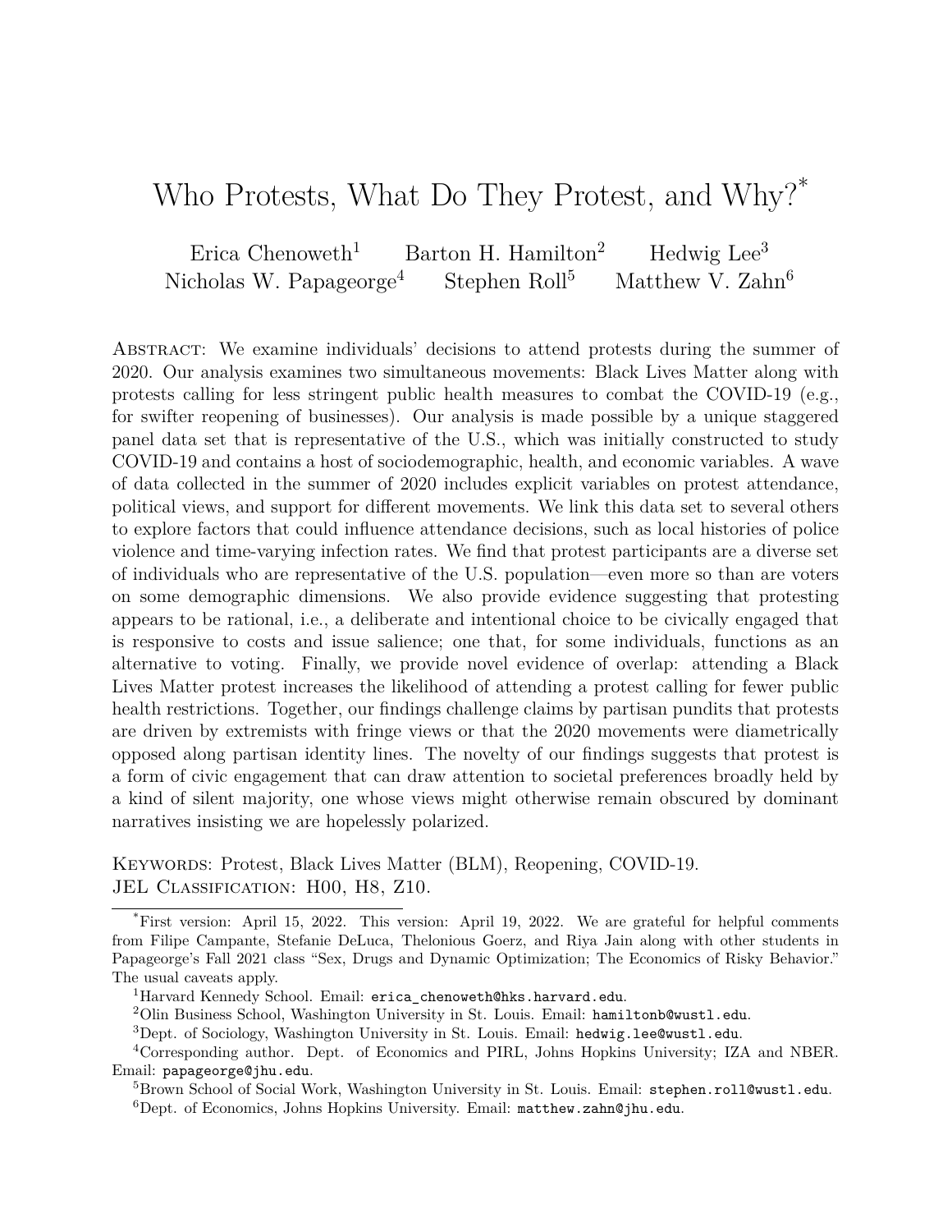# Who Protests, What Do They Protest, and Why?[*]

Erica Chenoweth[1] Barton H. Hamilton[2] Hedwig Lee[3]
Nicholas W. Papageorge[4] Stephen Roll[5] Matthew V. Zahn[6]

ABSTRACT: We examine individuals' decisions to attend protests during the summer of 2020. Our analysis examines two simultaneous movements: Black Lives Matter along with protests calling for less stringent public health measures to combat the COVID-19 (e.g., for swifter reopening of businesses). Our analysis is made possible by a unique staggered panel data set that is representative of the U.S., which was initially constructed to study COVID-19 and contains a host of sociodemographic, health, and economic variables. A wave of data collected in the summer of 2020 includes explicit variables on protest attendance, political views, and support for different movements. We link this data set to several others to explore factors that could influence attendance decisions, such as local histories of police violence and time-varying infection rates. We find that protest participants are a diverse set of individuals who are representative of the U.S. population—even more so than are voters on some demographic dimensions. We also provide evidence suggesting that protesting appears to be rational, i.e., a deliberate and intentional choice to be civically engaged that is responsive to costs and issue salience; one that, for some individuals, functions as an alternative to voting. Finally, we provide novel evidence of overlap: attending a Black Lives Matter protest increases the likelihood of attending a protest calling for fewer public health restrictions. Together, our findings challenge claims by partisan pundits that protests are driven by extremists with fringe views or that the 2020 movements were diametrically opposed along partisan identity lines. The novelty of our findings suggests that protest is a form of civic engagement that can draw attention to societal preferences broadly held by a kind of silent majority, one whose views might otherwise remain obscured by dominant narratives insisting we are hopelessly polarized.

KEYWORDS: Protest, Black Lives Matter (BLM), Reopening, COVID-19.
JEL CLASSIFICATION: H00, H8, Z10.

---

[*] First version: April 15, 2022. This version: April 19, 2022. We are grateful for helpful comments from Filipe Campante, Stefanie DeLuca, Thelonious Goerz, and Riya Jain along with other students in Papageorge's Fall 2021 class "Sex, Drugs and Dynamic Optimization; The Economics of Risky Behavior." The usual caveats apply.

[1] Harvard Kennedy School. Email: erica_chenoweth@hks.harvard.edu.

[2] Olin Business School, Washington University in St. Louis. Email: hamiltonb@wustl.edu.

[3] Dept. of Sociology, Washington University in St. Louis. Email: hedwig.lee@wustl.edu.

[4] Corresponding author. Dept. of Economics and PIRL, Johns Hopkins University; IZA and NBER. Email: papageorge@jhu.edu.

[5] Brown School of Social Work, Washington University in St. Louis. Email: stephen.roll@wustl.edu.

[6] Dept. of Economics, Johns Hopkins University. Email: matthew.zahn@jhu.edu.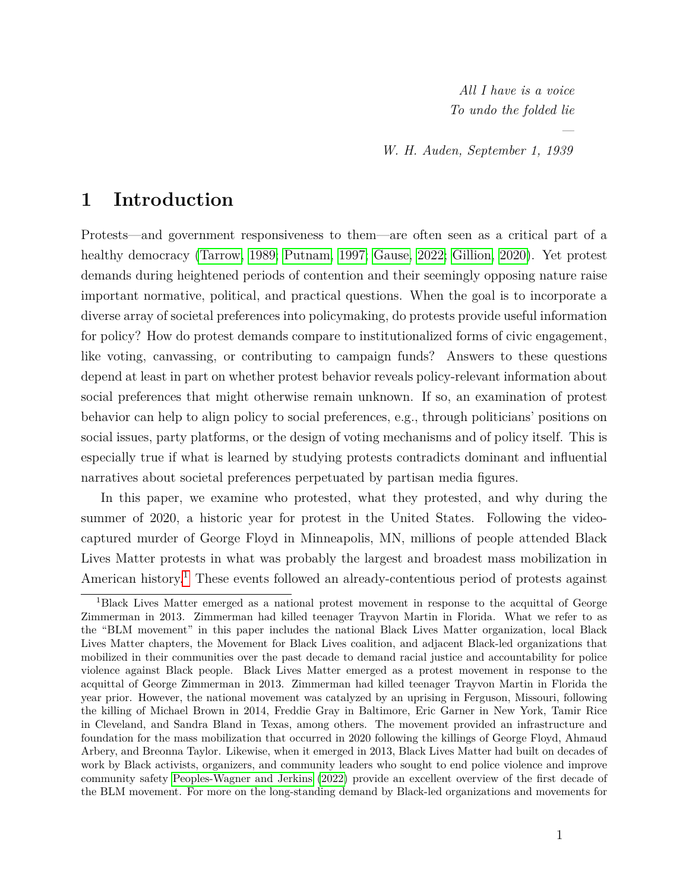*All I have is a voice*
*To undo the folded lie*

—

*W. H. Auden, September 1, 1939*

# 1 Introduction

Protests—and government responsiveness to them—are often seen as a critical part of a healthy democracy (Tarrow, 1989; Putnam, 1997; Gause, 2022; Gillion, 2020). Yet protest demands during heightened periods of contention and their seemingly opposing nature raise important normative, political, and practical questions. When the goal is to incorporate a diverse array of societal preferences into policymaking, do protests provide useful information for policy? How do protest demands compare to institutionalized forms of civic engagement, like voting, canvassing, or contributing to campaign funds? Answers to these questions depend at least in part on whether protest behavior reveals policy-relevant information about social preferences that might otherwise remain unknown. If so, an examination of protest behavior can help to align policy to social preferences, e.g., through politicians' positions on social issues, party platforms, or the design of voting mechanisms and of policy itself. This is especially true if what is learned by studying protests contradicts dominant and influential narratives about societal preferences perpetuated by partisan media figures.

In this paper, we examine who protested, what they protested, and why during the summer of 2020, a historic year for protest in the United States. Following the video-captured murder of George Floyd in Minneapolis, MN, millions of people attended Black Lives Matter protests in what was probably the largest and broadest mass mobilization in American history.[1] These events followed an already-contentious period of protests against

[1] Black Lives Matter emerged as a national protest movement in response to the acquittal of George Zimmerman in 2013. Zimmerman had killed teenager Trayvon Martin in Florida. What we refer to as the "BLM movement" in this paper includes the national Black Lives Matter organization, local Black Lives Matter chapters, the Movement for Black Lives coalition, and adjacent Black-led organizations that mobilized in their communities over the past decade to demand racial justice and accountability for police violence against Black people. Black Lives Matter emerged as a protest movement in response to the acquittal of George Zimmerman in 2013. Zimmerman had killed teenager Trayvon Martin in Florida the year prior. However, the national movement was catalyzed by an uprising in Ferguson, Missouri, following the killing of Michael Brown in 2014, Freddie Gray in Baltimore, Eric Garner in New York, Tamir Rice in Cleveland, and Sandra Bland in Texas, among others. The movement provided an infrastructure and foundation for the mass mobilization that occurred in 2020 following the killings of George Floyd, Ahmaud Arbery, and Breonna Taylor. Likewise, when it emerged in 2013, Black Lives Matter had built on decades of work by Black activists, organizers, and community leaders who sought to end police violence and improve community safety Peoples-Wagner and Jerkins (2022) provide an excellent overview of the first decade of the BLM movement. For more on the long-standing demand by Black-led organizations and movements for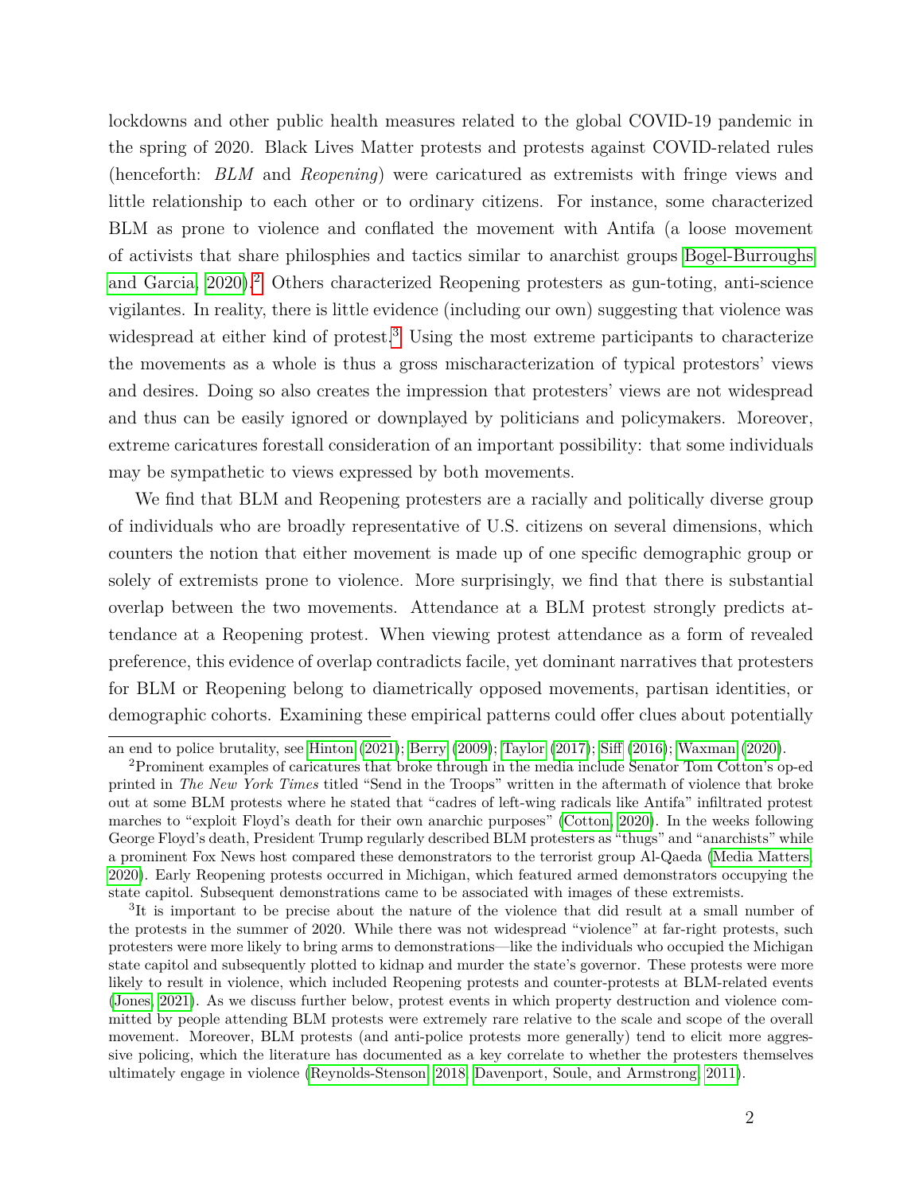lockdowns and other public health measures related to the global COVID-19 pandemic in the spring of 2020. Black Lives Matter protests and protests against COVID-related rules (henceforth: *BLM* and *Reopening*) were caricatured as extremists with fringe views and little relationship to each other or to ordinary citizens. For instance, some characterized BLM as prone to violence and conflated the movement with Antifa (a loose movement of activists that share philosphies and tactics similar to anarchist groups Bogel-Burroughs and Garcia, 2020).[2] Others characterized Reopening protesters as gun-toting, anti-science vigilantes. In reality, there is little evidence (including our own) suggesting that violence was widespread at either kind of protest.[3] Using the most extreme participants to characterize the movements as a whole is thus a gross mischaracterization of typical protestors' views and desires. Doing so also creates the impression that protesters' views are not widespread and thus can be easily ignored or downplayed by politicians and policymakers. Moreover, extreme caricatures forestall consideration of an important possibility: that some individuals may be sympathetic to views expressed by both movements.

We find that BLM and Reopening protesters are a racially and politically diverse group of individuals who are broadly representative of U.S. citizens on several dimensions, which counters the notion that either movement is made up of one specific demographic group or solely of extremists prone to violence. More surprisingly, we find that there is substantial overlap between the two movements. Attendance at a BLM protest strongly predicts attendance at a Reopening protest. When viewing protest attendance as a form of revealed preference, this evidence of overlap contradicts facile, yet dominant narratives that protesters for BLM or Reopening belong to diametrically opposed movements, partisan identities, or demographic cohorts. Examining these empirical patterns could offer clues about potentially

---

an end to police brutality, see Hinton (2021); Berry (2009); Taylor (2017); Siff (2016); Waxman (2020).

[2]Prominent examples of caricatures that broke through in the media include Senator Tom Cotton's op-ed printed in *The New York Times* titled "Send in the Troops" written in the aftermath of violence that broke out at some BLM protests where he stated that "cadres of left-wing radicals like Antifa" infiltrated protest marches to "exploit Floyd's death for their own anarchic purposes" (Cotton, 2020). In the weeks following George Floyd's death, President Trump regularly described BLM protesters as "thugs" and "anarchists" while a prominent Fox News host compared these demonstrators to the terrorist group Al-Qaeda (Media Matters, 2020). Early Reopening protests occurred in Michigan, which featured armed demonstrators occupying the state capitol. Subsequent demonstrations came to be associated with images of these extremists.

[3]It is important to be precise about the nature of the violence that did result at a small number of the protests in the summer of 2020. While there was not widespread "violence" at far-right protests, such protesters were more likely to bring arms to demonstrations—like the individuals who occupied the Michigan state capitol and subsequently plotted to kidnap and murder the state's governor. These protests were more likely to result in violence, which included Reopening protests and counter-protests at BLM-related events (Jones, 2021). As we discuss further below, protest events in which property destruction and violence committed by people attending BLM protests were extremely rare relative to the scale and scope of the overall movement. Moreover, BLM protests (and anti-police protests more generally) tend to elicit more aggressive policing, which the literature has documented as a key correlate to whether the protesters themselves ultimately engage in violence (Reynolds-Stenson, 2018; Davenport, Soule, and Armstrong, 2011).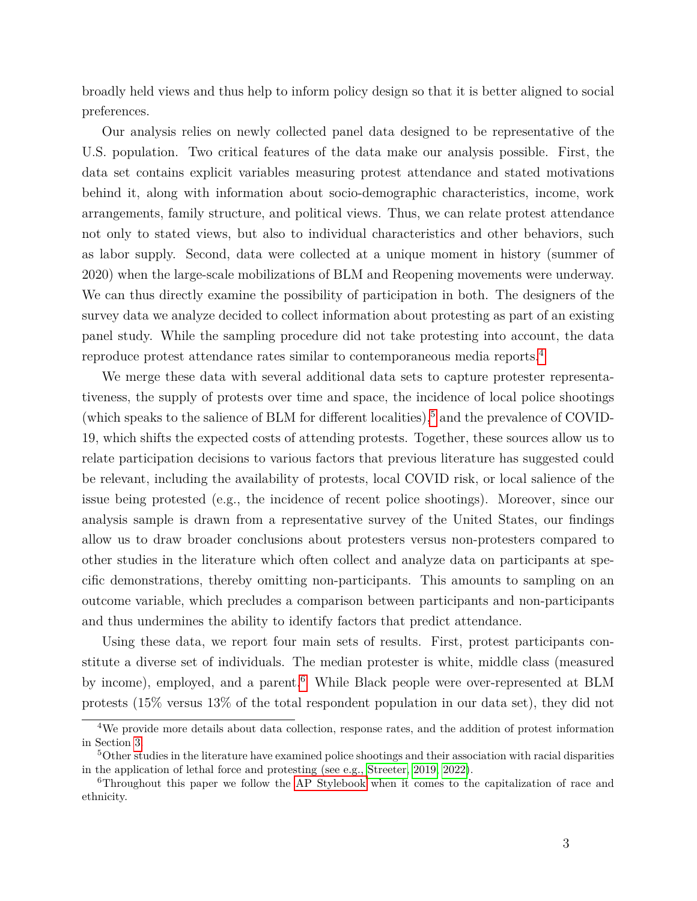broadly held views and thus help to inform policy design so that it is better aligned to social preferences.

Our analysis relies on newly collected panel data designed to be representative of the U.S. population. Two critical features of the data make our analysis possible. First, the data set contains explicit variables measuring protest attendance and stated motivations behind it, along with information about socio-demographic characteristics, income, work arrangements, family structure, and political views. Thus, we can relate protest attendance not only to stated views, but also to individual characteristics and other behaviors, such as labor supply. Second, data were collected at a unique moment in history (summer of 2020) when the large-scale mobilizations of BLM and Reopening movements were underway. We can thus directly examine the possibility of participation in both. The designers of the survey data we analyze decided to collect information about protesting as part of an existing panel study. While the sampling procedure did not take protesting into account, the data reproduce protest attendance rates similar to contemporaneous media reports.[4]

We merge these data with several additional data sets to capture protester representativeness, the supply of protests over time and space, the incidence of local police shootings (which speaks to the salience of BLM for different localities),[5] and the prevalence of COVID-19, which shifts the expected costs of attending protests. Together, these sources allow us to relate participation decisions to various factors that previous literature has suggested could be relevant, including the availability of protests, local COVID risk, or local salience of the issue being protested (e.g., the incidence of recent police shootings). Moreover, since our analysis sample is drawn from a representative survey of the United States, our findings allow us to draw broader conclusions about protesters versus non-protesters compared to other studies in the literature which often collect and analyze data on participants at specific demonstrations, thereby omitting non-participants. This amounts to sampling on an outcome variable, which precludes a comparison between participants and non-participants and thus undermines the ability to identify factors that predict attendance.

Using these data, we report four main sets of results. First, protest participants constitute a diverse set of individuals. The median protester is white, middle class (measured by income), employed, and a parent.[6] While Black people were over-represented at BLM protests (15% versus 13% of the total respondent population in our data set), they did not

[4] We provide more details about data collection, response rates, and the addition of protest information in Section 3.

[5] Other studies in the literature have examined police shootings and their association with racial disparities in the application of lethal force and protesting (see e.g., Streeter, 2019, 2022).

[6] Throughout this paper we follow the AP Stylebook when it comes to the capitalization of race and ethnicity.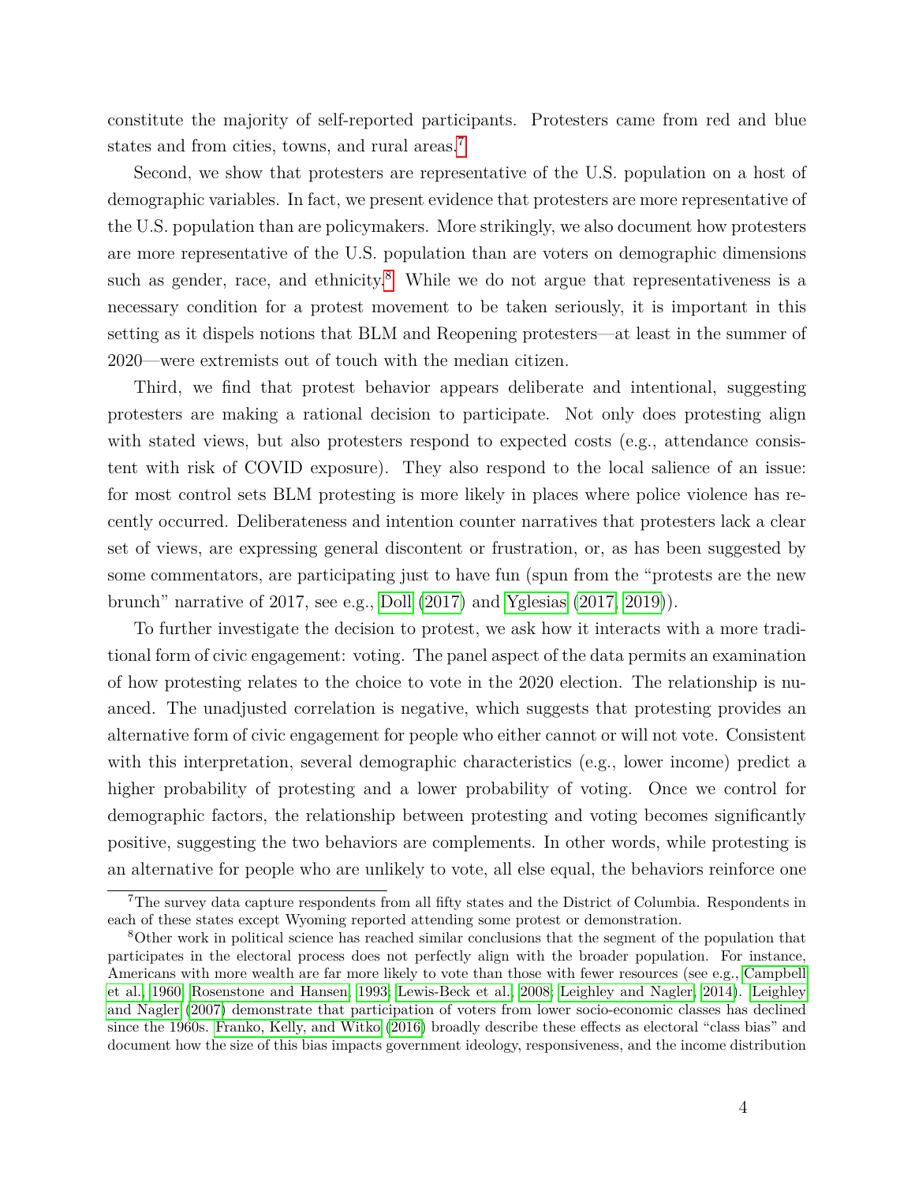constitute the majority of self-reported participants. Protesters came from red and blue states and from cities, towns, and rural areas.[7]

Second, we show that protesters are representative of the U.S. population on a host of demographic variables. In fact, we present evidence that protesters are more representative of the U.S. population than are policymakers. More strikingly, we also document how protesters are more representative of the U.S. population than are voters on demographic dimensions such as gender, race, and ethnicity.[8] While we do not argue that representativeness is a necessary condition for a protest movement to be taken seriously, it is important in this setting as it dispels notions that BLM and Reopening protesters—at least in the summer of 2020—were extremists out of touch with the median citizen.

Third, we find that protest behavior appears deliberate and intentional, suggesting protesters are making a rational decision to participate. Not only does protesting align with stated views, but also protesters respond to expected costs (e.g., attendance consistent with risk of COVID exposure). They also respond to the local salience of an issue: for most control sets BLM protesting is more likely in places where police violence has recently occurred. Deliberateness and intention counter narratives that protesters lack a clear set of views, are expressing general discontent or frustration, or, as has been suggested by some commentators, are participating just to have fun (spun from the "protests are the new brunch" narrative of 2017, see e.g., Doll (2017) and Yglesias (2017, 2019)).

To further investigate the decision to protest, we ask how it interacts with a more traditional form of civic engagement: voting. The panel aspect of the data permits an examination of how protesting relates to the choice to vote in the 2020 election. The relationship is nuanced. The unadjusted correlation is negative, which suggests that protesting provides an alternative form of civic engagement for people who either cannot or will not vote. Consistent with this interpretation, several demographic characteristics (e.g., lower income) predict a higher probability of protesting and a lower probability of voting. Once we control for demographic factors, the relationship between protesting and voting becomes significantly positive, suggesting the two behaviors are complements. In other words, while protesting is an alternative for people who are unlikely to vote, all else equal, the behaviors reinforce one

---

[7] The survey data capture respondents from all fifty states and the District of Columbia. Respondents in each of these states except Wyoming reported attending some protest or demonstration.

[8] Other work in political science has reached similar conclusions that the segment of the population that participates in the electoral process does not perfectly align with the broader population. For instance, Americans with more wealth are far more likely to vote than those with fewer resources (see e.g., Campbell et al., 1960; Rosenstone and Hansen, 1993; Lewis-Beck et al., 2008; Leighley and Nagler, 2014). Leighley and Nagler (2007) demonstrate that participation of voters from lower socio-economic classes has declined since the 1960s. Franko, Kelly, and Witko (2016) broadly describe these effects as electoral "class bias" and document how the size of this bias impacts government ideology, responsiveness, and the income distribution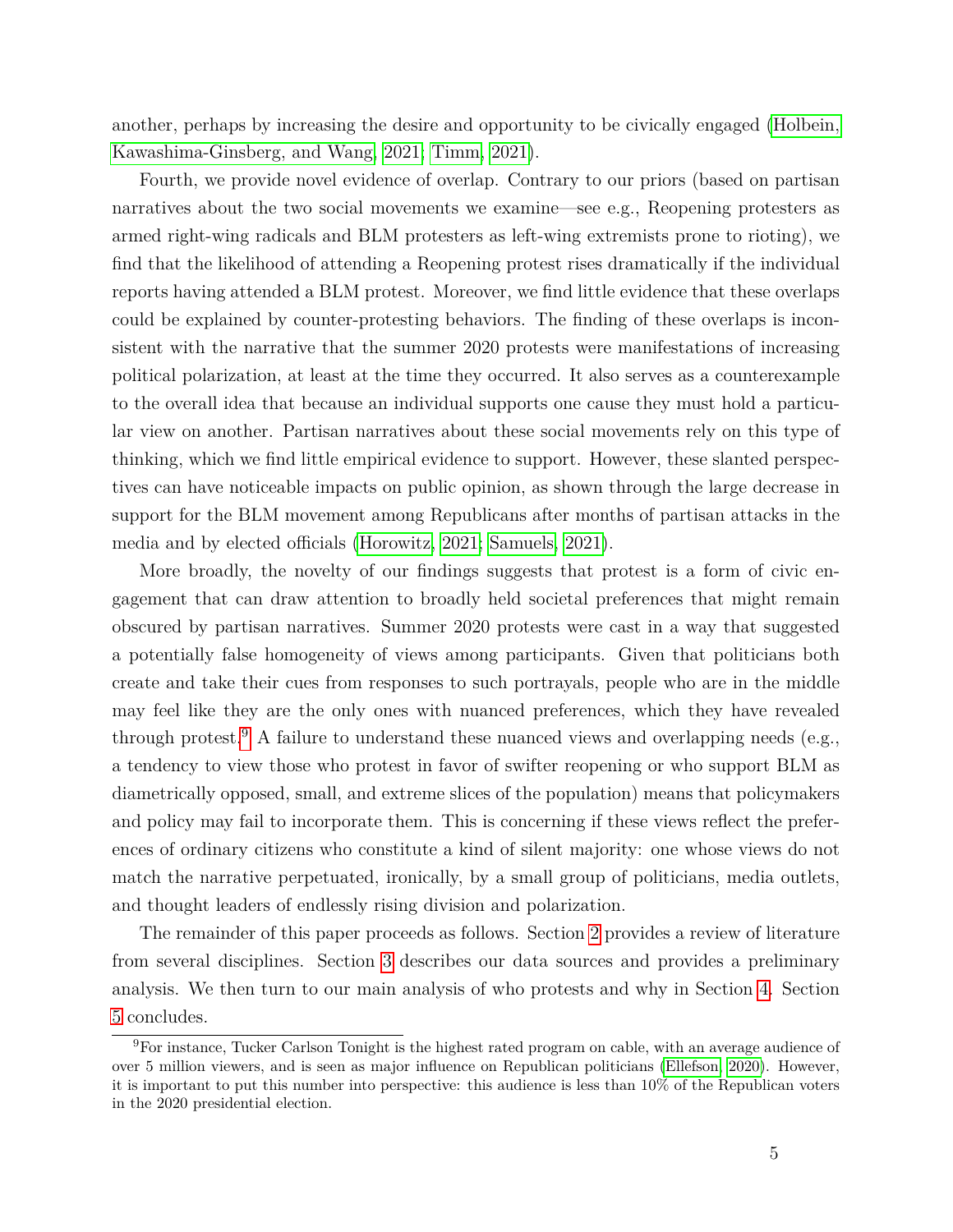another, perhaps by increasing the desire and opportunity to be civically engaged (Holbein, Kawashima-Ginsberg, and Wang, 2021; Timm, 2021).

Fourth, we provide novel evidence of overlap. Contrary to our priors (based on partisan narratives about the two social movements we examine—see e.g., Reopening protesters as armed right-wing radicals and BLM protesters as left-wing extremists prone to rioting), we find that the likelihood of attending a Reopening protest rises dramatically if the individual reports having attended a BLM protest. Moreover, we find little evidence that these overlaps could be explained by counter-protesting behaviors. The finding of these overlaps is inconsistent with the narrative that the summer 2020 protests were manifestations of increasing political polarization, at least at the time they occurred. It also serves as a counterexample to the overall idea that because an individual supports one cause they must hold a particular view on another. Partisan narratives about these social movements rely on this type of thinking, which we find little empirical evidence to support. However, these slanted perspectives can have noticeable impacts on public opinion, as shown through the large decrease in support for the BLM movement among Republicans after months of partisan attacks in the media and by elected officials (Horowitz, 2021; Samuels, 2021).

More broadly, the novelty of our findings suggests that protest is a form of civic engagement that can draw attention to broadly held societal preferences that might remain obscured by partisan narratives. Summer 2020 protests were cast in a way that suggested a potentially false homogeneity of views among participants. Given that politicians both create and take their cues from responses to such portrayals, people who are in the middle may feel like they are the only ones with nuanced preferences, which they have revealed through protest.[9] A failure to understand these nuanced views and overlapping needs (e.g., a tendency to view those who protest in favor of swifter reopening or who support BLM as diametrically opposed, small, and extreme slices of the population) means that policymakers and policy may fail to incorporate them. This is concerning if these views reflect the preferences of ordinary citizens who constitute a kind of silent majority: one whose views do not match the narrative perpetuated, ironically, by a small group of politicians, media outlets, and thought leaders of endlessly rising division and polarization.

The remainder of this paper proceeds as follows. Section 2 provides a review of literature from several disciplines. Section 3 describes our data sources and provides a preliminary analysis. We then turn to our main analysis of who protests and why in Section 4. Section 5 concludes.

[9] For instance, Tucker Carlson Tonight is the highest rated program on cable, with an average audience of over 5 million viewers, and is seen as major influence on Republican politicians (Ellefson, 2020). However, it is important to put this number into perspective: this audience is less than 10% of the Republican voters in the 2020 presidential election.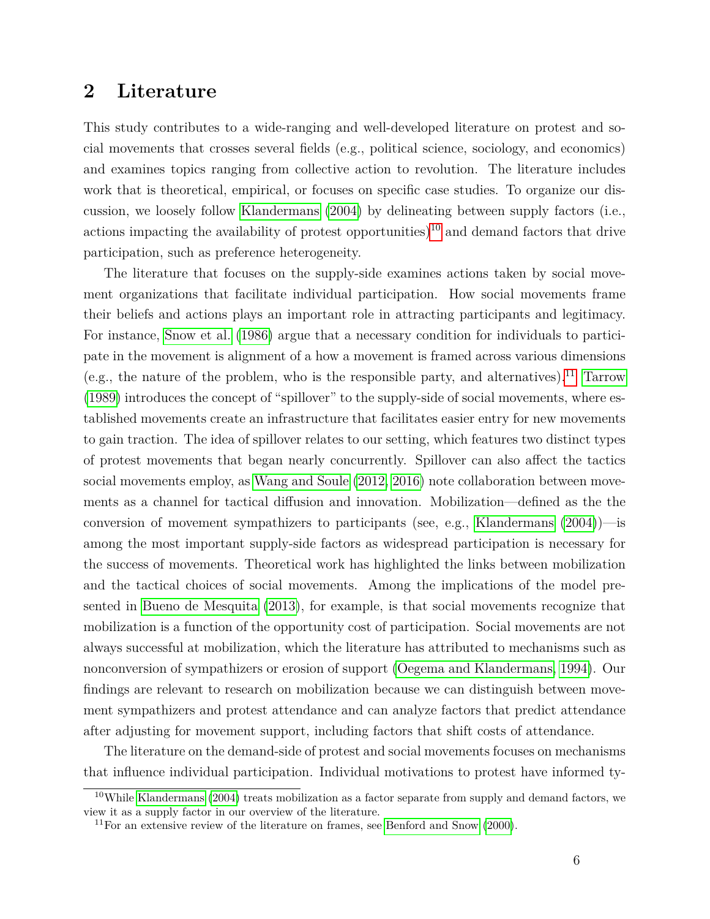## 2 Literature

This study contributes to a wide-ranging and well-developed literature on protest and social movements that crosses several fields (e.g., political science, sociology, and economics) and examines topics ranging from collective action to revolution. The literature includes work that is theoretical, empirical, or focuses on specific case studies. To organize our discussion, we loosely follow Klandermans (2004) by delineating between supply factors (i.e., actions impacting the availability of protest opportunities)[10] and demand factors that drive participation, such as preference heterogeneity.

The literature that focuses on the supply-side examines actions taken by social movement organizations that facilitate individual participation. How social movements frame their beliefs and actions plays an important role in attracting participants and legitimacy. For instance, Snow et al. (1986) argue that a necessary condition for individuals to participate in the movement is alignment of a how a movement is framed across various dimensions (e.g., the nature of the problem, who is the responsible party, and alternatives).[11] Tarrow (1989) introduces the concept of "spillover" to the supply-side of social movements, where established movements create an infrastructure that facilitates easier entry for new movements to gain traction. The idea of spillover relates to our setting, which features two distinct types of protest movements that began nearly concurrently. Spillover can also affect the tactics social movements employ, as Wang and Soule (2012, 2016) note collaboration between movements as a channel for tactical diffusion and innovation. Mobilization—defined as the the conversion of movement sympathizers to participants (see, e.g., Klandermans (2004))—is among the most important supply-side factors as widespread participation is necessary for the success of movements. Theoretical work has highlighted the links between mobilization and the tactical choices of social movements. Among the implications of the model presented in Bueno de Mesquita (2013), for example, is that social movements recognize that mobilization is a function of the opportunity cost of participation. Social movements are not always successful at mobilization, which the literature has attributed to mechanisms such as nonconversion of sympathizers or erosion of support (Oegema and Klandermans, 1994). Our findings are relevant to research on mobilization because we can distinguish between movement sympathizers and protest attendance and can analyze factors that predict attendance after adjusting for movement support, including factors that shift costs of attendance.

The literature on the demand-side of protest and social movements focuses on mechanisms that influence individual participation. Individual motivations to protest have informed ty-

[10] While Klandermans (2004) treats mobilization as a factor separate from supply and demand factors, we view it as a supply factor in our overview of the literature.

[11] For an extensive review of the literature on frames, see Benford and Snow (2000).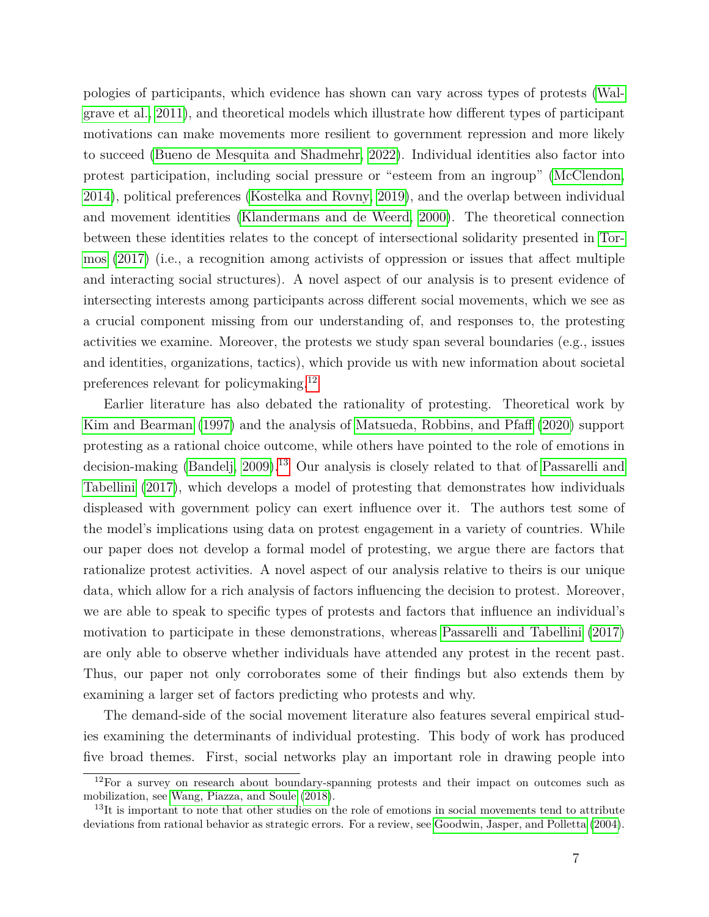pologies of participants, which evidence has shown can vary across types of protests (Walgrave et al., 2011), and theoretical models which illustrate how different types of participant motivations can make movements more resilient to government repression and more likely to succeed (Bueno de Mesquita and Shadmehr, 2022). Individual identities also factor into protest participation, including social pressure or "esteem from an ingroup" (McClendon, 2014), political preferences (Kostelka and Rovny, 2019), and the overlap between individual and movement identities (Klandermans and de Weerd, 2000). The theoretical connection between these identities relates to the concept of intersectional solidarity presented in Tormos (2017) (i.e., a recognition among activists of oppression or issues that affect multiple and interacting social structures). A novel aspect of our analysis is to present evidence of intersecting interests among participants across different social movements, which we see as a crucial component missing from our understanding of, and responses to, the protesting activities we examine. Moreover, the protests we study span several boundaries (e.g., issues and identities, organizations, tactics), which provide us with new information about societal preferences relevant for policymaking.[12]

Earlier literature has also debated the rationality of protesting. Theoretical work by Kim and Bearman (1997) and the analysis of Matsueda, Robbins, and Pfaff (2020) support protesting as a rational choice outcome, while others have pointed to the role of emotions in decision-making (Bandelj, 2009).[13] Our analysis is closely related to that of Passarelli and Tabellini (2017), which develops a model of protesting that demonstrates how individuals displeased with government policy can exert influence over it. The authors test some of the model's implications using data on protest engagement in a variety of countries. While our paper does not develop a formal model of protesting, we argue there are factors that rationalize protest activities. A novel aspect of our analysis relative to theirs is our unique data, which allow for a rich analysis of factors influencing the decision to protest. Moreover, we are able to speak to specific types of protests and factors that influence an individual's motivation to participate in these demonstrations, whereas Passarelli and Tabellini (2017) are only able to observe whether individuals have attended any protest in the recent past. Thus, our paper not only corroborates some of their findings but also extends them by examining a larger set of factors predicting who protests and why.

The demand-side of the social movement literature also features several empirical studies examining the determinants of individual protesting. This body of work has produced five broad themes. First, social networks play an important role in drawing people into

[12] For a survey on research about boundary-spanning protests and their impact on outcomes such as mobilization, see Wang, Piazza, and Soule (2018).

[13] It is important to note that other studies on the role of emotions in social movements tend to attribute deviations from rational behavior as strategic errors. For a review, see Goodwin, Jasper, and Polletta (2004).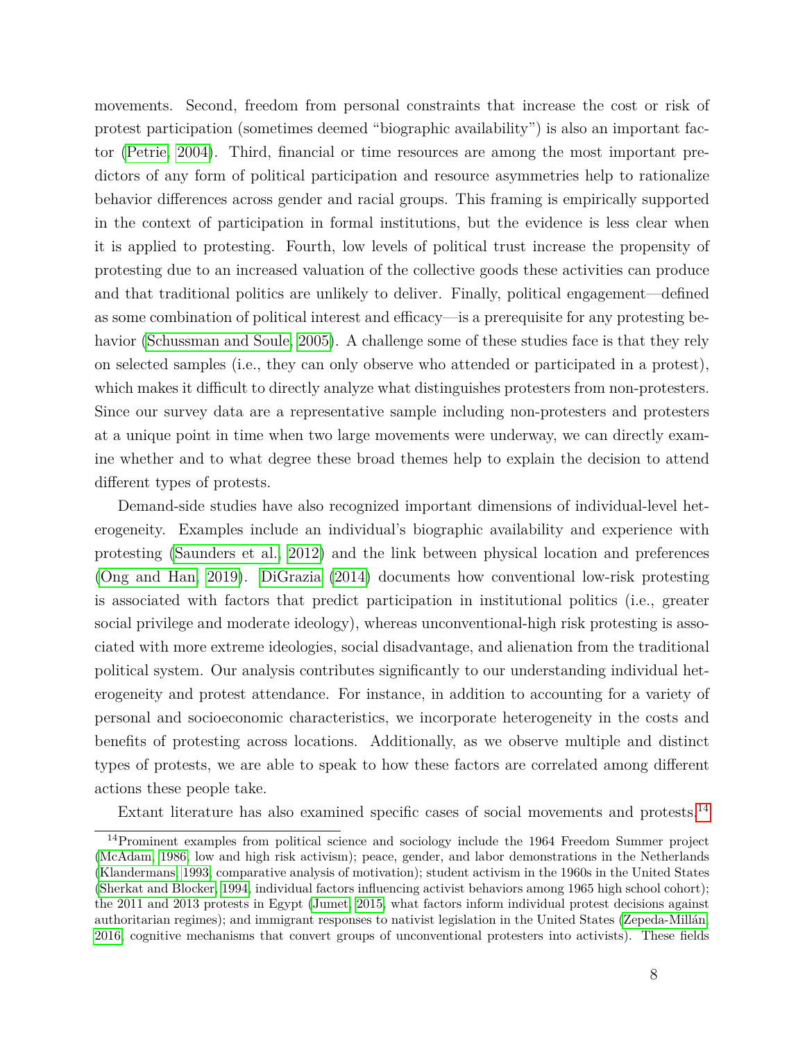movements. Second, freedom from personal constraints that increase the cost or risk of protest participation (sometimes deemed "biographic availability") is also an important factor (Petrie, 2004). Third, financial or time resources are among the most important predictors of any form of political participation and resource asymmetries help to rationalize behavior differences across gender and racial groups. This framing is empirically supported in the context of participation in formal institutions, but the evidence is less clear when it is applied to protesting. Fourth, low levels of political trust increase the propensity of protesting due to an increased valuation of the collective goods these activities can produce and that traditional politics are unlikely to deliver. Finally, political engagement—defined as some combination of political interest and efficacy—is a prerequisite for any protesting behavior (Schussman and Soule, 2005). A challenge some of these studies face is that they rely on selected samples (i.e., they can only observe who attended or participated in a protest), which makes it difficult to directly analyze what distinguishes protesters from non-protesters. Since our survey data are a representative sample including non-protesters and protesters at a unique point in time when two large movements were underway, we can directly examine whether and to what degree these broad themes help to explain the decision to attend different types of protests.

Demand-side studies have also recognized important dimensions of individual-level heterogeneity. Examples include an individual's biographic availability and experience with protesting (Saunders et al., 2012) and the link between physical location and preferences (Ong and Han, 2019). DiGrazia (2014) documents how conventional low-risk protesting is associated with factors that predict participation in institutional politics (i.e., greater social privilege and moderate ideology), whereas unconventional-high risk protesting is associated with more extreme ideologies, social disadvantage, and alienation from the traditional political system. Our analysis contributes significantly to our understanding individual heterogeneity and protest attendance. For instance, in addition to accounting for a variety of personal and socioeconomic characteristics, we incorporate heterogeneity in the costs and benefits of protesting across locations. Additionally, as we observe multiple and distinct types of protests, we are able to speak to how these factors are correlated among different actions these people take.

Extant literature has also examined specific cases of social movements and protests.[14]

[14] Prominent examples from political science and sociology include the 1964 Freedom Summer project (McAdam, 1986, low and high risk activism); peace, gender, and labor demonstrations in the Netherlands (Klandermans, 1993, comparative analysis of motivation); student activism in the 1960s in the United States (Sherkat and Blocker, 1994, individual factors influencing activist behaviors among 1965 high school cohort); the 2011 and 2013 protests in Egypt (Jumet, 2015, what factors inform individual protest decisions against authoritarian regimes); and immigrant responses to nativist legislation in the United States (Zepeda-Millán, 2016, cognitive mechanisms that convert groups of unconventional protesters into activists). These fields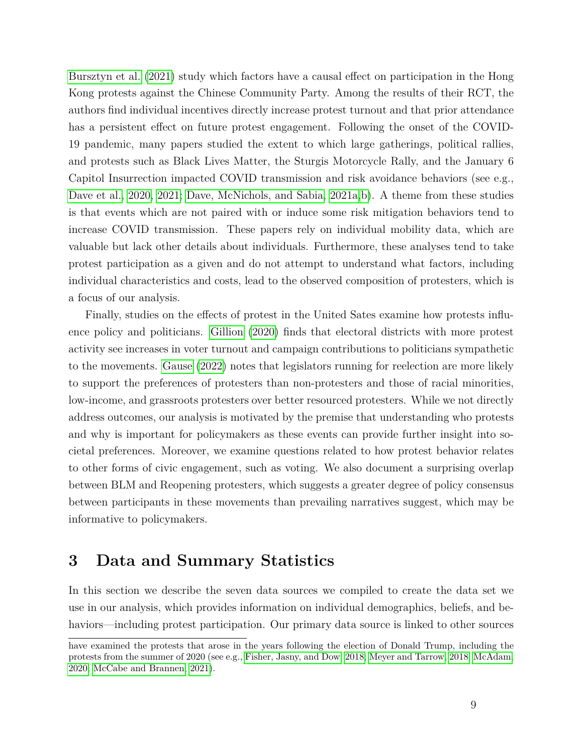Bursztyn et al. (2021) study which factors have a causal effect on participation in the Hong Kong protests against the Chinese Community Party. Among the results of their RCT, the authors find individual incentives directly increase protest turnout and that prior attendance has a persistent effect on future protest engagement. Following the onset of the COVID-19 pandemic, many papers studied the extent to which large gatherings, political rallies, and protests such as Black Lives Matter, the Sturgis Motorcycle Rally, and the January 6 Capitol Insurrection impacted COVID transmission and risk avoidance behaviors (see e.g., Dave et al., 2020, 2021; Dave, McNichols, and Sabia, 2021a,b). A theme from these studies is that events which are not paired with or induce some risk mitigation behaviors tend to increase COVID transmission. These papers rely on individual mobility data, which are valuable but lack other details about individuals. Furthermore, these analyses tend to take protest participation as a given and do not attempt to understand what factors, including individual characteristics and costs, lead to the observed composition of protesters, which is a focus of our analysis.

Finally, studies on the effects of protest in the United Sates examine how protests influence policy and politicians. Gillion (2020) finds that electoral districts with more protest activity see increases in voter turnout and campaign contributions to politicians sympathetic to the movements. Gause (2022) notes that legislators running for reelection are more likely to support the preferences of protesters than non-protesters and those of racial minorities, low-income, and grassroots protesters over better resourced protesters. While we not directly address outcomes, our analysis is motivated by the premise that understanding who protests and why is important for policymakers as these events can provide further insight into societal preferences. Moreover, we examine questions related to how protest behavior relates to other forms of civic engagement, such as voting. We also document a surprising overlap between BLM and Reopening protesters, which suggests a greater degree of policy consensus between participants in these movements than prevailing narratives suggest, which may be informative to policymakers.

# 3 Data and Summary Statistics

In this section we describe the seven data sources we compiled to create the data set we use in our analysis, which provides information on individual demographics, beliefs, and behaviors—including protest participation. Our primary data source is linked to other sources

have examined the protests that arose in the years following the election of Donald Trump, including the protests from the summer of 2020 (see e.g., Fisher, Jasny, and Dow, 2018; Meyer and Tarrow, 2018; McAdam, 2020; McCabe and Brannen, 2021).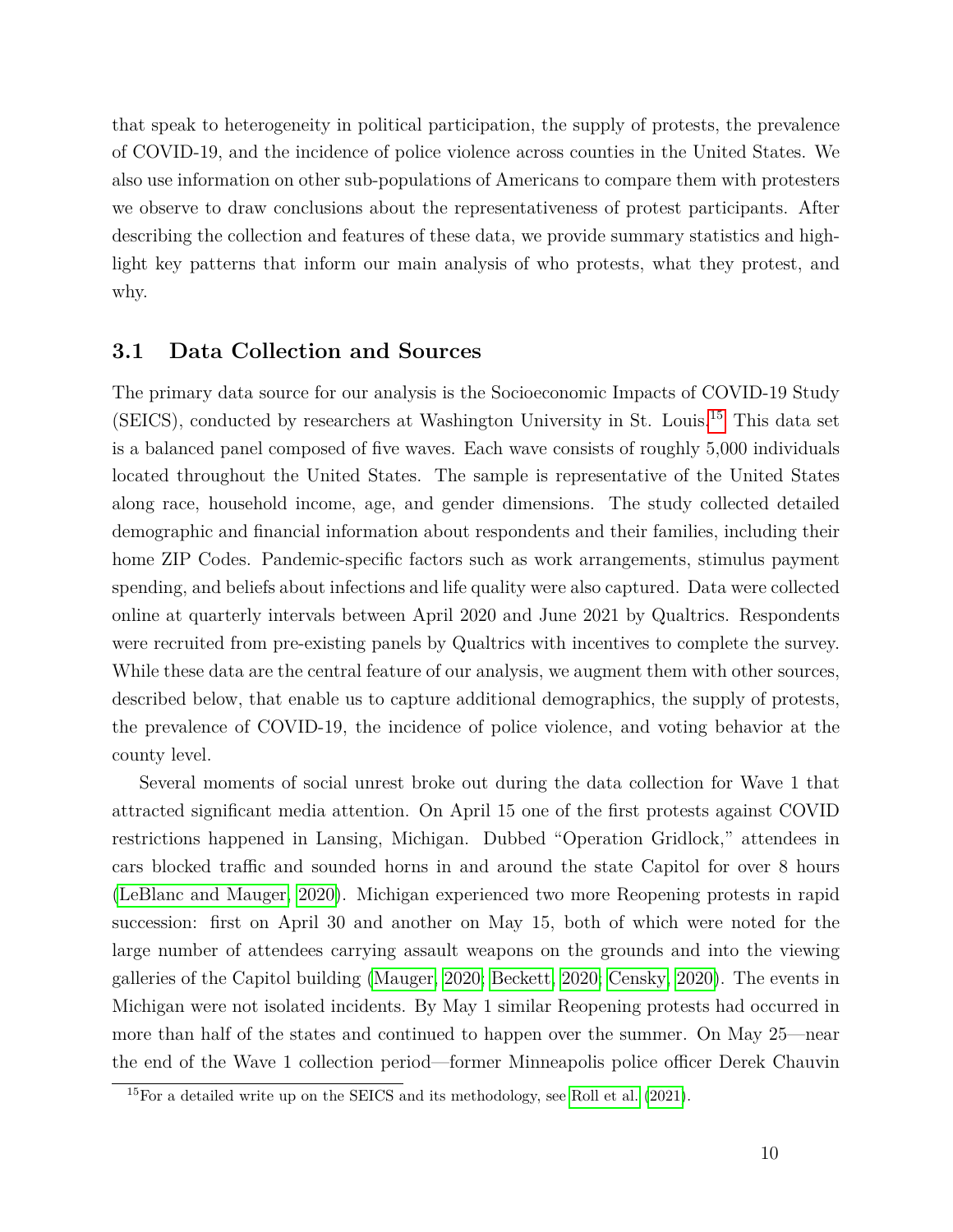that speak to heterogeneity in political participation, the supply of protests, the prevalence of COVID-19, and the incidence of police violence across counties in the United States. We also use information on other sub-populations of Americans to compare them with protesters we observe to draw conclusions about the representativeness of protest participants. After describing the collection and features of these data, we provide summary statistics and highlight key patterns that inform our main analysis of who protests, what they protest, and why.

### 3.1 Data Collection and Sources

The primary data source for our analysis is the Socioeconomic Impacts of COVID-19 Study (SEICS), conducted by researchers at Washington University in St. Louis.[15] This data set is a balanced panel composed of five waves. Each wave consists of roughly 5,000 individuals located throughout the United States. The sample is representative of the United States along race, household income, age, and gender dimensions. The study collected detailed demographic and financial information about respondents and their families, including their home ZIP Codes. Pandemic-specific factors such as work arrangements, stimulus payment spending, and beliefs about infections and life quality were also captured. Data were collected online at quarterly intervals between April 2020 and June 2021 by Qualtrics. Respondents were recruited from pre-existing panels by Qualtrics with incentives to complete the survey. While these data are the central feature of our analysis, we augment them with other sources, described below, that enable us to capture additional demographics, the supply of protests, the prevalence of COVID-19, the incidence of police violence, and voting behavior at the county level.

Several moments of social unrest broke out during the data collection for Wave 1 that attracted significant media attention. On April 15 one of the first protests against COVID restrictions happened in Lansing, Michigan. Dubbed "Operation Gridlock," attendees in cars blocked traffic and sounded horns in and around the state Capitol for over 8 hours (LeBlanc and Mauger, 2020). Michigan experienced two more Reopening protests in rapid succession: first on April 30 and another on May 15, both of which were noted for the large number of attendees carrying assault weapons on the grounds and into the viewing galleries of the Capitol building (Mauger, 2020; Beckett, 2020; Censky, 2020). The events in Michigan were not isolated incidents. By May 1 similar Reopening protests had occurred in more than half of the states and continued to happen over the summer. On May 25—near the end of the Wave 1 collection period—former Minneapolis police officer Derek Chauvin

[15] For a detailed write up on the SEICS and its methodology, see Roll et al. (2021).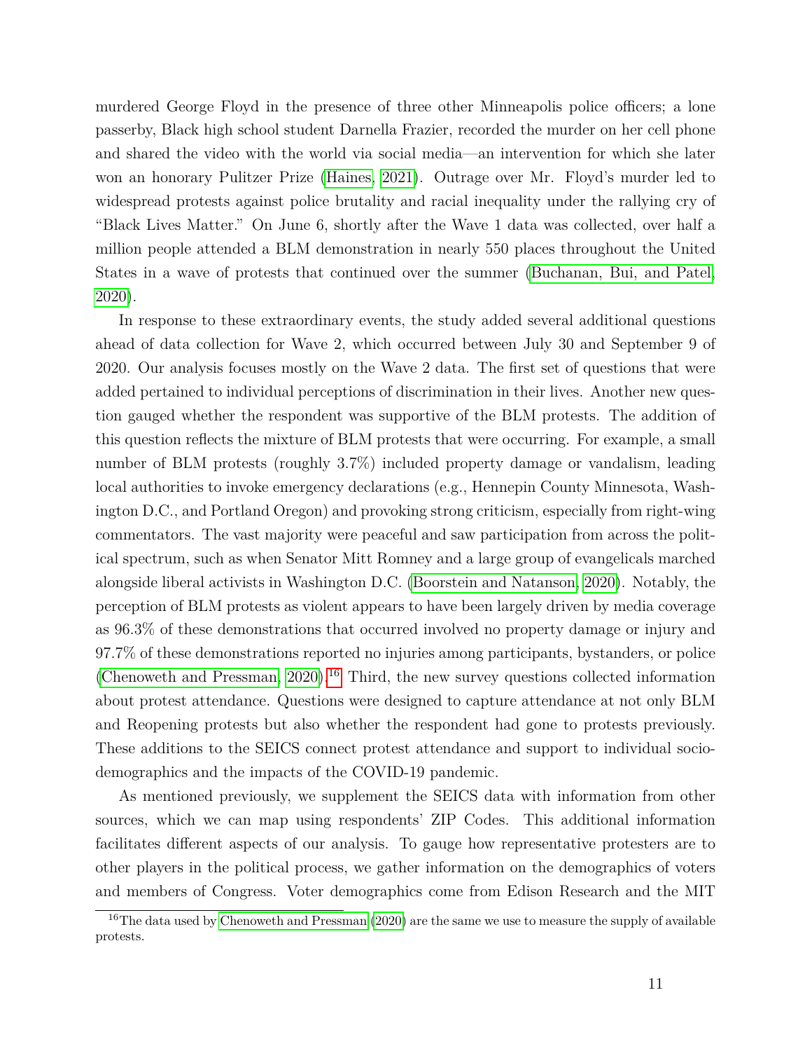murdered George Floyd in the presence of three other Minneapolis police officers; a lone passerby, Black high school student Darnella Frazier, recorded the murder on her cell phone and shared the video with the world via social media—an intervention for which she later won an honorary Pulitzer Prize (Haines, 2021). Outrage over Mr. Floyd's murder led to widespread protests against police brutality and racial inequality under the rallying cry of "Black Lives Matter." On June 6, shortly after the Wave 1 data was collected, over half a million people attended a BLM demonstration in nearly 550 places throughout the United States in a wave of protests that continued over the summer (Buchanan, Bui, and Patel, 2020).

In response to these extraordinary events, the study added several additional questions ahead of data collection for Wave 2, which occurred between July 30 and September 9 of 2020. Our analysis focuses mostly on the Wave 2 data. The first set of questions that were added pertained to individual perceptions of discrimination in their lives. Another new question gauged whether the respondent was supportive of the BLM protests. The addition of this question reflects the mixture of BLM protests that were occurring. For example, a small number of BLM protests (roughly 3.7%) included property damage or vandalism, leading local authorities to invoke emergency declarations (e.g., Hennepin County Minnesota, Washington D.C., and Portland Oregon) and provoking strong criticism, especially from right-wing commentators. The vast majority were peaceful and saw participation from across the political spectrum, such as when Senator Mitt Romney and a large group of evangelicals marched alongside liberal activists in Washington D.C. (Boorstein and Natanson, 2020). Notably, the perception of BLM protests as violent appears to have been largely driven by media coverage as 96.3% of these demonstrations that occurred involved no property damage or injury and 97.7% of these demonstrations reported no injuries among participants, bystanders, or police (Chenoweth and Pressman, 2020).[16] Third, the new survey questions collected information about protest attendance. Questions were designed to capture attendance at not only BLM and Reopening protests but also whether the respondent had gone to protests previously. These additions to the SEICS connect protest attendance and support to individual sociodemographics and the impacts of the COVID-19 pandemic.

As mentioned previously, we supplement the SEICS data with information from other sources, which we can map using respondents' ZIP Codes. This additional information facilitates different aspects of our analysis. To gauge how representative protesters are to other players in the political process, we gather information on the demographics of voters and members of Congress. Voter demographics come from Edison Research and the MIT

[16] The data used by Chenoweth and Pressman (2020) are the same we use to measure the supply of available protests.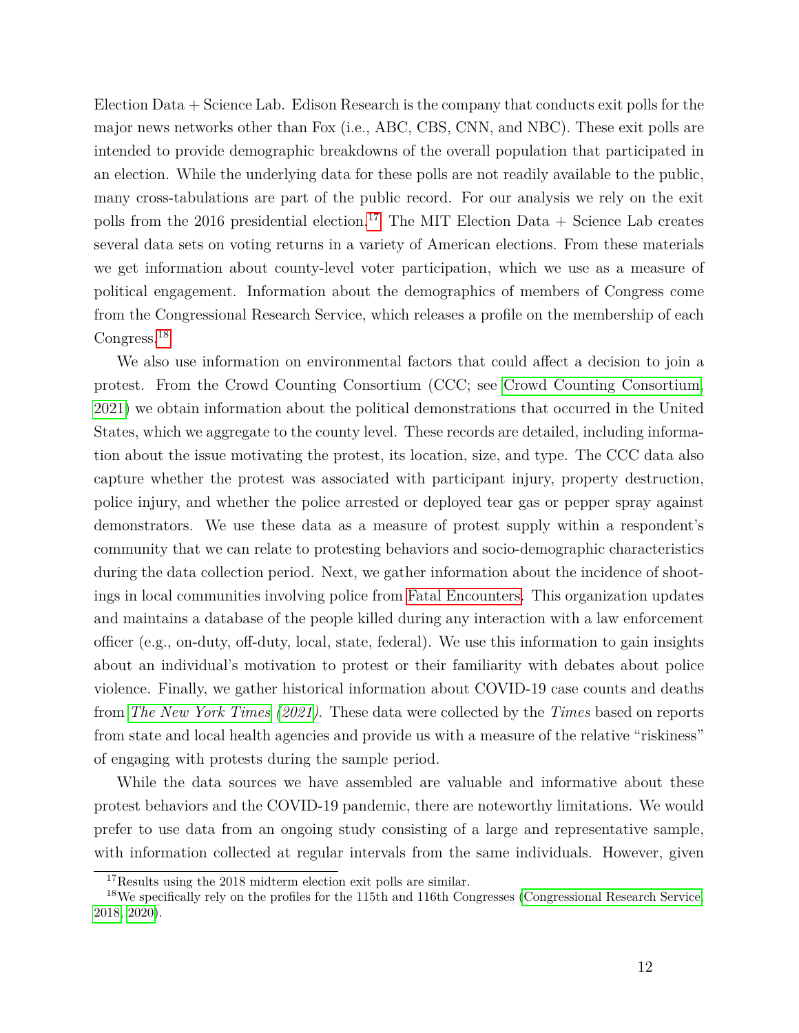Election Data + Science Lab. Edison Research is the company that conducts exit polls for the major news networks other than Fox (i.e., ABC, CBS, CNN, and NBC). These exit polls are intended to provide demographic breakdowns of the overall population that participated in an election. While the underlying data for these polls are not readily available to the public, many cross-tabulations are part of the public record. For our analysis we rely on the exit polls from the 2016 presidential election.[17] The MIT Election Data + Science Lab creates several data sets on voting returns in a variety of American elections. From these materials we get information about county-level voter participation, which we use as a measure of political engagement. Information about the demographics of members of Congress come from the Congressional Research Service, which releases a profile on the membership of each Congress.[18]

We also use information on environmental factors that could affect a decision to join a protest. From the Crowd Counting Consortium (CCC; see Crowd Counting Consortium, 2021) we obtain information about the political demonstrations that occurred in the United States, which we aggregate to the county level. These records are detailed, including information about the issue motivating the protest, its location, size, and type. The CCC data also capture whether the protest was associated with participant injury, property destruction, police injury, and whether the police arrested or deployed tear gas or pepper spray against demonstrators. We use these data as a measure of protest supply within a respondent's community that we can relate to protesting behaviors and socio-demographic characteristics during the data collection period. Next, we gather information about the incidence of shootings in local communities involving police from Fatal Encounters. This organization updates and maintains a database of the people killed during any interaction with a law enforcement officer (e.g., on-duty, off-duty, local, state, federal). We use this information to gain insights about an individual's motivation to protest or their familiarity with debates about police violence. Finally, we gather historical information about COVID-19 case counts and deaths from *The New York Times* (*2021*). These data were collected by the *Times* based on reports from state and local health agencies and provide us with a measure of the relative "riskiness" of engaging with protests during the sample period.

While the data sources we have assembled are valuable and informative about these protest behaviors and the COVID-19 pandemic, there are noteworthy limitations. We would prefer to use data from an ongoing study consisting of a large and representative sample, with information collected at regular intervals from the same individuals. However, given

[17] Results using the 2018 midterm election exit polls are similar.

[18] We specifically rely on the profiles for the 115th and 116th Congresses (Congressional Research Service, 2018, 2020).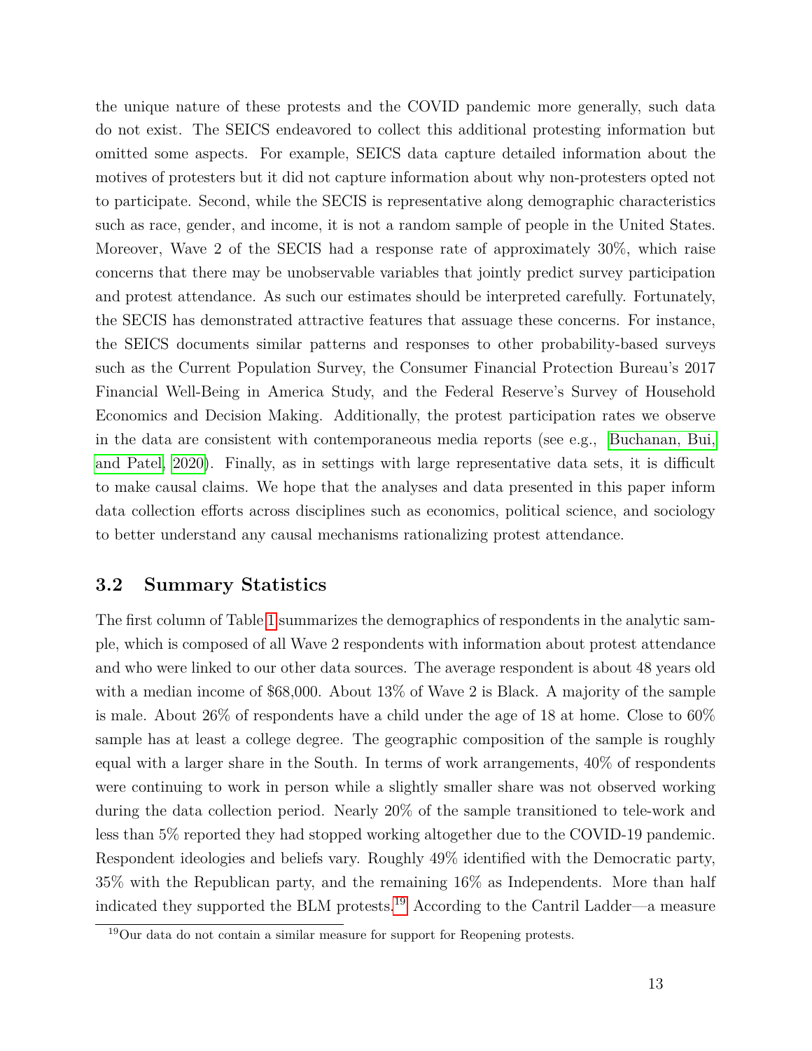the unique nature of these protests and the COVID pandemic more generally, such data do not exist. The SEICS endeavored to collect this additional protesting information but omitted some aspects. For example, SEICS data capture detailed information about the motives of protesters but it did not capture information about why non-protesters opted not to participate. Second, while the SECIS is representative along demographic characteristics such as race, gender, and income, it is not a random sample of people in the United States. Moreover, Wave 2 of the SECIS had a response rate of approximately 30%, which raise concerns that there may be unobservable variables that jointly predict survey participation and protest attendance. As such our estimates should be interpreted carefully. Fortunately, the SECIS has demonstrated attractive features that assuage these concerns. For instance, the SEICS documents similar patterns and responses to other probability-based surveys such as the Current Population Survey, the Consumer Financial Protection Bureau's 2017 Financial Well-Being in America Study, and the Federal Reserve's Survey of Household Economics and Decision Making. Additionally, the protest participation rates we observe in the data are consistent with contemporaneous media reports (see e.g., Buchanan, Bui, and Patel, 2020). Finally, as in settings with large representative data sets, it is difficult to make causal claims. We hope that the analyses and data presented in this paper inform data collection efforts across disciplines such as economics, political science, and sociology to better understand any causal mechanisms rationalizing protest attendance.

## 3.2 Summary Statistics

The first column of Table 1 summarizes the demographics of respondents in the analytic sample, which is composed of all Wave 2 respondents with information about protest attendance and who were linked to our other data sources. The average respondent is about 48 years old with a median income of $68,000. About 13% of Wave 2 is Black. A majority of the sample is male. About 26% of respondents have a child under the age of 18 at home. Close to 60% sample has at least a college degree. The geographic composition of the sample is roughly equal with a larger share in the South. In terms of work arrangements, 40% of respondents were continuing to work in person while a slightly smaller share was not observed working during the data collection period. Nearly 20% of the sample transitioned to tele-work and less than 5% reported they had stopped working altogether due to the COVID-19 pandemic. Respondent ideologies and beliefs vary. Roughly 49% identified with the Democratic party, 35% with the Republican party, and the remaining 16% as Independents. More than half indicated they supported the BLM protests.[19] According to the Cantril Ladder—a measure

[19] Our data do not contain a similar measure for support for Reopening protests.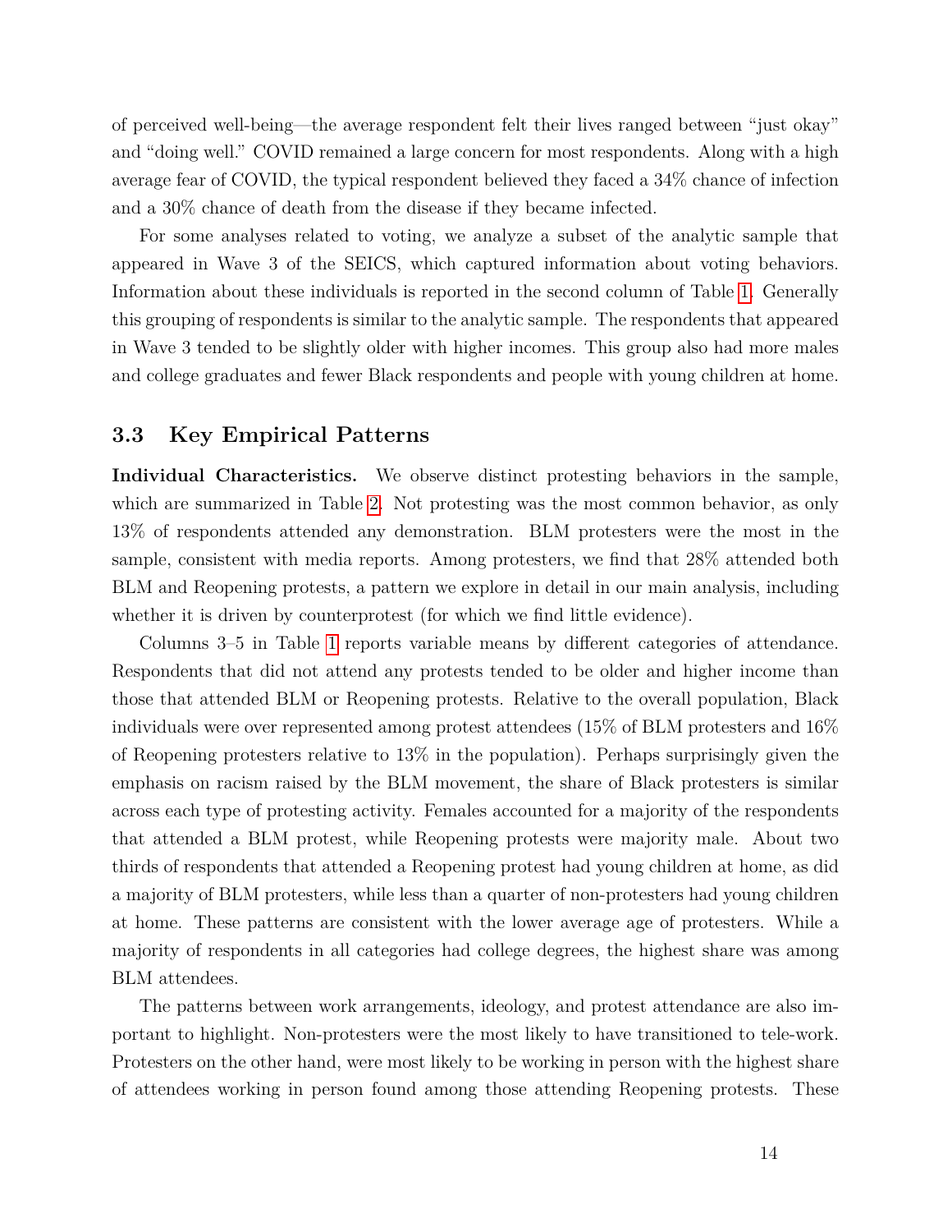of perceived well-being—the average respondent felt their lives ranged between "just okay" and "doing well." COVID remained a large concern for most respondents. Along with a high average fear of COVID, the typical respondent believed they faced a 34% chance of infection and a 30% chance of death from the disease if they became infected.

For some analyses related to voting, we analyze a subset of the analytic sample that appeared in Wave 3 of the SEICS, which captured information about voting behaviors. Information about these individuals is reported in the second column of Table 1. Generally this grouping of respondents is similar to the analytic sample. The respondents that appeared in Wave 3 tended to be slightly older with higher incomes. This group also had more males and college graduates and fewer Black respondents and people with young children at home.

### 3.3 Key Empirical Patterns

**Individual Characteristics.** We observe distinct protesting behaviors in the sample, which are summarized in Table 2. Not protesting was the most common behavior, as only 13% of respondents attended any demonstration. BLM protesters were the most in the sample, consistent with media reports. Among protesters, we find that 28% attended both BLM and Reopening protests, a pattern we explore in detail in our main analysis, including whether it is driven by counterprotest (for which we find little evidence).

Columns 3–5 in Table 1 reports variable means by different categories of attendance. Respondents that did not attend any protests tended to be older and higher income than those that attended BLM or Reopening protests. Relative to the overall population, Black individuals were over represented among protest attendees (15% of BLM protesters and 16% of Reopening protesters relative to 13% in the population). Perhaps surprisingly given the emphasis on racism raised by the BLM movement, the share of Black protesters is similar across each type of protesting activity. Females accounted for a majority of the respondents that attended a BLM protest, while Reopening protests were majority male. About two thirds of respondents that attended a Reopening protest had young children at home, as did a majority of BLM protesters, while less than a quarter of non-protesters had young children at home. These patterns are consistent with the lower average age of protesters. While a majority of respondents in all categories had college degrees, the highest share was among BLM attendees.

The patterns between work arrangements, ideology, and protest attendance are also important to highlight. Non-protesters were the most likely to have transitioned to tele-work. Protesters on the other hand, were most likely to be working in person with the highest share of attendees working in person found among those attending Reopening protests. These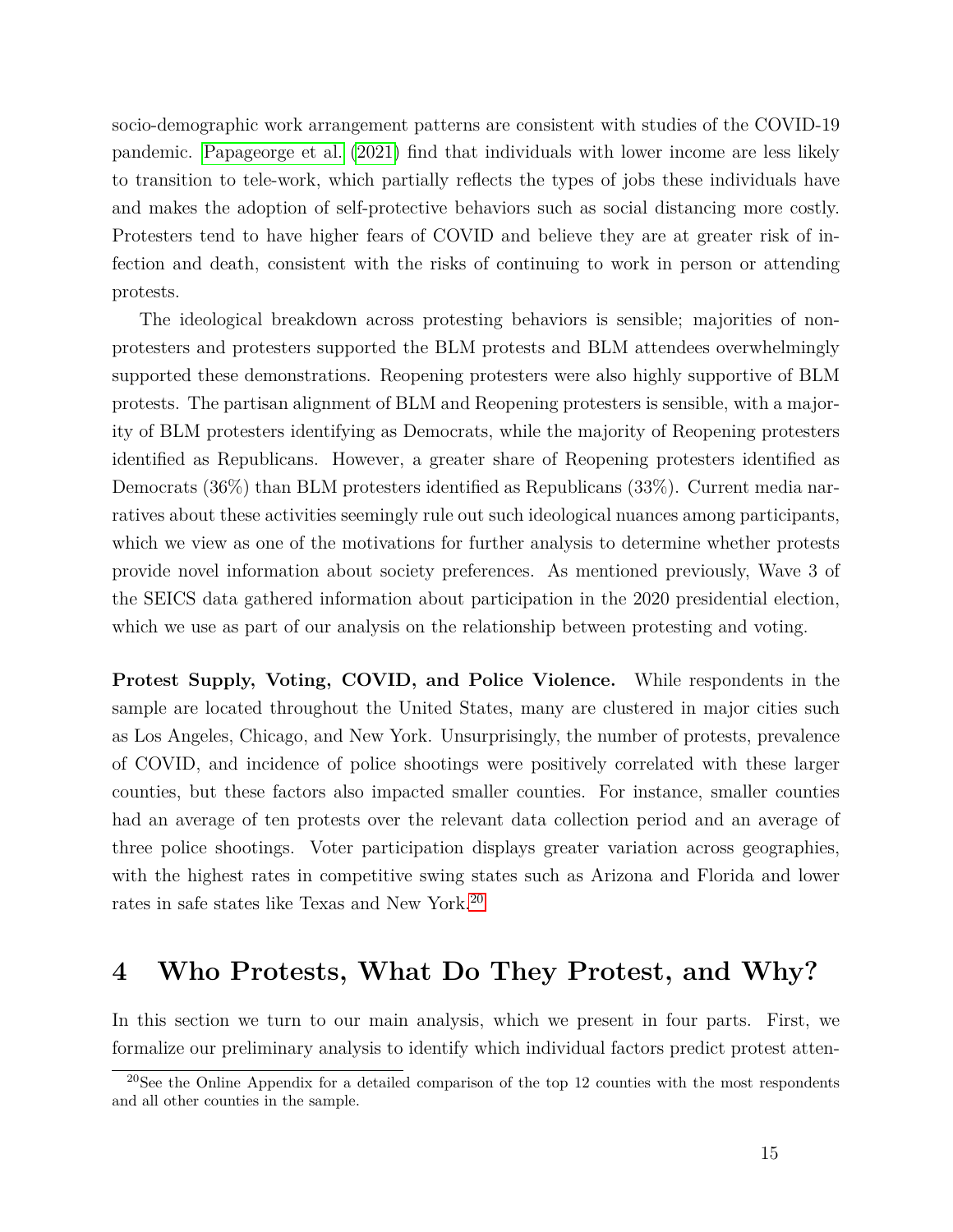socio-demographic work arrangement patterns are consistent with studies of the COVID-19 pandemic. Papageorge et al. (2021) find that individuals with lower income are less likely to transition to tele-work, which partially reflects the types of jobs these individuals have and makes the adoption of self-protective behaviors such as social distancing more costly. Protesters tend to have higher fears of COVID and believe they are at greater risk of infection and death, consistent with the risks of continuing to work in person or attending protests.

The ideological breakdown across protesting behaviors is sensible; majorities of non-protesters and protesters supported the BLM protests and BLM attendees overwhelmingly supported these demonstrations. Reopening protesters were also highly supportive of BLM protests. The partisan alignment of BLM and Reopening protesters is sensible, with a majority of BLM protesters identifying as Democrats, while the majority of Reopening protesters identified as Republicans. However, a greater share of Reopening protesters identified as Democrats (36%) than BLM protesters identified as Republicans (33%). Current media narratives about these activities seemingly rule out such ideological nuances among participants, which we view as one of the motivations for further analysis to determine whether protests provide novel information about society preferences. As mentioned previously, Wave 3 of the SEICS data gathered information about participation in the 2020 presidential election, which we use as part of our analysis on the relationship between protesting and voting.

**Protest Supply, Voting, COVID, and Police Violence.** While respondents in the sample are located throughout the United States, many are clustered in major cities such as Los Angeles, Chicago, and New York. Unsurprisingly, the number of protests, prevalence of COVID, and incidence of police shootings were positively correlated with these larger counties, but these factors also impacted smaller counties. For instance, smaller counties had an average of ten protests over the relevant data collection period and an average of three police shootings. Voter participation displays greater variation across geographies, with the highest rates in competitive swing states such as Arizona and Florida and lower rates in safe states like Texas and New York.[20]

# 4 Who Protests, What Do They Protest, and Why?

In this section we turn to our main analysis, which we present in four parts. First, we formalize our preliminary analysis to identify which individual factors predict protest atten-

[20]See the Online Appendix for a detailed comparison of the top 12 counties with the most respondents and all other counties in the sample.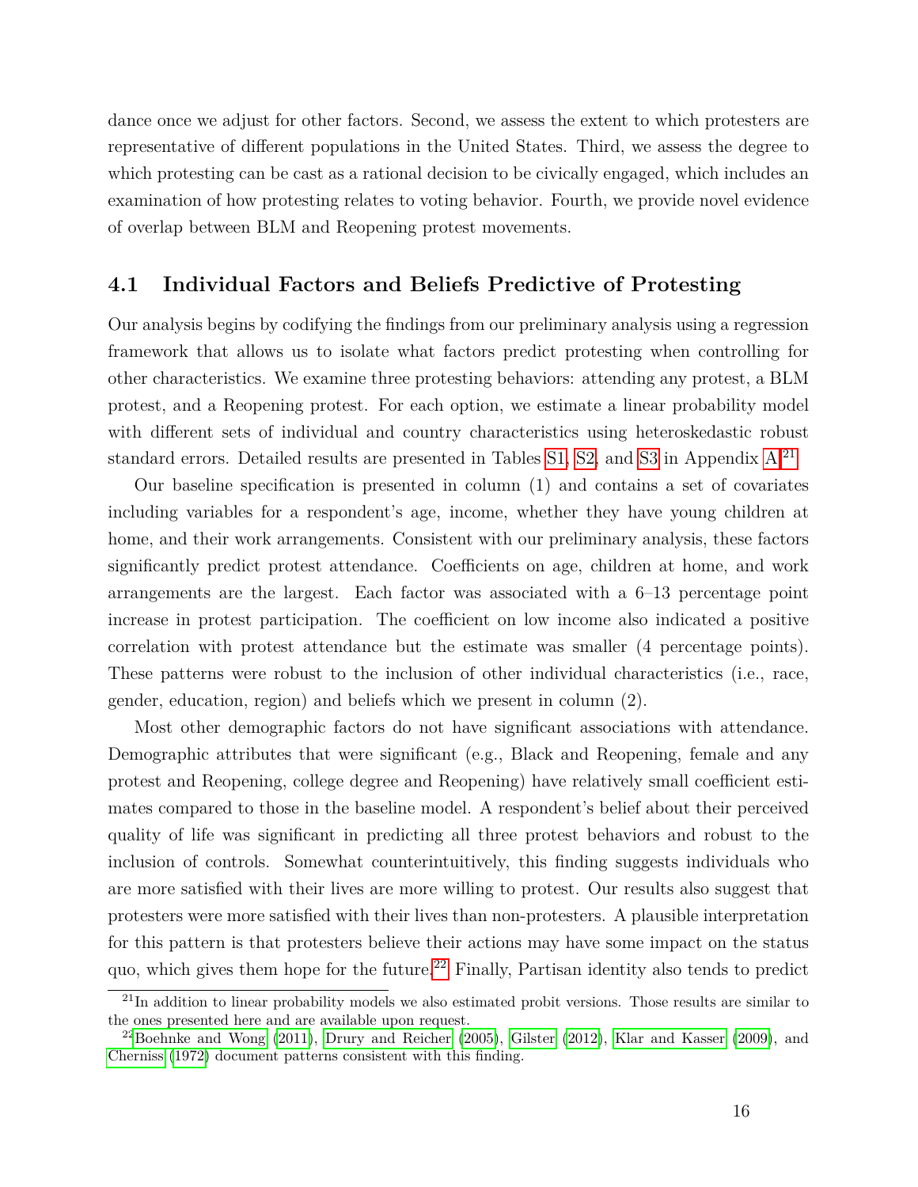dance once we adjust for other factors. Second, we assess the extent to which protesters are representative of different populations in the United States. Third, we assess the degree to which protesting can be cast as a rational decision to be civically engaged, which includes an examination of how protesting relates to voting behavior. Fourth, we provide novel evidence of overlap between BLM and Reopening protest movements.

## 4.1 Individual Factors and Beliefs Predictive of Protesting

Our analysis begins by codifying the findings from our preliminary analysis using a regression framework that allows us to isolate what factors predict protesting when controlling for other characteristics. We examine three protesting behaviors: attending any protest, a BLM protest, and a Reopening protest. For each option, we estimate a linear probability model with different sets of individual and country characteristics using heteroskedastic robust standard errors. Detailed results are presented in Tables S1, S2, and S3 in Appendix A.[21]

Our baseline specification is presented in column (1) and contains a set of covariates including variables for a respondent's age, income, whether they have young children at home, and their work arrangements. Consistent with our preliminary analysis, these factors significantly predict protest attendance. Coefficients on age, children at home, and work arrangements are the largest. Each factor was associated with a 6–13 percentage point increase in protest participation. The coefficient on low income also indicated a positive correlation with protest attendance but the estimate was smaller (4 percentage points). These patterns were robust to the inclusion of other individual characteristics (i.e., race, gender, education, region) and beliefs which we present in column (2).

Most other demographic factors do not have significant associations with attendance. Demographic attributes that were significant (e.g., Black and Reopening, female and any protest and Reopening, college degree and Reopening) have relatively small coefficient estimates compared to those in the baseline model. A respondent's belief about their perceived quality of life was significant in predicting all three protest behaviors and robust to the inclusion of controls. Somewhat counterintuitively, this finding suggests individuals who are more satisfied with their lives are more willing to protest. Our results also suggest that protesters were more satisfied with their lives than non-protesters. A plausible interpretation for this pattern is that protesters believe their actions may have some impact on the status quo, which gives them hope for the future.[22] Finally, Partisan identity also tends to predict

[21] In addition to linear probability models we also estimated probit versions. Those results are similar to the ones presented here and are available upon request.

[22] Boehnke and Wong (2011), Drury and Reicher (2005), Gilster (2012), Klar and Kasser (2009), and Cherniss (1972) document patterns consistent with this finding.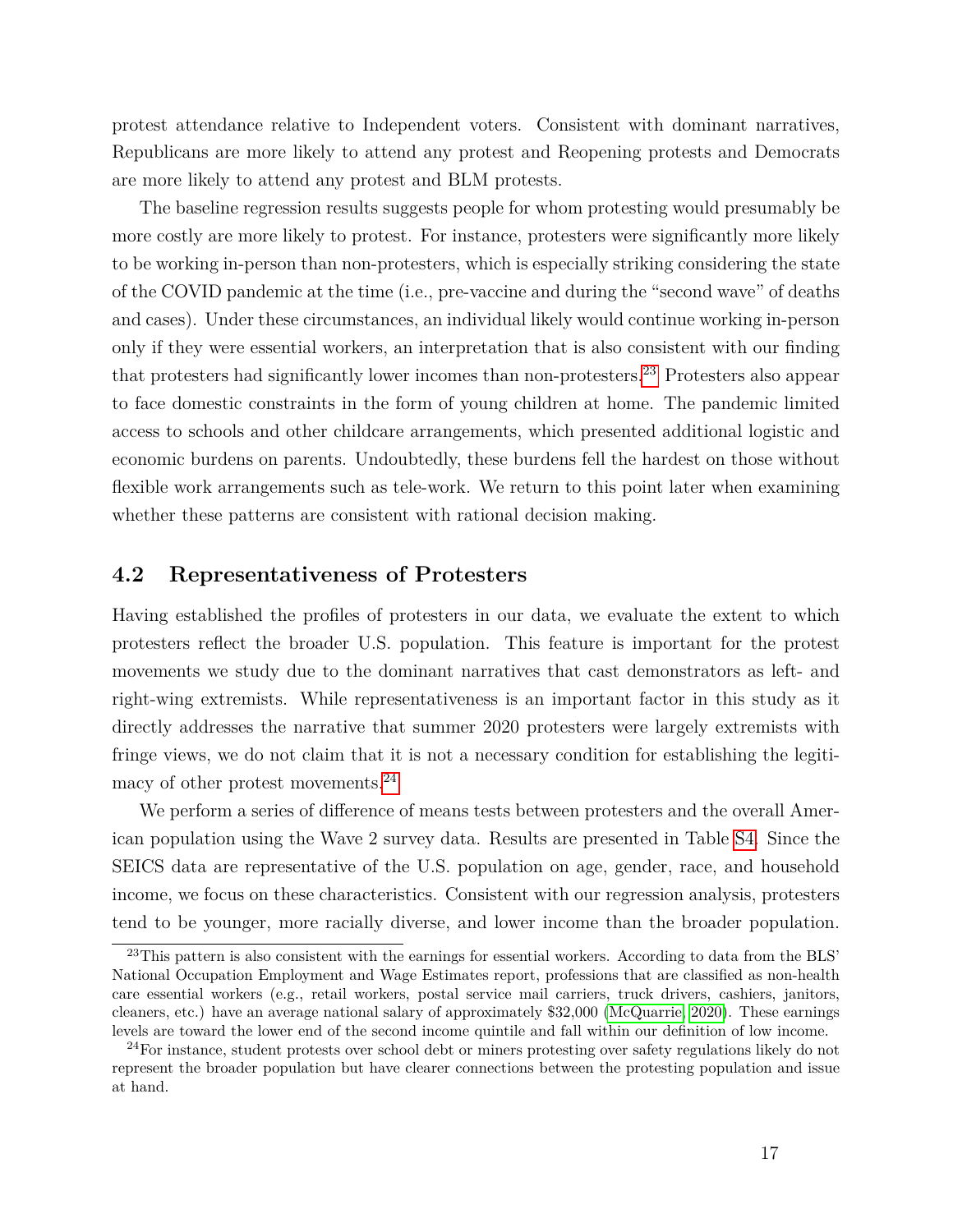protest attendance relative to Independent voters. Consistent with dominant narratives, Republicans are more likely to attend any protest and Reopening protests and Democrats are more likely to attend any protest and BLM protests.

The baseline regression results suggests people for whom protesting would presumably be more costly are more likely to protest. For instance, protesters were significantly more likely to be working in-person than non-protesters, which is especially striking considering the state of the COVID pandemic at the time (i.e., pre-vaccine and during the "second wave" of deaths and cases). Under these circumstances, an individual likely would continue working in-person only if they were essential workers, an interpretation that is also consistent with our finding that protesters had significantly lower incomes than non-protesters.[23] Protesters also appear to face domestic constraints in the form of young children at home. The pandemic limited access to schools and other childcare arrangements, which presented additional logistic and economic burdens on parents. Undoubtedly, these burdens fell the hardest on those without flexible work arrangements such as tele-work. We return to this point later when examining whether these patterns are consistent with rational decision making.

## 4.2 Representativeness of Protesters

Having established the profiles of protesters in our data, we evaluate the extent to which protesters reflect the broader U.S. population. This feature is important for the protest movements we study due to the dominant narratives that cast demonstrators as left- and right-wing extremists. While representativeness is an important factor in this study as it directly addresses the narrative that summer 2020 protesters were largely extremists with fringe views, we do not claim that it is not a necessary condition for establishing the legitimacy of other protest movements.[24]

We perform a series of difference of means tests between protesters and the overall American population using the Wave 2 survey data. Results are presented in Table S4. Since the SEICS data are representative of the U.S. population on age, gender, race, and household income, we focus on these characteristics. Consistent with our regression analysis, protesters tend to be younger, more racially diverse, and lower income than the broader population.

[23] This pattern is also consistent with the earnings for essential workers. According to data from the BLS' National Occupation Employment and Wage Estimates report, professions that are classified as non-health care essential workers (e.g., retail workers, postal service mail carriers, truck drivers, cashiers, janitors, cleaners, etc.) have an average national salary of approximately $32,000 (McQuarrie, 2020). These earnings levels are toward the lower end of the second income quintile and fall within our definition of low income.

[24] For instance, student protests over school debt or miners protesting over safety regulations likely do not represent the broader population but have clearer connections between the protesting population and issue at hand.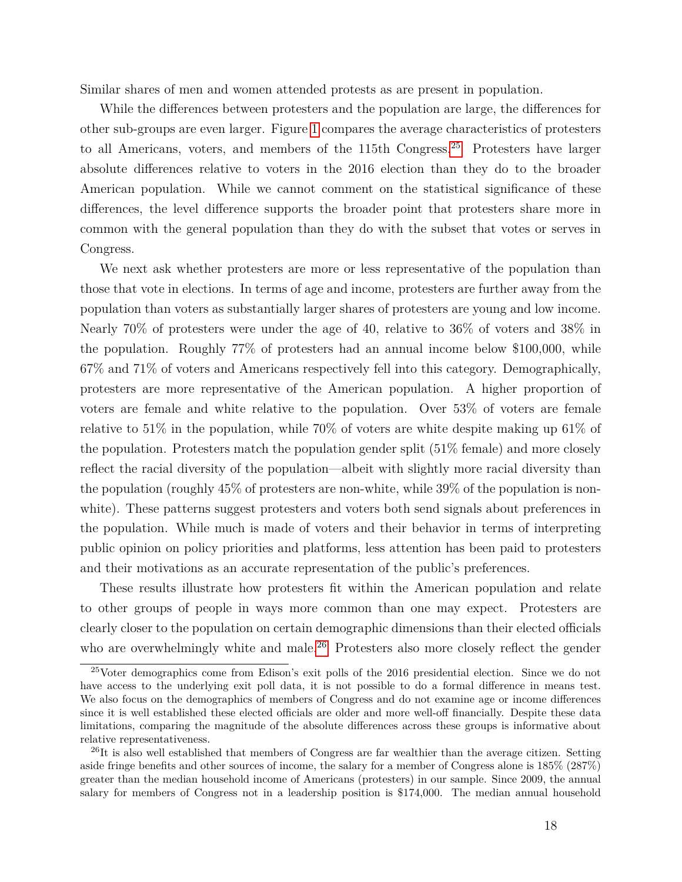Similar shares of men and women attended protests as are present in population.

While the differences between protesters and the population are large, the differences for other sub-groups are even larger. Figure 1 compares the average characteristics of protesters to all Americans, voters, and members of the 115th Congress.[25] Protesters have larger absolute differences relative to voters in the 2016 election than they do to the broader American population. While we cannot comment on the statistical significance of these differences, the level difference supports the broader point that protesters share more in common with the general population than they do with the subset that votes or serves in Congress.

We next ask whether protesters are more or less representative of the population than those that vote in elections. In terms of age and income, protesters are further away from the population than voters as substantially larger shares of protesters are young and low income. Nearly 70% of protesters were under the age of 40, relative to 36% of voters and 38% in the population. Roughly 77% of protesters had an annual income below $100,000, while 67% and 71% of voters and Americans respectively fell into this category. Demographically, protesters are more representative of the American population. A higher proportion of voters are female and white relative to the population. Over 53% of voters are female relative to 51% in the population, while 70% of voters are white despite making up 61% of the population. Protesters match the population gender split (51% female) and more closely reflect the racial diversity of the population—albeit with slightly more racial diversity than the population (roughly 45% of protesters are non-white, while 39% of the population is non-white). These patterns suggest protesters and voters both send signals about preferences in the population. While much is made of voters and their behavior in terms of interpreting public opinion on policy priorities and platforms, less attention has been paid to protesters and their motivations as an accurate representation of the public's preferences.

These results illustrate how protesters fit within the American population and relate to other groups of people in ways more common than one may expect. Protesters are clearly closer to the population on certain demographic dimensions than their elected officials who are overwhelmingly white and male.[26] Protesters also more closely reflect the gender

[25] Voter demographics come from Edison's exit polls of the 2016 presidential election. Since we do not have access to the underlying exit poll data, it is not possible to do a formal difference in means test. We also focus on the demographics of members of Congress and do not examine age or income differences since it is well established these elected officials are older and more well-off financially. Despite these data limitations, comparing the magnitude of the absolute differences across these groups is informative about relative representativeness.

[26] It is also well established that members of Congress are far wealthier than the average citizen. Setting aside fringe benefits and other sources of income, the salary for a member of Congress alone is 185% (287%) greater than the median household income of Americans (protesters) in our sample. Since 2009, the annual salary for members of Congress not in a leadership position is $174,000. The median annual household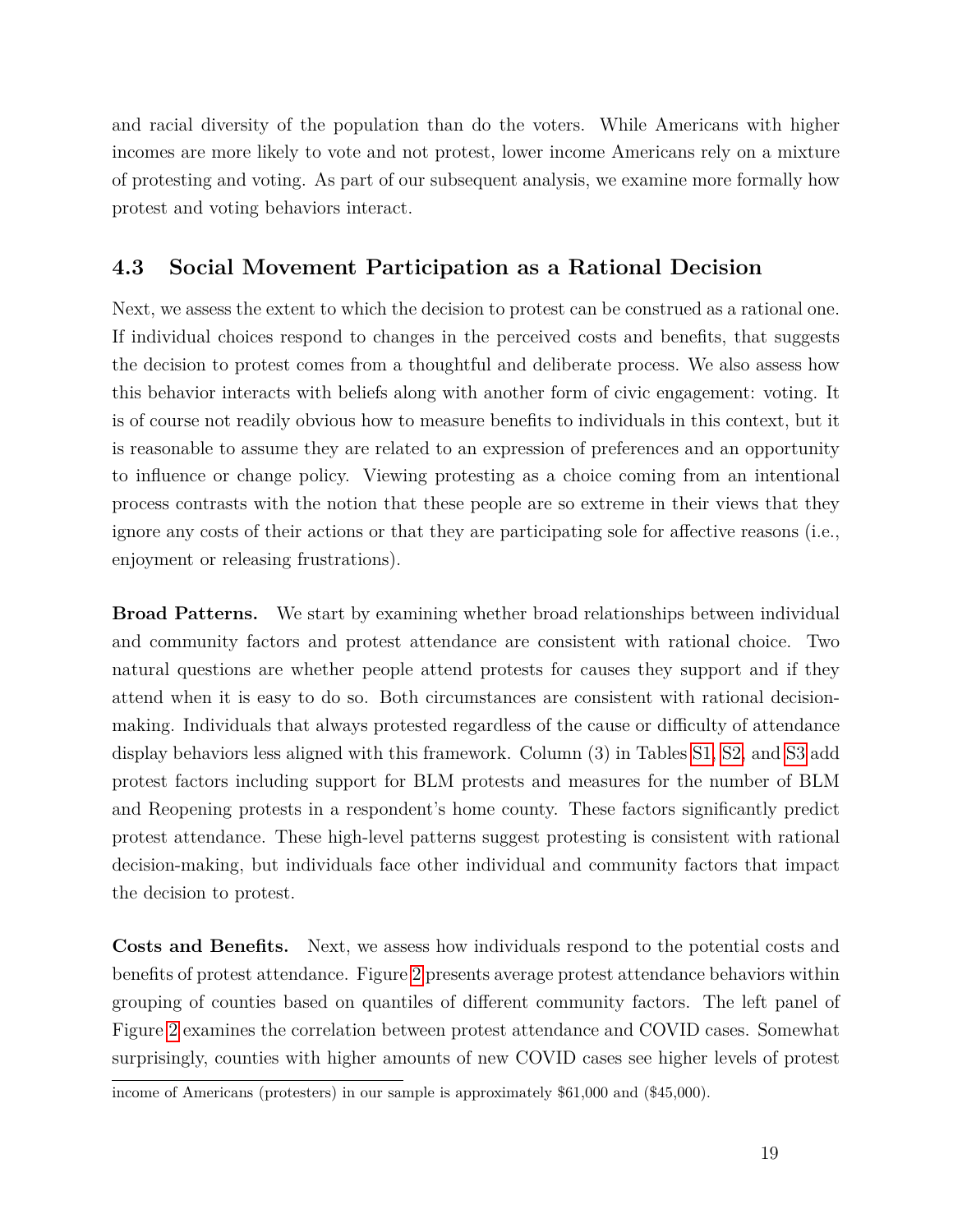and racial diversity of the population than do the voters. While Americans with higher incomes are more likely to vote and not protest, lower income Americans rely on a mixture of protesting and voting. As part of our subsequent analysis, we examine more formally how protest and voting behaviors interact.

### 4.3 Social Movement Participation as a Rational Decision

Next, we assess the extent to which the decision to protest can be construed as a rational one. If individual choices respond to changes in the perceived costs and benefits, that suggests the decision to protest comes from a thoughtful and deliberate process. We also assess how this behavior interacts with beliefs along with another form of civic engagement: voting. It is of course not readily obvious how to measure benefits to individuals in this context, but it is reasonable to assume they are related to an expression of preferences and an opportunity to influence or change policy. Viewing protesting as a choice coming from an intentional process contrasts with the notion that these people are so extreme in their views that they ignore any costs of their actions or that they are participating sole for affective reasons (i.e., enjoyment or releasing frustrations).

**Broad Patterns.** We start by examining whether broad relationships between individual and community factors and protest attendance are consistent with rational choice. Two natural questions are whether people attend protests for causes they support and if they attend when it is easy to do so. Both circumstances are consistent with rational decision-making. Individuals that always protested regardless of the cause or difficulty of attendance display behaviors less aligned with this framework. Column (3) in Tables S1, S2, and S3 add protest factors including support for BLM protests and measures for the number of BLM and Reopening protests in a respondent's home county. These factors significantly predict protest attendance. These high-level patterns suggest protesting is consistent with rational decision-making, but individuals face other individual and community factors that impact the decision to protest.

**Costs and Benefits.** Next, we assess how individuals respond to the potential costs and benefits of protest attendance. Figure 2 presents average protest attendance behaviors within grouping of counties based on quantiles of different community factors. The left panel of Figure 2 examines the correlation between protest attendance and COVID cases. Somewhat surprisingly, counties with higher amounts of new COVID cases see higher levels of protest

income of Americans (protesters) in our sample is approximately \$61,000 and (\$45,000).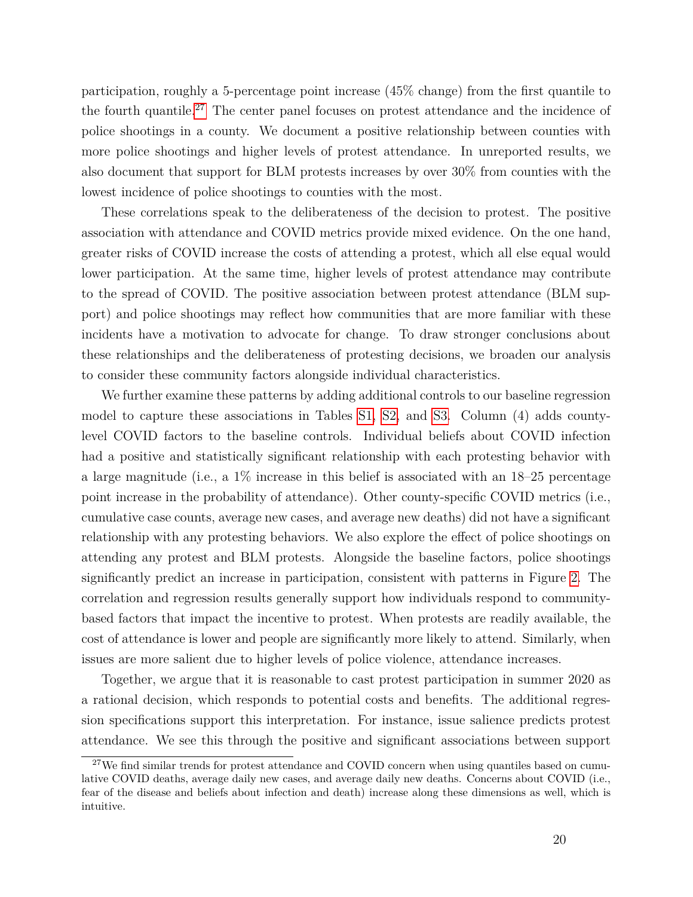participation, roughly a 5-percentage point increase (45% change) from the first quantile to the fourth quantile.[27] The center panel focuses on protest attendance and the incidence of police shootings in a county. We document a positive relationship between counties with more police shootings and higher levels of protest attendance. In unreported results, we also document that support for BLM protests increases by over 30% from counties with the lowest incidence of police shootings to counties with the most.

These correlations speak to the deliberateness of the decision to protest. The positive association with attendance and COVID metrics provide mixed evidence. On the one hand, greater risks of COVID increase the costs of attending a protest, which all else equal would lower participation. At the same time, higher levels of protest attendance may contribute to the spread of COVID. The positive association between protest attendance (BLM support) and police shootings may reflect how communities that are more familiar with these incidents have a motivation to advocate for change. To draw stronger conclusions about these relationships and the deliberateness of protesting decisions, we broaden our analysis to consider these community factors alongside individual characteristics.

We further examine these patterns by adding additional controls to our baseline regression model to capture these associations in Tables S1, S2, and S3. Column (4) adds county-level COVID factors to the baseline controls. Individual beliefs about COVID infection had a positive and statistically significant relationship with each protesting behavior with a large magnitude (i.e., a 1% increase in this belief is associated with an 18–25 percentage point increase in the probability of attendance). Other county-specific COVID metrics (i.e., cumulative case counts, average new cases, and average new deaths) did not have a significant relationship with any protesting behaviors. We also explore the effect of police shootings on attending any protest and BLM protests. Alongside the baseline factors, police shootings significantly predict an increase in participation, consistent with patterns in Figure 2. The correlation and regression results generally support how individuals respond to community-based factors that impact the incentive to protest. When protests are readily available, the cost of attendance is lower and people are significantly more likely to attend. Similarly, when issues are more salient due to higher levels of police violence, attendance increases.

Together, we argue that it is reasonable to cast protest participation in summer 2020 as a rational decision, which responds to potential costs and benefits. The additional regression specifications support this interpretation. For instance, issue salience predicts protest attendance. We see this through the positive and significant associations between support

[27] We find similar trends for protest attendance and COVID concern when using quantiles based on cumulative COVID deaths, average daily new cases, and average daily new deaths. Concerns about COVID (i.e., fear of the disease and beliefs about infection and death) increase along these dimensions as well, which is intuitive.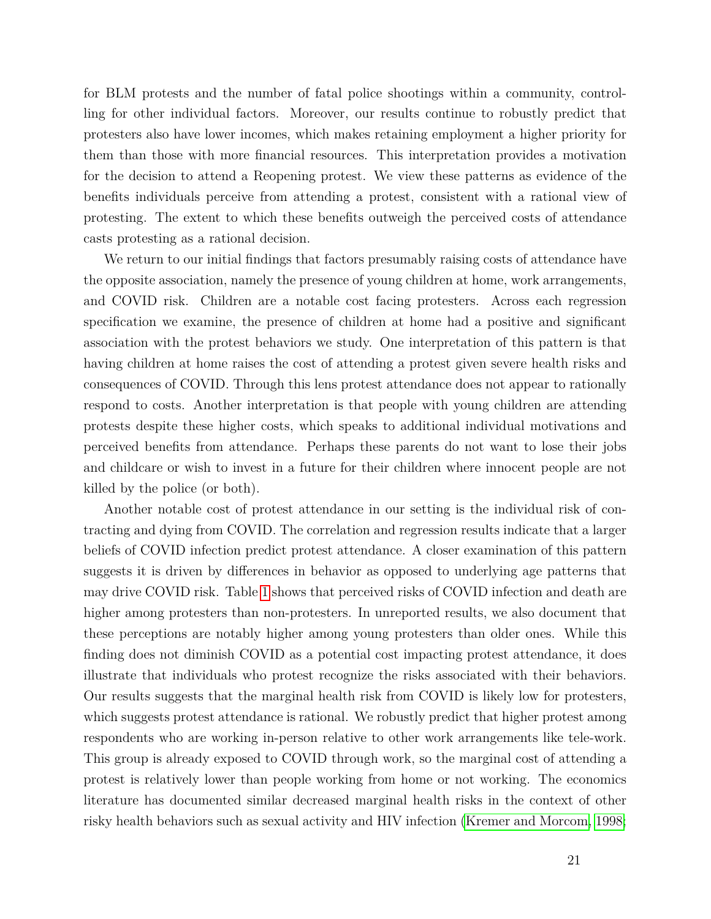for BLM protests and the number of fatal police shootings within a community, controlling for other individual factors. Moreover, our results continue to robustly predict that protesters also have lower incomes, which makes retaining employment a higher priority for them than those with more financial resources. This interpretation provides a motivation for the decision to attend a Reopening protest. We view these patterns as evidence of the benefits individuals perceive from attending a protest, consistent with a rational view of protesting. The extent to which these benefits outweigh the perceived costs of attendance casts protesting as a rational decision.

We return to our initial findings that factors presumably raising costs of attendance have the opposite association, namely the presence of young children at home, work arrangements, and COVID risk. Children are a notable cost facing protesters. Across each regression specification we examine, the presence of children at home had a positive and significant association with the protest behaviors we study. One interpretation of this pattern is that having children at home raises the cost of attending a protest given severe health risks and consequences of COVID. Through this lens protest attendance does not appear to rationally respond to costs. Another interpretation is that people with young children are attending protests despite these higher costs, which speaks to additional individual motivations and perceived benefits from attendance. Perhaps these parents do not want to lose their jobs and childcare or wish to invest in a future for their children where innocent people are not killed by the police (or both).

Another notable cost of protest attendance in our setting is the individual risk of contracting and dying from COVID. The correlation and regression results indicate that a larger beliefs of COVID infection predict protest attendance. A closer examination of this pattern suggests it is driven by differences in behavior as opposed to underlying age patterns that may drive COVID risk. Table 1 shows that perceived risks of COVID infection and death are higher among protesters than non-protesters. In unreported results, we also document that these perceptions are notably higher among young protesters than older ones. While this finding does not diminish COVID as a potential cost impacting protest attendance, it does illustrate that individuals who protest recognize the risks associated with their behaviors. Our results suggests that the marginal health risk from COVID is likely low for protesters, which suggests protest attendance is rational. We robustly predict that higher protest among respondents who are working in-person relative to other work arrangements like tele-work. This group is already exposed to COVID through work, so the marginal cost of attending a protest is relatively lower than people working from home or not working. The economics literature has documented similar decreased marginal health risks in the context of other risky health behaviors such as sexual activity and HIV infection (Kremer and Morcom, 1998;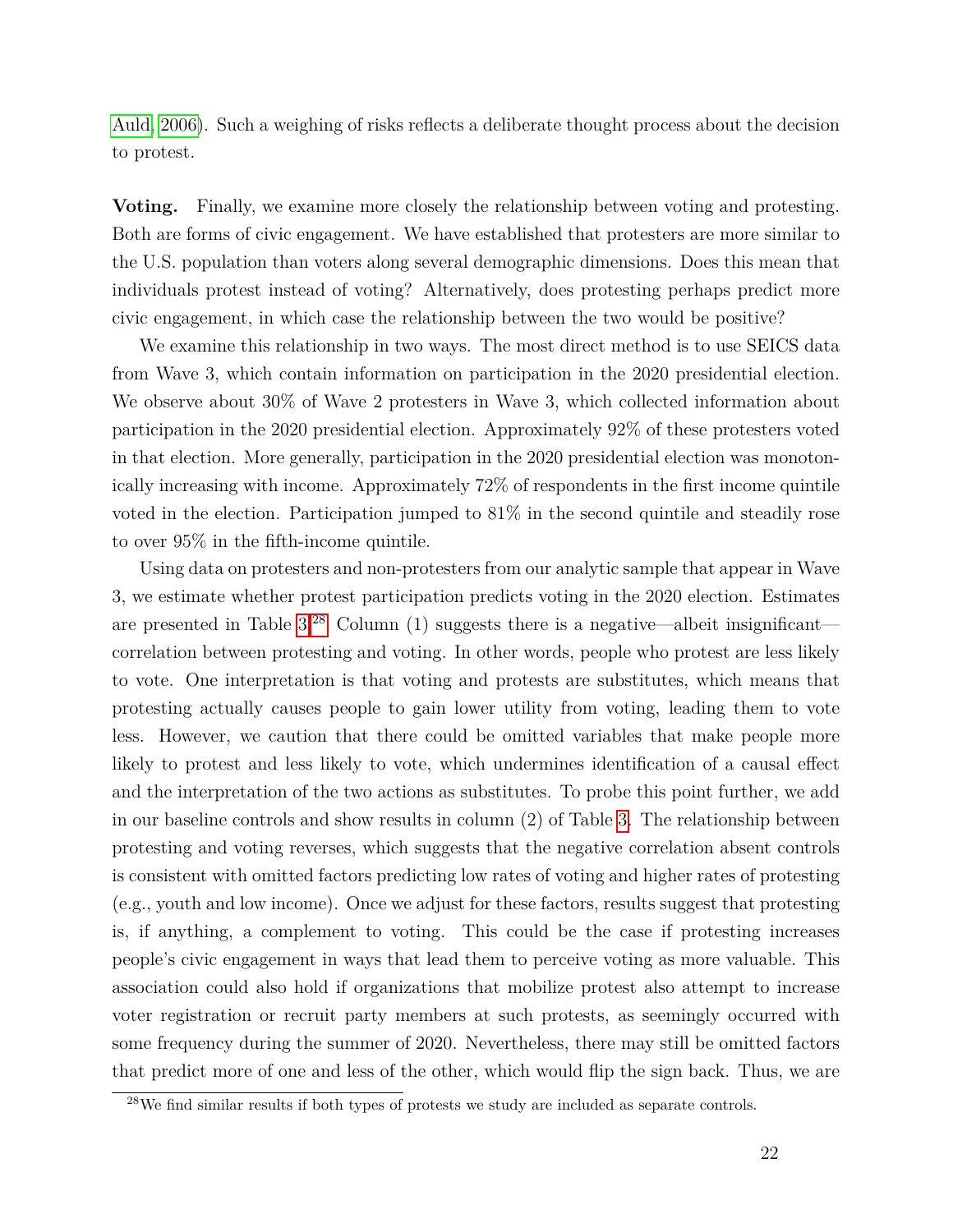Auld, 2006). Such a weighing of risks reflects a deliberate thought process about the decision to protest.

**Voting.** Finally, we examine more closely the relationship between voting and protesting. Both are forms of civic engagement. We have established that protesters are more similar to the U.S. population than voters along several demographic dimensions. Does this mean that individuals protest instead of voting? Alternatively, does protesting perhaps predict more civic engagement, in which case the relationship between the two would be positive?

We examine this relationship in two ways. The most direct method is to use SEICS data from Wave 3, which contain information on participation in the 2020 presidential election. We observe about 30% of Wave 2 protesters in Wave 3, which collected information about participation in the 2020 presidential election. Approximately 92% of these protesters voted in that election. More generally, participation in the 2020 presidential election was monotonically increasing with income. Approximately 72% of respondents in the first income quintile voted in the election. Participation jumped to 81% in the second quintile and steadily rose to over 95% in the fifth-income quintile.

Using data on protesters and non-protesters from our analytic sample that appear in Wave 3, we estimate whether protest participation predicts voting in the 2020 election. Estimates are presented in Table 3.[28] Column (1) suggests there is a negative—albeit insignificant—correlation between protesting and voting. In other words, people who protest are less likely to vote. One interpretation is that voting and protests are substitutes, which means that protesting actually causes people to gain lower utility from voting, leading them to vote less. However, we caution that there could be omitted variables that make people more likely to protest and less likely to vote, which undermines identification of a causal effect and the interpretation of the two actions as substitutes. To probe this point further, we add in our baseline controls and show results in column (2) of Table 3. The relationship between protesting and voting reverses, which suggests that the negative correlation absent controls is consistent with omitted factors predicting low rates of voting and higher rates of protesting (e.g., youth and low income). Once we adjust for these factors, results suggest that protesting is, if anything, a complement to voting. This could be the case if protesting increases people's civic engagement in ways that lead them to perceive voting as more valuable. This association could also hold if organizations that mobilize protest also attempt to increase voter registration or recruit party members at such protests, as seemingly occurred with some frequency during the summer of 2020. Nevertheless, there may still be omitted factors that predict more of one and less of the other, which would flip the sign back. Thus, we are

[28] We find similar results if both types of protests we study are included as separate controls.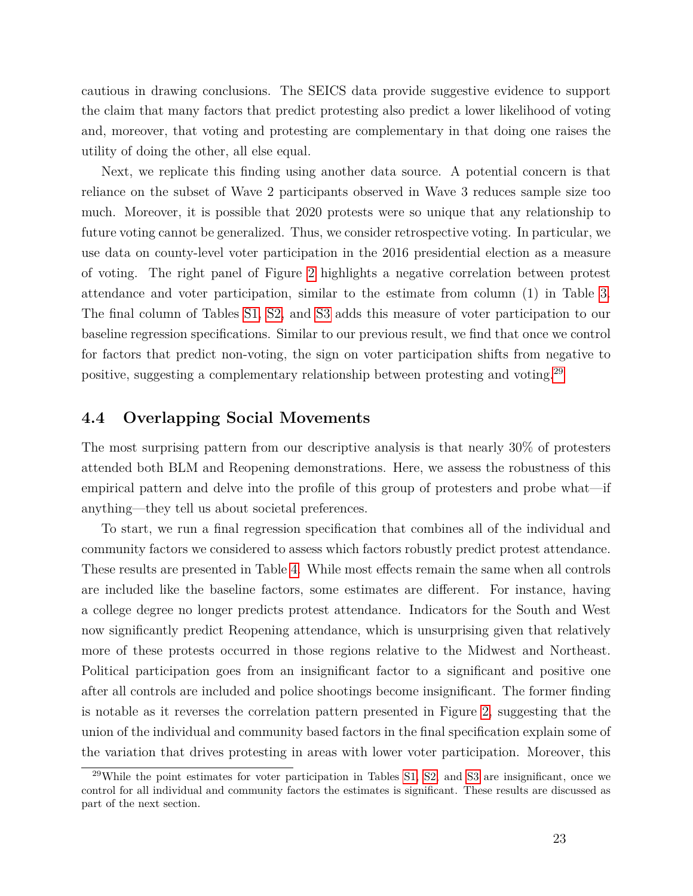cautious in drawing conclusions. The SEICS data provide suggestive evidence to support the claim that many factors that predict protesting also predict a lower likelihood of voting and, moreover, that voting and protesting are complementary in that doing one raises the utility of doing the other, all else equal.

Next, we replicate this finding using another data source. A potential concern is that reliance on the subset of Wave 2 participants observed in Wave 3 reduces sample size too much. Moreover, it is possible that 2020 protests were so unique that any relationship to future voting cannot be generalized. Thus, we consider retrospective voting. In particular, we use data on county-level voter participation in the 2016 presidential election as a measure of voting. The right panel of Figure 2 highlights a negative correlation between protest attendance and voter participation, similar to the estimate from column (1) in Table 3. The final column of Tables S1, S2, and S3 adds this measure of voter participation to our baseline regression specifications. Similar to our previous result, we find that once we control for factors that predict non-voting, the sign on voter participation shifts from negative to positive, suggesting a complementary relationship between protesting and voting.[29]

## 4.4 Overlapping Social Movements

The most surprising pattern from our descriptive analysis is that nearly 30% of protesters attended both BLM and Reopening demonstrations. Here, we assess the robustness of this empirical pattern and delve into the profile of this group of protesters and probe what—if anything—they tell us about societal preferences.

To start, we run a final regression specification that combines all of the individual and community factors we considered to assess which factors robustly predict protest attendance. These results are presented in Table 4. While most effects remain the same when all controls are included like the baseline factors, some estimates are different. For instance, having a college degree no longer predicts protest attendance. Indicators for the South and West now significantly predict Reopening attendance, which is unsurprising given that relatively more of these protests occurred in those regions relative to the Midwest and Northeast. Political participation goes from an insignificant factor to a significant and positive one after all controls are included and police shootings become insignificant. The former finding is notable as it reverses the correlation pattern presented in Figure 2, suggesting that the union of the individual and community based factors in the final specification explain some of the variation that drives protesting in areas with lower voter participation. Moreover, this

[29] While the point estimates for voter participation in Tables S1, S2, and S3 are insignificant, once we control for all individual and community factors the estimates is significant. These results are discussed as part of the next section.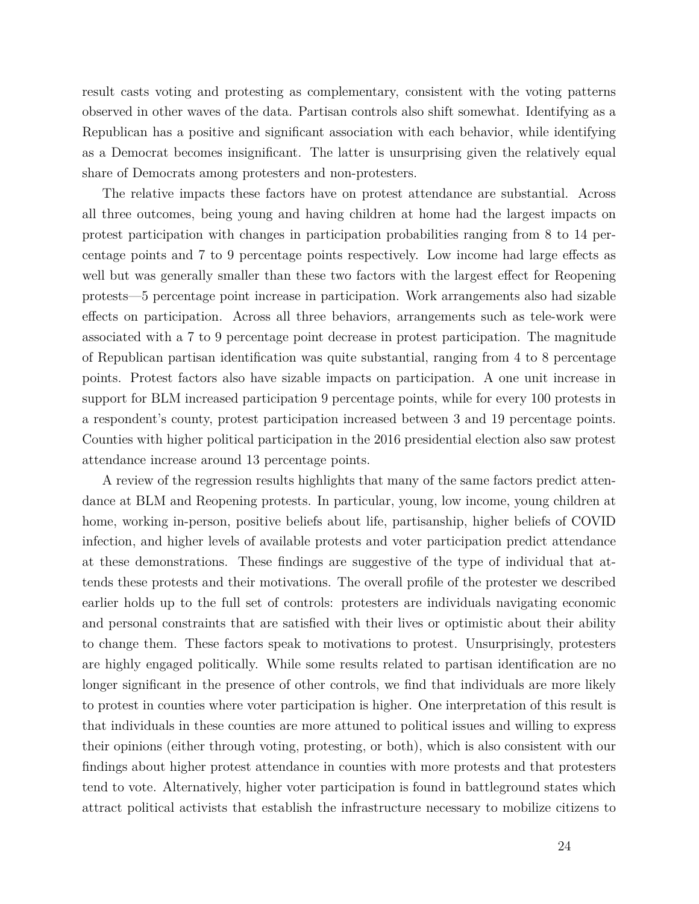result casts voting and protesting as complementary, consistent with the voting patterns observed in other waves of the data. Partisan controls also shift somewhat. Identifying as a Republican has a positive and significant association with each behavior, while identifying as a Democrat becomes insignificant. The latter is unsurprising given the relatively equal share of Democrats among protesters and non-protesters.

The relative impacts these factors have on protest attendance are substantial. Across all three outcomes, being young and having children at home had the largest impacts on protest participation with changes in participation probabilities ranging from 8 to 14 percentage points and 7 to 9 percentage points respectively. Low income had large effects as well but was generally smaller than these two factors with the largest effect for Reopening protests—5 percentage point increase in participation. Work arrangements also had sizable effects on participation. Across all three behaviors, arrangements such as tele-work were associated with a 7 to 9 percentage point decrease in protest participation. The magnitude of Republican partisan identification was quite substantial, ranging from 4 to 8 percentage points. Protest factors also have sizable impacts on participation. A one unit increase in support for BLM increased participation 9 percentage points, while for every 100 protests in a respondent's county, protest participation increased between 3 and 19 percentage points. Counties with higher political participation in the 2016 presidential election also saw protest attendance increase around 13 percentage points.

A review of the regression results highlights that many of the same factors predict attendance at BLM and Reopening protests. In particular, young, low income, young children at home, working in-person, positive beliefs about life, partisanship, higher beliefs of COVID infection, and higher levels of available protests and voter participation predict attendance at these demonstrations. These findings are suggestive of the type of individual that attends these protests and their motivations. The overall profile of the protester we described earlier holds up to the full set of controls: protesters are individuals navigating economic and personal constraints that are satisfied with their lives or optimistic about their ability to change them. These factors speak to motivations to protest. Unsurprisingly, protesters are highly engaged politically. While some results related to partisan identification are no longer significant in the presence of other controls, we find that individuals are more likely to protest in counties where voter participation is higher. One interpretation of this result is that individuals in these counties are more attuned to political issues and willing to express their opinions (either through voting, protesting, or both), which is also consistent with our findings about higher protest attendance in counties with more protests and that protesters tend to vote. Alternatively, higher voter participation is found in battleground states which attract political activists that establish the infrastructure necessary to mobilize citizens to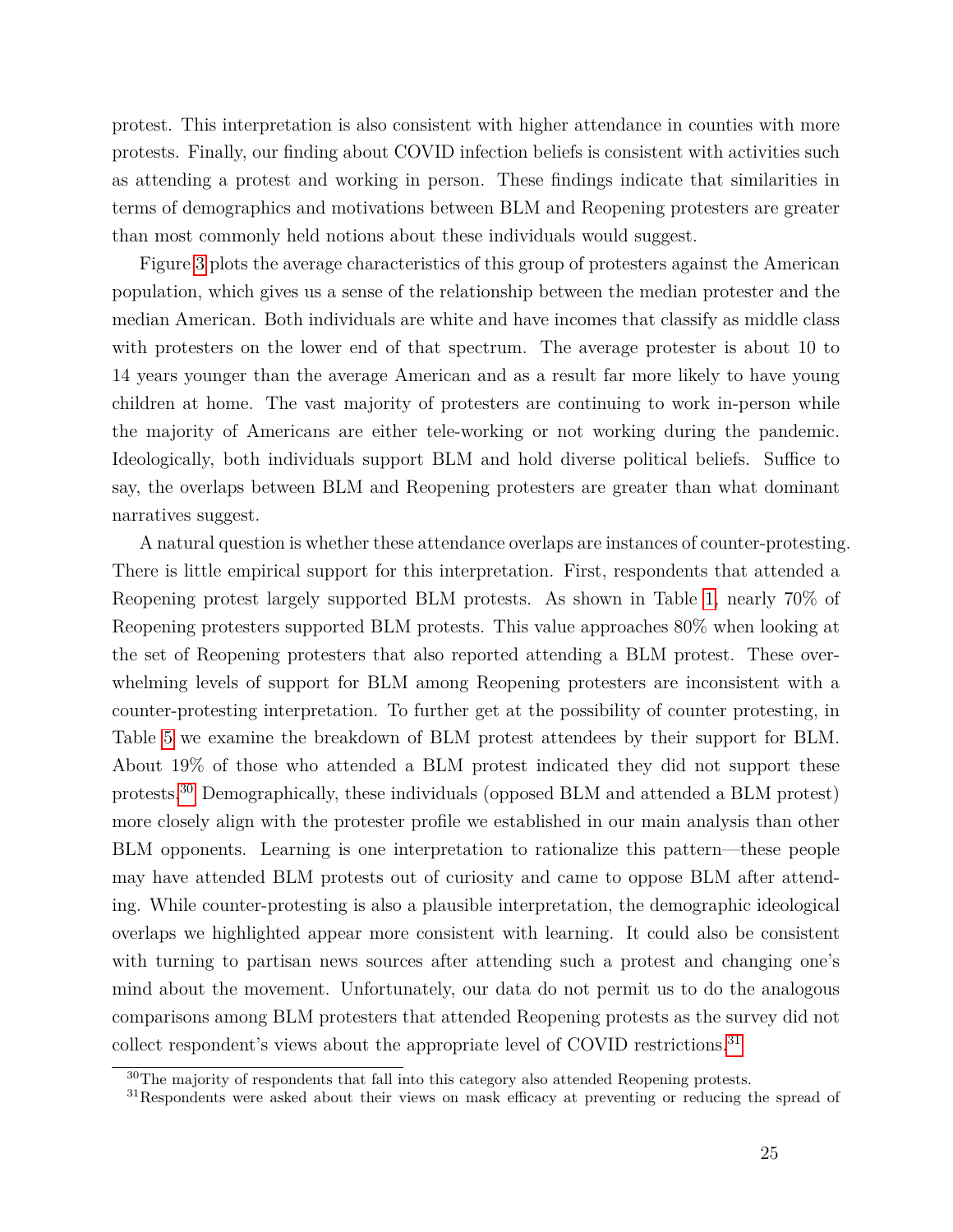protest. This interpretation is also consistent with higher attendance in counties with more protests. Finally, our finding about COVID infection beliefs is consistent with activities such as attending a protest and working in person. These findings indicate that similarities in terms of demographics and motivations between BLM and Reopening protesters are greater than most commonly held notions about these individuals would suggest.

Figure 3 plots the average characteristics of this group of protesters against the American population, which gives us a sense of the relationship between the median protester and the median American. Both individuals are white and have incomes that classify as middle class with protesters on the lower end of that spectrum. The average protester is about 10 to 14 years younger than the average American and as a result far more likely to have young children at home. The vast majority of protesters are continuing to work in-person while the majority of Americans are either tele-working or not working during the pandemic. Ideologically, both individuals support BLM and hold diverse political beliefs. Suffice to say, the overlaps between BLM and Reopening protesters are greater than what dominant narratives suggest.

A natural question is whether these attendance overlaps are instances of counter-protesting. There is little empirical support for this interpretation. First, respondents that attended a Reopening protest largely supported BLM protests. As shown in Table 1, nearly 70% of Reopening protesters supported BLM protests. This value approaches 80% when looking at the set of Reopening protesters that also reported attending a BLM protest. These overwhelming levels of support for BLM among Reopening protesters are inconsistent with a counter-protesting interpretation. To further get at the possibility of counter protesting, in Table 5 we examine the breakdown of BLM protest attendees by their support for BLM. About 19% of those who attended a BLM protest indicated they did not support these protests.[30] Demographically, these individuals (opposed BLM and attended a BLM protest) more closely align with the protester profile we established in our main analysis than other BLM opponents. Learning is one interpretation to rationalize this pattern—these people may have attended BLM protests out of curiosity and came to oppose BLM after attending. While counter-protesting is also a plausible interpretation, the demographic ideological overlaps we highlighted appear more consistent with learning. It could also be consistent with turning to partisan news sources after attending such a protest and changing one's mind about the movement. Unfortunately, our data do not permit us to do the analogous comparisons among BLM protesters that attended Reopening protests as the survey did not collect respondent's views about the appropriate level of COVID restrictions.[31]

[30] The majority of respondents that fall into this category also attended Reopening protests.

[31] Respondents were asked about their views on mask efficacy at preventing or reducing the spread of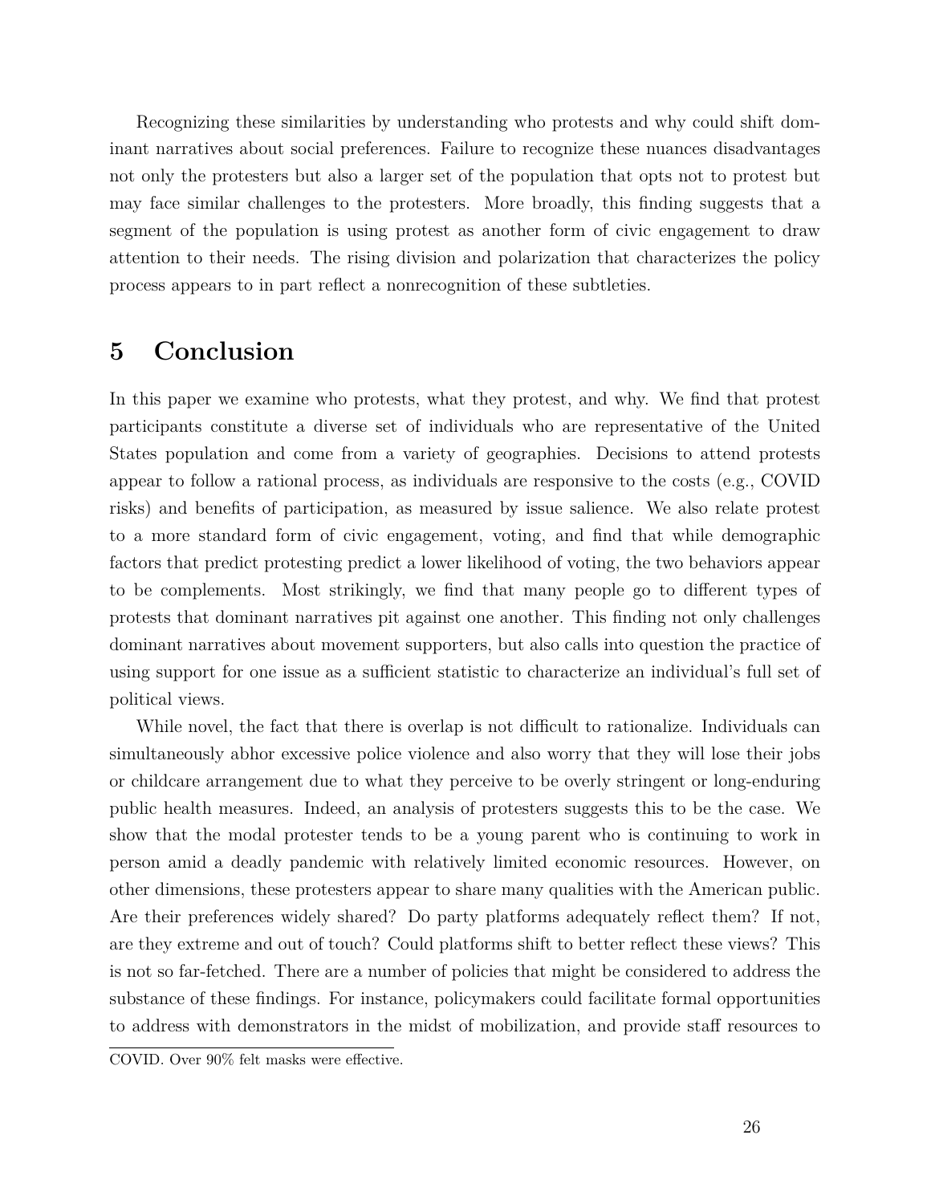Recognizing these similarities by understanding who protests and why could shift dominant narratives about social preferences. Failure to recognize these nuances disadvantages not only the protesters but also a larger set of the population that opts not to protest but may face similar challenges to the protesters. More broadly, this finding suggests that a segment of the population is using protest as another form of civic engagement to draw attention to their needs. The rising division and polarization that characterizes the policy process appears to in part reflect a nonrecognition of these subtleties.

## 5 Conclusion

In this paper we examine who protests, what they protest, and why. We find that protest participants constitute a diverse set of individuals who are representative of the United States population and come from a variety of geographies. Decisions to attend protests appear to follow a rational process, as individuals are responsive to the costs (e.g., COVID risks) and benefits of participation, as measured by issue salience. We also relate protest to a more standard form of civic engagement, voting, and find that while demographic factors that predict protesting predict a lower likelihood of voting, the two behaviors appear to be complements. Most strikingly, we find that many people go to different types of protests that dominant narratives pit against one another. This finding not only challenges dominant narratives about movement supporters, but also calls into question the practice of using support for one issue as a sufficient statistic to characterize an individual's full set of political views.

While novel, the fact that there is overlap is not difficult to rationalize. Individuals can simultaneously abhor excessive police violence and also worry that they will lose their jobs or childcare arrangement due to what they perceive to be overly stringent or long-enduring public health measures. Indeed, an analysis of protesters suggests this to be the case. We show that the modal protester tends to be a young parent who is continuing to work in person amid a deadly pandemic with relatively limited economic resources. However, on other dimensions, these protesters appear to share many qualities with the American public. Are their preferences widely shared? Do party platforms adequately reflect them? If not, are they extreme and out of touch? Could platforms shift to better reflect these views? This is not so far-fetched. There are a number of policies that might be considered to address the substance of these findings. For instance, policymakers could facilitate formal opportunities to address with demonstrators in the midst of mobilization, and provide staff resources to

COVID. Over 90% felt masks were effective.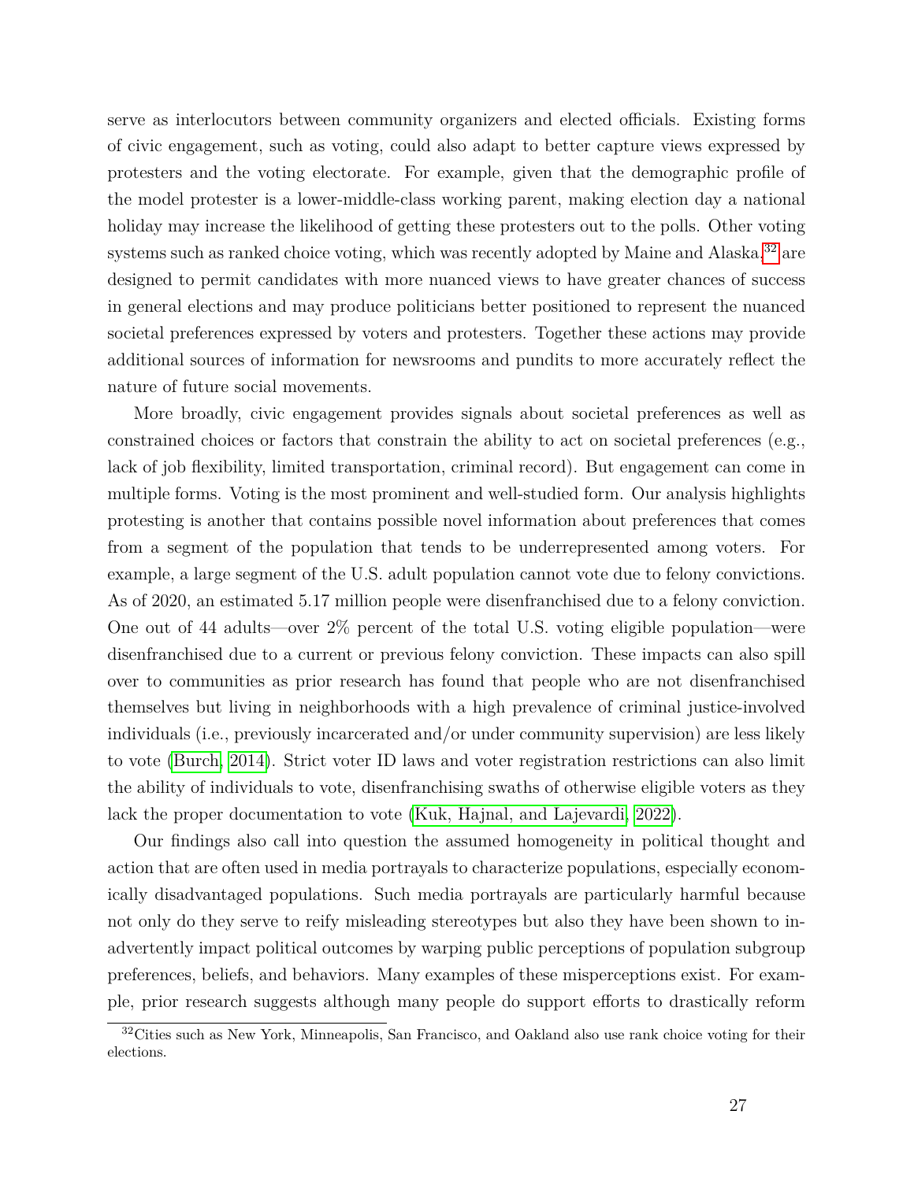serve as interlocutors between community organizers and elected officials. Existing forms of civic engagement, such as voting, could also adapt to better capture views expressed by protesters and the voting electorate. For example, given that the demographic profile of the model protester is a lower-middle-class working parent, making election day a national holiday may increase the likelihood of getting these protesters out to the polls. Other voting systems such as ranked choice voting, which was recently adopted by Maine and Alaska,[32] are designed to permit candidates with more nuanced views to have greater chances of success in general elections and may produce politicians better positioned to represent the nuanced societal preferences expressed by voters and protesters. Together these actions may provide additional sources of information for newsrooms and pundits to more accurately reflect the nature of future social movements.

More broadly, civic engagement provides signals about societal preferences as well as constrained choices or factors that constrain the ability to act on societal preferences (e.g., lack of job flexibility, limited transportation, criminal record). But engagement can come in multiple forms. Voting is the most prominent and well-studied form. Our analysis highlights protesting is another that contains possible novel information about preferences that comes from a segment of the population that tends to be underrepresented among voters. For example, a large segment of the U.S. adult population cannot vote due to felony convictions. As of 2020, an estimated 5.17 million people were disenfranchised due to a felony conviction. One out of 44 adults—over 2% percent of the total U.S. voting eligible population—were disenfranchised due to a current or previous felony conviction. These impacts can also spill over to communities as prior research has found that people who are not disenfranchised themselves but living in neighborhoods with a high prevalence of criminal justice-involved individuals (i.e., previously incarcerated and/or under community supervision) are less likely to vote (Burch, 2014). Strict voter ID laws and voter registration restrictions can also limit the ability of individuals to vote, disenfranchising swaths of otherwise eligible voters as they lack the proper documentation to vote (Kuk, Hajnal, and Lajevardi, 2022).

Our findings also call into question the assumed homogeneity in political thought and action that are often used in media portrayals to characterize populations, especially economically disadvantaged populations. Such media portrayals are particularly harmful because not only do they serve to reify misleading stereotypes but also they have been shown to inadvertently impact political outcomes by warping public perceptions of population subgroup preferences, beliefs, and behaviors. Many examples of these misperceptions exist. For example, prior research suggests although many people do support efforts to drastically reform

[32] Cities such as New York, Minneapolis, San Francisco, and Oakland also use rank choice voting for their elections.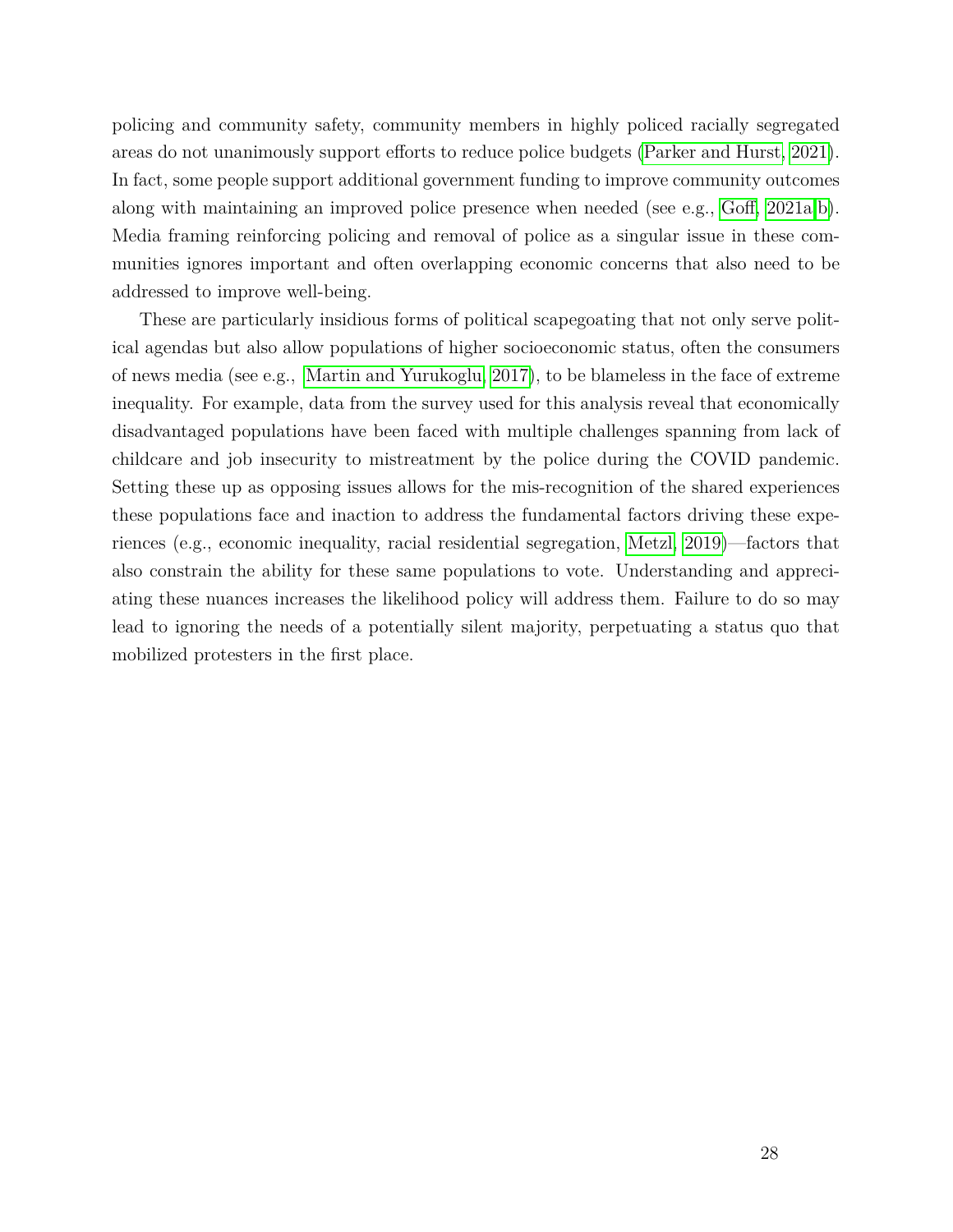policing and community safety, community members in highly policed racially segregated areas do not unanimously support efforts to reduce police budgets (Parker and Hurst, 2021). In fact, some people support additional government funding to improve community outcomes along with maintaining an improved police presence when needed (see e.g., Goff, 2021a,b). Media framing reinforcing policing and removal of police as a singular issue in these communities ignores important and often overlapping economic concerns that also need to be addressed to improve well-being.

These are particularly insidious forms of political scapegoating that not only serve political agendas but also allow populations of higher socioeconomic status, often the consumers of news media (see e.g., Martin and Yurukoglu, 2017), to be blameless in the face of extreme inequality. For example, data from the survey used for this analysis reveal that economically disadvantaged populations have been faced with multiple challenges spanning from lack of childcare and job insecurity to mistreatment by the police during the COVID pandemic. Setting these up as opposing issues allows for the mis-recognition of the shared experiences these populations face and inaction to address the fundamental factors driving these experiences (e.g., economic inequality, racial residential segregation, Metzl, 2019)—factors that also constrain the ability for these same populations to vote. Understanding and appreciating these nuances increases the likelihood policy will address them. Failure to do so may lead to ignoring the needs of a potentially silent majority, perpetuating a status quo that mobilized protesters in the first place.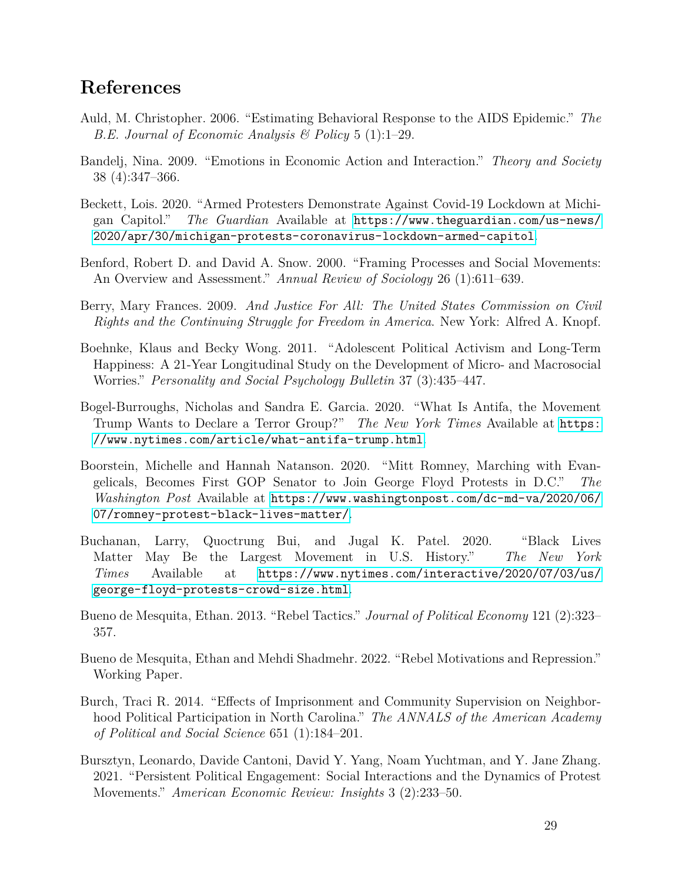# References

Auld, M. Christopher. 2006. "Estimating Behavioral Response to the AIDS Epidemic." *The B.E. Journal of Economic Analysis & Policy* 5 (1):1–29.

Bandelj, Nina. 2009. "Emotions in Economic Action and Interaction." *Theory and Society* 38 (4):347–366.

Beckett, Lois. 2020. "Armed Protesters Demonstrate Against Covid-19 Lockdown at Michigan Capitol." *The Guardian* Available at https://www.theguardian.com/us-news/2020/apr/30/michigan-protests-coronavirus-lockdown-armed-capitol.

Benford, Robert D. and David A. Snow. 2000. "Framing Processes and Social Movements: An Overview and Assessment." *Annual Review of Sociology* 26 (1):611–639.

Berry, Mary Frances. 2009. *And Justice For All: The United States Commission on Civil Rights and the Continuing Struggle for Freedom in America*. New York: Alfred A. Knopf.

Boehnke, Klaus and Becky Wong. 2011. "Adolescent Political Activism and Long-Term Happiness: A 21-Year Longitudinal Study on the Development of Micro- and Macrosocial Worries." *Personality and Social Psychology Bulletin* 37 (3):435–447.

Bogel-Burroughs, Nicholas and Sandra E. Garcia. 2020. "What Is Antifa, the Movement Trump Wants to Declare a Terror Group?" *The New York Times* Available at https://www.nytimes.com/article/what-antifa-trump.html.

Boorstein, Michelle and Hannah Natanson. 2020. "Mitt Romney, Marching with Evangelicals, Becomes First GOP Senator to Join George Floyd Protests in D.C." *The Washington Post* Available at https://www.washingtonpost.com/dc-md-va/2020/06/07/romney-protest-black-lives-matter/.

Buchanan, Larry, Quoctrung Bui, and Jugal K. Patel. 2020. "Black Lives Matter May Be the Largest Movement in U.S. History." *The New York Times* Available at https://www.nytimes.com/interactive/2020/07/03/us/george-floyd-protests-crowd-size.html.

Bueno de Mesquita, Ethan. 2013. "Rebel Tactics." *Journal of Political Economy* 121 (2):323–357.

Bueno de Mesquita, Ethan and Mehdi Shadmehr. 2022. "Rebel Motivations and Repression." Working Paper.

Burch, Traci R. 2014. "Effects of Imprisonment and Community Supervision on Neighborhood Political Participation in North Carolina." *The ANNALS of the American Academy of Political and Social Science* 651 (1):184–201.

Bursztyn, Leonardo, Davide Cantoni, David Y. Yang, Noam Yuchtman, and Y. Jane Zhang. 2021. "Persistent Political Engagement: Social Interactions and the Dynamics of Protest Movements." *American Economic Review: Insights* 3 (2):233–50.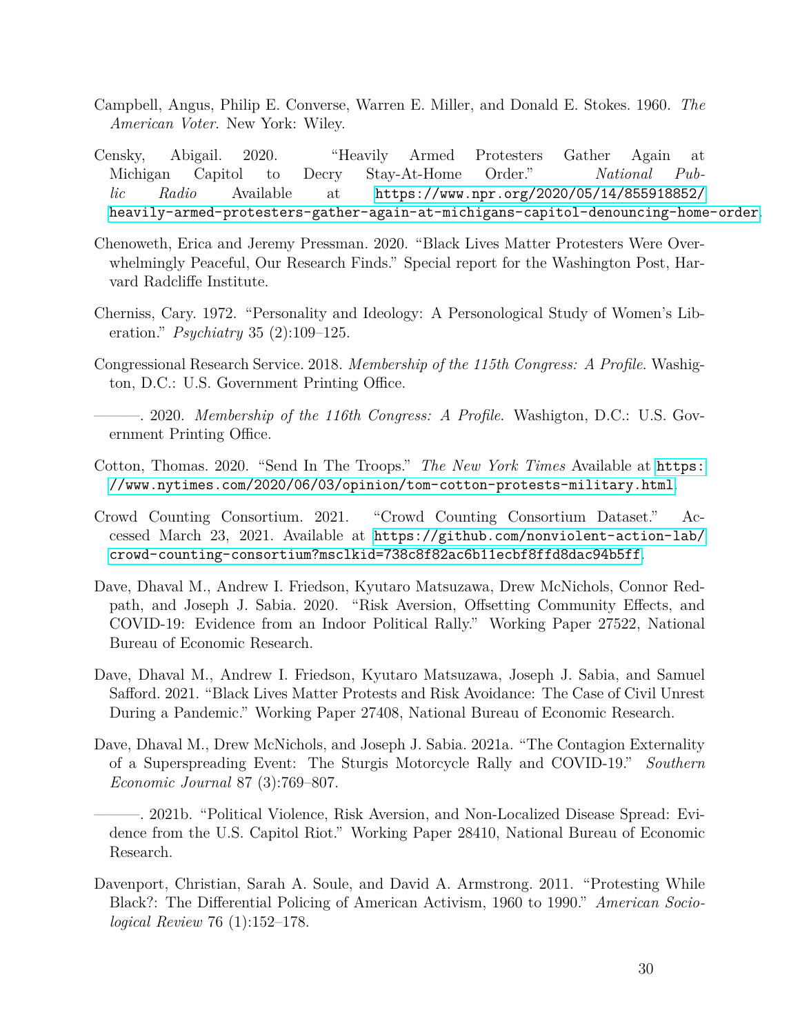Campbell, Angus, Philip E. Converse, Warren E. Miller, and Donald E. Stokes. 1960. *The American Voter*. New York: Wiley.

Censky, Abigail. 2020. "Heavily Armed Protesters Gather Again at Michigan Capitol to Decry Stay-At-Home Order." *National Public Radio* Available at https://www.npr.org/2020/05/14/855918852/heavily-armed-protesters-gather-again-at-michigans-capitol-denouncing-home-order.

Chenoweth, Erica and Jeremy Pressman. 2020. "Black Lives Matter Protesters Were Overwhelmingly Peaceful, Our Research Finds." Special report for the Washington Post, Harvard Radcliffe Institute.

Cherniss, Cary. 1972. "Personality and Ideology: A Personological Study of Women's Liberation." *Psychiatry* 35 (2):109–125.

Congressional Research Service. 2018. *Membership of the 115th Congress: A Profile*. Washigton, D.C.: U.S. Government Printing Office.

———. 2020. *Membership of the 116th Congress: A Profile*. Washigton, D.C.: U.S. Government Printing Office.

Cotton, Thomas. 2020. "Send In The Troops." *The New York Times* Available at https://www.nytimes.com/2020/06/03/opinion/tom-cotton-protests-military.html.

Crowd Counting Consortium. 2021. "Crowd Counting Consortium Dataset." Accessed March 23, 2021. Available at https://github.com/nonviolent-action-lab/crowd-counting-consortium?msclkid=738c8f82ac6b11ecbf8ffd8dac94b5ff.

Dave, Dhaval M., Andrew I. Friedson, Kyutaro Matsuzawa, Drew McNichols, Connor Redpath, and Joseph J. Sabia. 2020. "Risk Aversion, Offsetting Community Effects, and COVID-19: Evidence from an Indoor Political Rally." Working Paper 27522, National Bureau of Economic Research.

Dave, Dhaval M., Andrew I. Friedson, Kyutaro Matsuzawa, Joseph J. Sabia, and Samuel Safford. 2021. "Black Lives Matter Protests and Risk Avoidance: The Case of Civil Unrest During a Pandemic." Working Paper 27408, National Bureau of Economic Research.

Dave, Dhaval M., Drew McNichols, and Joseph J. Sabia. 2021a. "The Contagion Externality of a Superspreading Event: The Sturgis Motorcycle Rally and COVID-19." *Southern Economic Journal* 87 (3):769–807.

———. 2021b. "Political Violence, Risk Aversion, and Non-Localized Disease Spread: Evidence from the U.S. Capitol Riot." Working Paper 28410, National Bureau of Economic Research.

Davenport, Christian, Sarah A. Soule, and David A. Armstrong. 2011. "Protesting While Black?: The Differential Policing of American Activism, 1960 to 1990." *American Sociological Review* 76 (1):152–178.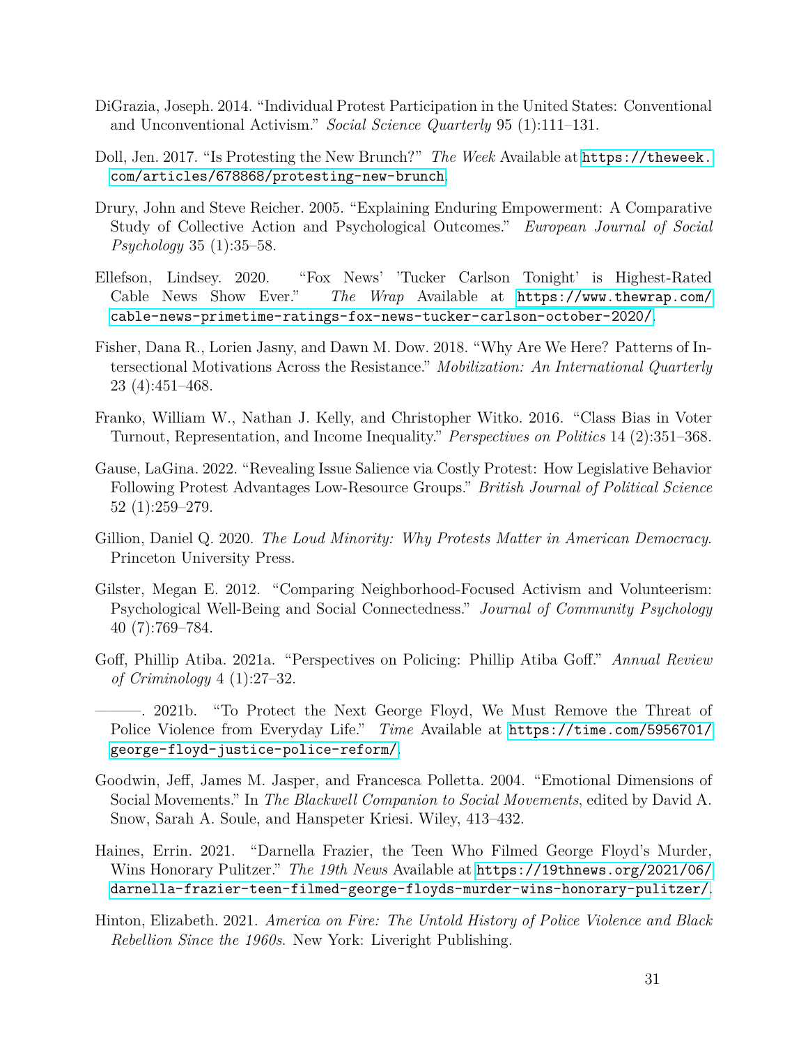DiGrazia, Joseph. 2014. "Individual Protest Participation in the United States: Conventional and Unconventional Activism." *Social Science Quarterly* 95 (1):111–131.

Doll, Jen. 2017. "Is Protesting the New Brunch?" *The Week* Available at https://theweek.com/articles/678868/protesting-new-brunch.

Drury, John and Steve Reicher. 2005. "Explaining Enduring Empowerment: A Comparative Study of Collective Action and Psychological Outcomes." *European Journal of Social Psychology* 35 (1):35–58.

Ellefson, Lindsey. 2020. "Fox News' 'Tucker Carlson Tonight' is Highest-Rated Cable News Show Ever." *The Wrap* Available at https://www.thewrap.com/cable-news-primetime-ratings-fox-news-tucker-carlson-october-2020/.

Fisher, Dana R., Lorien Jasny, and Dawn M. Dow. 2018. "Why Are We Here? Patterns of Intersectional Motivations Across the Resistance." *Mobilization: An International Quarterly* 23 (4):451–468.

Franko, William W., Nathan J. Kelly, and Christopher Witko. 2016. "Class Bias in Voter Turnout, Representation, and Income Inequality." *Perspectives on Politics* 14 (2):351–368.

Gause, LaGina. 2022. "Revealing Issue Salience via Costly Protest: How Legislative Behavior Following Protest Advantages Low-Resource Groups." *British Journal of Political Science* 52 (1):259–279.

Gillion, Daniel Q. 2020. *The Loud Minority: Why Protests Matter in American Democracy.* Princeton University Press.

Gilster, Megan E. 2012. "Comparing Neighborhood-Focused Activism and Volunteerism: Psychological Well-Being and Social Connectedness." *Journal of Community Psychology* 40 (7):769–784.

Goff, Phillip Atiba. 2021a. "Perspectives on Policing: Phillip Atiba Goff." *Annual Review of Criminology* 4 (1):27–32.

———. 2021b. "To Protect the Next George Floyd, We Must Remove the Threat of Police Violence from Everyday Life." *Time* Available at https://time.com/5956701/george-floyd-justice-police-reform/.

Goodwin, Jeff, James M. Jasper, and Francesca Polletta. 2004. "Emotional Dimensions of Social Movements." In *The Blackwell Companion to Social Movements*, edited by David A. Snow, Sarah A. Soule, and Hanspeter Kriesi. Wiley, 413–432.

Haines, Errin. 2021. "Darnella Frazier, the Teen Who Filmed George Floyd's Murder, Wins Honorary Pulitzer." *The 19th News* Available at https://19thnews.org/2021/06/darnella-frazier-teen-filmed-george-floyds-murder-wins-honorary-pulitzer/.

Hinton, Elizabeth. 2021. *America on Fire: The Untold History of Police Violence and Black Rebellion Since the 1960s.* New York: Liveright Publishing.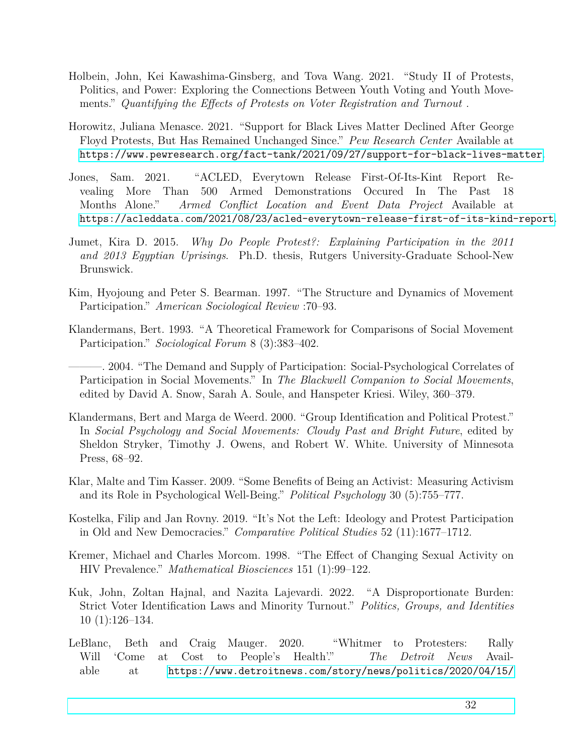Holbein, John, Kei Kawashima-Ginsberg, and Tova Wang. 2021. "Study II of Protests, Politics, and Power: Exploring the Connections Between Youth Voting and Youth Movements." *Quantifying the Effects of Protests on Voter Registration and Turnout* .

Horowitz, Juliana Menasce. 2021. "Support for Black Lives Matter Declined After George Floyd Protests, But Has Remained Unchanged Since." *Pew Research Center* Available at https://www.pewresearch.org/fact-tank/2021/09/27/support-for-black-lives-matter.

Jones, Sam. 2021. "ACLED, Everytown Release First-Of-Its-Kint Report Revealing More Than 500 Armed Demonstrations Occured In The Past 18 Months Alone." *Armed Conflict Location and Event Data Project* Available at https://acleddata.com/2021/08/23/acled-everytown-release-first-of-its-kind-report.

Jumet, Kira D. 2015. *Why Do People Protest?: Explaining Participation in the 2011 and 2013 Egyptian Uprisings*. Ph.D. thesis, Rutgers University-Graduate School-New Brunswick.

Kim, Hyojoung and Peter S. Bearman. 1997. "The Structure and Dynamics of Movement Participation." *American Sociological Review* :70–93.

Klandermans, Bert. 1993. "A Theoretical Framework for Comparisons of Social Movement Participation." *Sociological Forum* 8 (3):383–402.

———. 2004. "The Demand and Supply of Participation: Social-Psychological Correlates of Participation in Social Movements." In *The Blackwell Companion to Social Movements*, edited by David A. Snow, Sarah A. Soule, and Hanspeter Kriesi. Wiley, 360–379.

Klandermans, Bert and Marga de Weerd. 2000. "Group Identification and Political Protest." In *Social Psychology and Social Movements: Cloudy Past and Bright Future*, edited by Sheldon Stryker, Timothy J. Owens, and Robert W. White. University of Minnesota Press, 68–92.

Klar, Malte and Tim Kasser. 2009. "Some Benefits of Being an Activist: Measuring Activism and its Role in Psychological Well-Being." *Political Psychology* 30 (5):755–777.

Kostelka, Filip and Jan Rovny. 2019. "It's Not the Left: Ideology and Protest Participation in Old and New Democracies." *Comparative Political Studies* 52 (11):1677–1712.

Kremer, Michael and Charles Morcom. 1998. "The Effect of Changing Sexual Activity on HIV Prevalence." *Mathematical Biosciences* 151 (1):99–122.

Kuk, John, Zoltan Hajnal, and Nazita Lajevardi. 2022. "A Disproportionate Burden: Strict Voter Identification Laws and Minority Turnout." *Politics, Groups, and Identities* 10 (1):126–134.

LeBlanc, Beth and Craig Mauger. 2020. "Whitmer to Protesters: Rally Will 'Come at Cost to People's Health'." *The Detroit News* Available at https://www.detroitnews.com/story/news/politics/2020/04/15/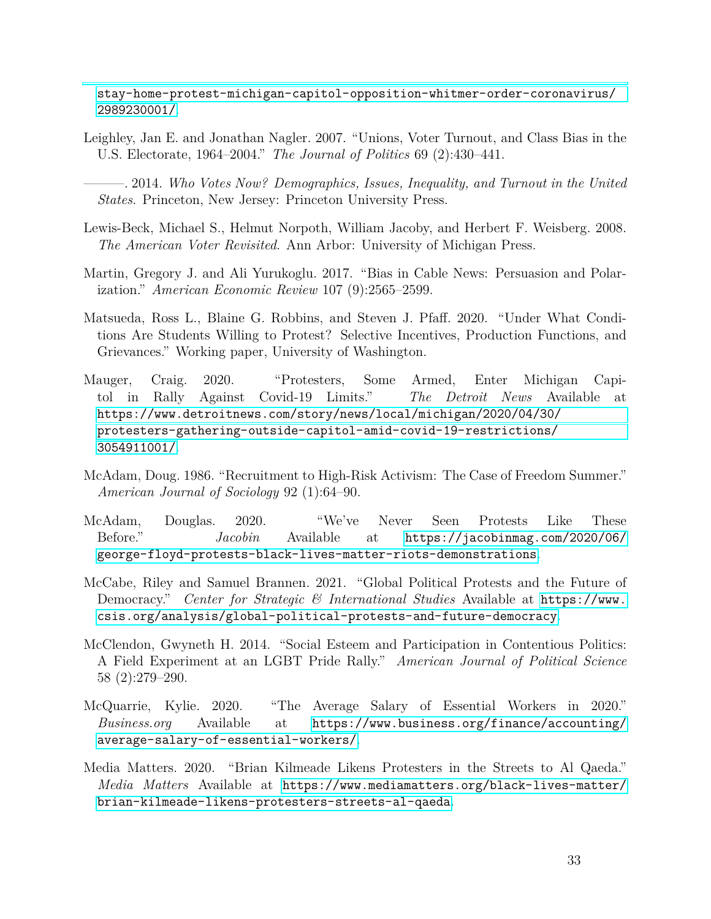stay-home-protest-michigan-capitol-opposition-whitmer-order-coronavirus/2989230001/.

Leighley, Jan E. and Jonathan Nagler. 2007. "Unions, Voter Turnout, and Class Bias in the U.S. Electorate, 1964–2004." *The Journal of Politics* 69 (2):430–441.

———. 2014. *Who Votes Now? Demographics, Issues, Inequality, and Turnout in the United States*. Princeton, New Jersey: Princeton University Press.

Lewis-Beck, Michael S., Helmut Norpoth, William Jacoby, and Herbert F. Weisberg. 2008. *The American Voter Revisited*. Ann Arbor: University of Michigan Press.

Martin, Gregory J. and Ali Yurukoglu. 2017. "Bias in Cable News: Persuasion and Polarization." *American Economic Review* 107 (9):2565–2599.

Matsueda, Ross L., Blaine G. Robbins, and Steven J. Pfaff. 2020. "Under What Conditions Are Students Willing to Protest? Selective Incentives, Production Functions, and Grievances." Working paper, University of Washington.

Mauger, Craig. 2020. "Protesters, Some Armed, Enter Michigan Capitol in Rally Against Covid-19 Limits." *The Detroit News* Available at https://www.detroitnews.com/story/news/local/michigan/2020/04/30/protesters-gathering-outside-capitol-amid-covid-19-restrictions/3054911001/.

McAdam, Doug. 1986. "Recruitment to High-Risk Activism: The Case of Freedom Summer." *American Journal of Sociology* 92 (1):64–90.

McAdam, Douglas. 2020. "We've Never Seen Protests Like These Before." *Jacobin* Available at https://jacobinmag.com/2020/06/george-floyd-protests-black-lives-matter-riots-demonstrations.

McCabe, Riley and Samuel Brannen. 2021. "Global Political Protests and the Future of Democracy." *Center for Strategic & International Studies* Available at https://www.csis.org/analysis/global-political-protests-and-future-democracy.

McClendon, Gwyneth H. 2014. "Social Esteem and Participation in Contentious Politics: A Field Experiment at an LGBT Pride Rally." *American Journal of Political Science* 58 (2):279–290.

McQuarrie, Kylie. 2020. "The Average Salary of Essential Workers in 2020." *Business.org* Available at https://www.business.org/finance/accounting/average-salary-of-essential-workers/.

Media Matters. 2020. "Brian Kilmeade Likens Protesters in the Streets to Al Qaeda." *Media Matters* Available at https://www.mediamatters.org/black-lives-matter/brian-kilmeade-likens-protesters-streets-al-qaeda.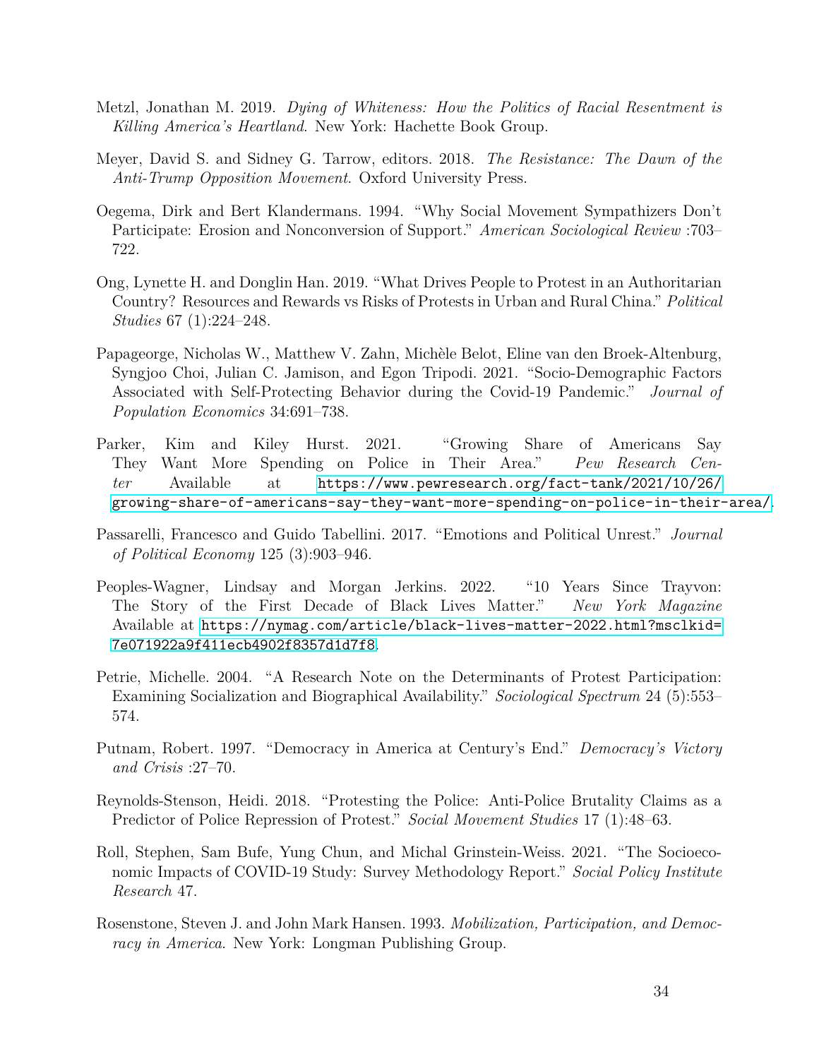Metzl, Jonathan M. 2019. *Dying of Whiteness: How the Politics of Racial Resentment is Killing America's Heartland*. New York: Hachette Book Group.

Meyer, David S. and Sidney G. Tarrow, editors. 2018. *The Resistance: The Dawn of the Anti-Trump Opposition Movement*. Oxford University Press.

Oegema, Dirk and Bert Klandermans. 1994. "Why Social Movement Sympathizers Don't Participate: Erosion and Nonconversion of Support." *American Sociological Review* :703–722.

Ong, Lynette H. and Donglin Han. 2019. "What Drives People to Protest in an Authoritarian Country? Resources and Rewards vs Risks of Protests in Urban and Rural China." *Political Studies* 67 (1):224–248.

Papageorge, Nicholas W., Matthew V. Zahn, Michèle Belot, Eline van den Broek-Altenburg, Syngjoo Choi, Julian C. Jamison, and Egon Tripodi. 2021. "Socio-Demographic Factors Associated with Self-Protecting Behavior during the Covid-19 Pandemic." *Journal of Population Economics* 34:691–738.

Parker, Kim and Kiley Hurst. 2021. "Growing Share of Americans Say They Want More Spending on Police in Their Area." *Pew Research Center* Available at https://www.pewresearch.org/fact-tank/2021/10/26/growing-share-of-americans-say-they-want-more-spending-on-police-in-their-area/.

Passarelli, Francesco and Guido Tabellini. 2017. "Emotions and Political Unrest." *Journal of Political Economy* 125 (3):903–946.

Peoples-Wagner, Lindsay and Morgan Jerkins. 2022. "10 Years Since Trayvon: The Story of the First Decade of Black Lives Matter." *New York Magazine* Available at https://nymag.com/article/black-lives-matter-2022.html?msclkid=7e071922a9f411ecb4902f8357d1d7f8.

Petrie, Michelle. 2004. "A Research Note on the Determinants of Protest Participation: Examining Socialization and Biographical Availability." *Sociological Spectrum* 24 (5):553–574.

Putnam, Robert. 1997. "Democracy in America at Century's End." *Democracy's Victory and Crisis* :27–70.

Reynolds-Stenson, Heidi. 2018. "Protesting the Police: Anti-Police Brutality Claims as a Predictor of Police Repression of Protest." *Social Movement Studies* 17 (1):48–63.

Roll, Stephen, Sam Bufe, Yung Chun, and Michal Grinstein-Weiss. 2021. "The Socioeconomic Impacts of COVID-19 Study: Survey Methodology Report." *Social Policy Institute Research* 47.

Rosenstone, Steven J. and John Mark Hansen. 1993. *Mobilization, Participation, and Democracy in America*. New York: Longman Publishing Group.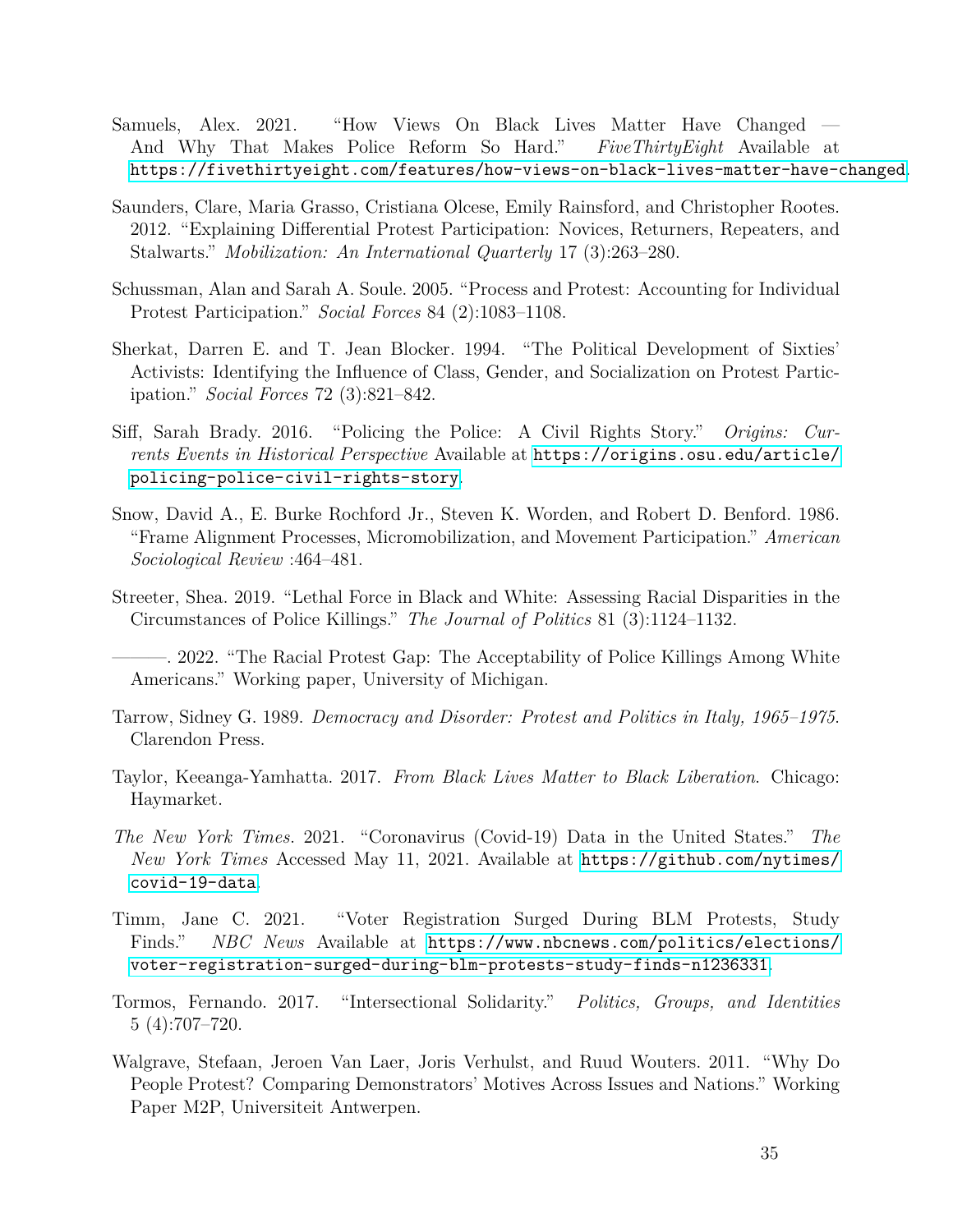Samuels, Alex. 2021. "How Views On Black Lives Matter Have Changed — And Why That Makes Police Reform So Hard." *FiveThirtyEight* Available at https://fivethirtyeight.com/features/how-views-on-black-lives-matter-have-changed.

Saunders, Clare, Maria Grasso, Cristiana Olcese, Emily Rainsford, and Christopher Rootes. 2012. "Explaining Differential Protest Participation: Novices, Returners, Repeaters, and Stalwarts." *Mobilization: An International Quarterly* 17 (3):263–280.

Schussman, Alan and Sarah A. Soule. 2005. "Process and Protest: Accounting for Individual Protest Participation." *Social Forces* 84 (2):1083–1108.

Sherkat, Darren E. and T. Jean Blocker. 1994. "The Political Development of Sixties' Activists: Identifying the Influence of Class, Gender, and Socialization on Protest Participation." *Social Forces* 72 (3):821–842.

Siff, Sarah Brady. 2016. "Policing the Police: A Civil Rights Story." *Origins: Currents Events in Historical Perspective* Available at https://origins.osu.edu/article/policing-police-civil-rights-story.

Snow, David A., E. Burke Rochford Jr., Steven K. Worden, and Robert D. Benford. 1986. "Frame Alignment Processes, Micromobilization, and Movement Participation." *American Sociological Review* :464–481.

Streeter, Shea. 2019. "Lethal Force in Black and White: Assessing Racial Disparities in the Circumstances of Police Killings." *The Journal of Politics* 81 (3):1124–1132.

———. 2022. "The Racial Protest Gap: The Acceptability of Police Killings Among White Americans." Working paper, University of Michigan.

Tarrow, Sidney G. 1989. *Democracy and Disorder: Protest and Politics in Italy, 1965–1975*. Clarendon Press.

Taylor, Keeanga-Yamhatta. 2017. *From Black Lives Matter to Black Liberation*. Chicago: Haymarket.

*The New York Times*. 2021. "Coronavirus (Covid-19) Data in the United States." *The New York Times* Accessed May 11, 2021. Available at https://github.com/nytimes/covid-19-data.

Timm, Jane C. 2021. "Voter Registration Surged During BLM Protests, Study Finds." *NBC News* Available at https://www.nbcnews.com/politics/elections/voter-registration-surged-during-blm-protests-study-finds-n1236331.

Tormos, Fernando. 2017. "Intersectional Solidarity." *Politics, Groups, and Identities* 5 (4):707–720.

Walgrave, Stefaan, Jeroen Van Laer, Joris Verhulst, and Ruud Wouters. 2011. "Why Do People Protest? Comparing Demonstrators' Motives Across Issues and Nations." Working Paper M2P, Universiteit Antwerpen.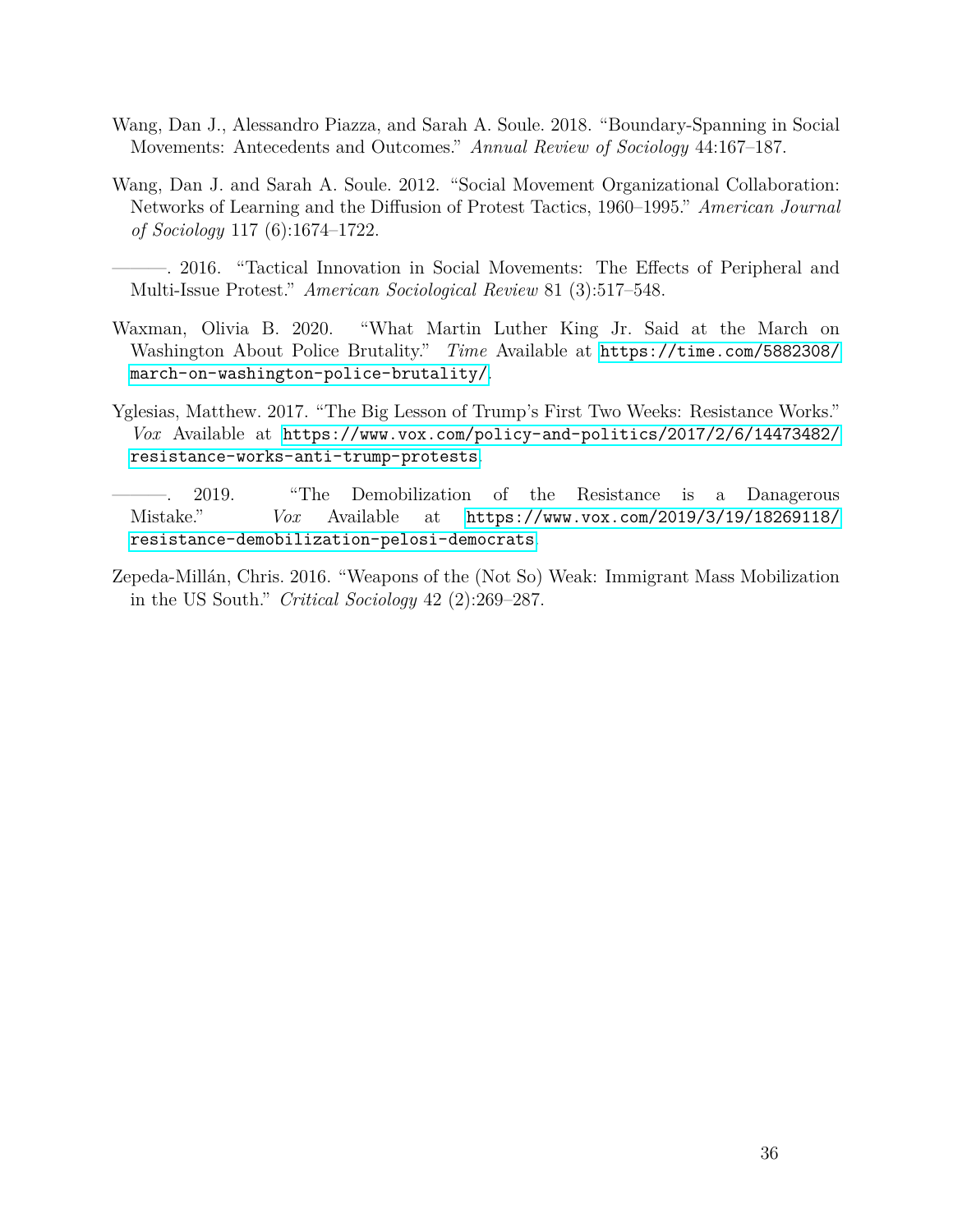Wang, Dan J., Alessandro Piazza, and Sarah A. Soule. 2018. "Boundary-Spanning in Social Movements: Antecedents and Outcomes." *Annual Review of Sociology* 44:167–187.

Wang, Dan J. and Sarah A. Soule. 2012. "Social Movement Organizational Collaboration: Networks of Learning and the Diffusion of Protest Tactics, 1960–1995." *American Journal of Sociology* 117 (6):1674–1722.

———. 2016. "Tactical Innovation in Social Movements: The Effects of Peripheral and Multi-Issue Protest." *American Sociological Review* 81 (3):517–548.

Waxman, Olivia B. 2020. "What Martin Luther King Jr. Said at the March on Washington About Police Brutality." *Time* Available at https://time.com/5882308/march-on-washington-police-brutality/.

Yglesias, Matthew. 2017. "The Big Lesson of Trump's First Two Weeks: Resistance Works." *Vox* Available at https://www.vox.com/policy-and-politics/2017/2/6/14473482/resistance-works-anti-trump-protests.

———. 2019. "The Demobilization of the Resistance is a Danagerous Mistake." *Vox* Available at https://www.vox.com/2019/3/19/18269118/resistance-demobilization-pelosi-democrats.

Zepeda-Millán, Chris. 2016. "Weapons of the (Not So) Weak: Immigrant Mass Mobilization in the US South." *Critical Sociology* 42 (2):269–287.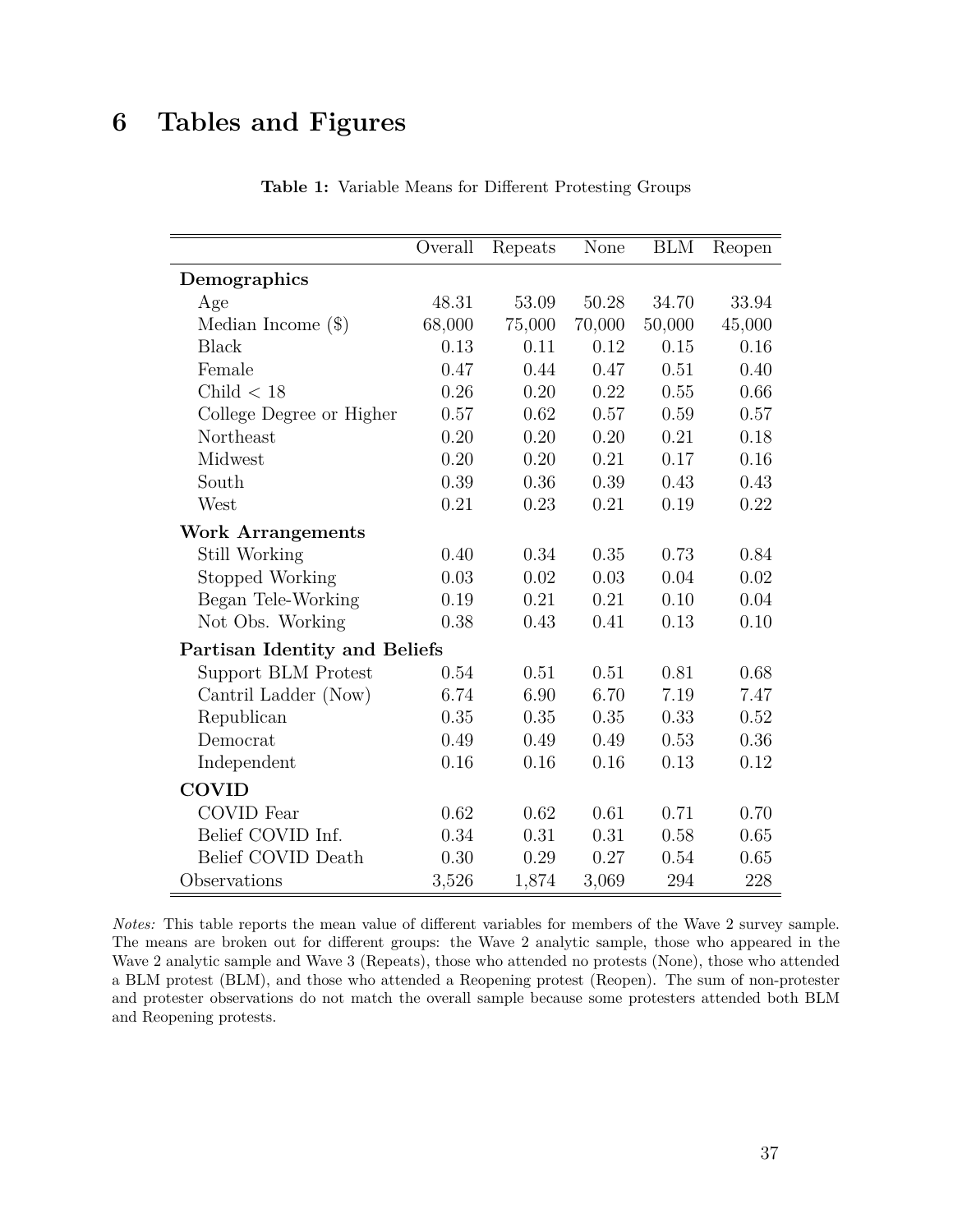# 6 Tables and Figures

**Table 1:** Variable Means for Different Protesting Groups

| | Overall | Repeats | None | BLM | Reopen |
|---|---|---|---|---|---|
| **Demographics** | | | | | |
| Age | 48.31 | 53.09 | 50.28 | 34.70 | 33.94 |
| Median Income ($) | 68,000 | 75,000 | 70,000 | 50,000 | 45,000 |
| Black | 0.13 | 0.11 | 0.12 | 0.15 | 0.16 |
| Female | 0.47 | 0.44 | 0.47 | 0.51 | 0.40 |
| Child $<$ 18 | 0.26 | 0.20 | 0.22 | 0.55 | 0.66 |
| College Degree or Higher | 0.57 | 0.62 | 0.57 | 0.59 | 0.57 |
| Northeast | 0.20 | 0.20 | 0.20 | 0.21 | 0.18 |
| Midwest | 0.20 | 0.20 | 0.21 | 0.17 | 0.16 |
| South | 0.39 | 0.36 | 0.39 | 0.43 | 0.43 |
| West | 0.21 | 0.23 | 0.21 | 0.19 | 0.22 |
| **Work Arrangements** | | | | | |
| Still Working | 0.40 | 0.34 | 0.35 | 0.73 | 0.84 |
| Stopped Working | 0.03 | 0.02 | 0.03 | 0.04 | 0.02 |
| Began Tele-Working | 0.19 | 0.21 | 0.21 | 0.10 | 0.04 |
| Not Obs. Working | 0.38 | 0.43 | 0.41 | 0.13 | 0.10 |
| **Partisan Identity and Beliefs** | | | | | |
| Support BLM Protest | 0.54 | 0.51 | 0.51 | 0.81 | 0.68 |
| Cantril Ladder (Now) | 6.74 | 6.90 | 6.70 | 7.19 | 7.47 |
| Republican | 0.35 | 0.35 | 0.35 | 0.33 | 0.52 |
| Democrat | 0.49 | 0.49 | 0.49 | 0.53 | 0.36 |
| Independent | 0.16 | 0.16 | 0.16 | 0.13 | 0.12 |
| **COVID** | | | | | |
| COVID Fear | 0.62 | 0.62 | 0.61 | 0.71 | 0.70 |
| Belief COVID Inf. | 0.34 | 0.31 | 0.31 | 0.58 | 0.65 |
| Belief COVID Death | 0.30 | 0.29 | 0.27 | 0.54 | 0.65 |
| Observations | 3,526 | 1,874 | 3,069 | 294 | 228 |

*Notes:* This table reports the mean value of different variables for members of the Wave 2 survey sample. The means are broken out for different groups: the Wave 2 analytic sample, those who appeared in the Wave 2 analytic sample and Wave 3 (Repeats), those who attended no protests (None), those who attended a BLM protest (BLM), and those who attended a Reopening protest (Reopen). The sum of non-protester and protester observations do not match the overall sample because some protesters attended both BLM and Reopening protests.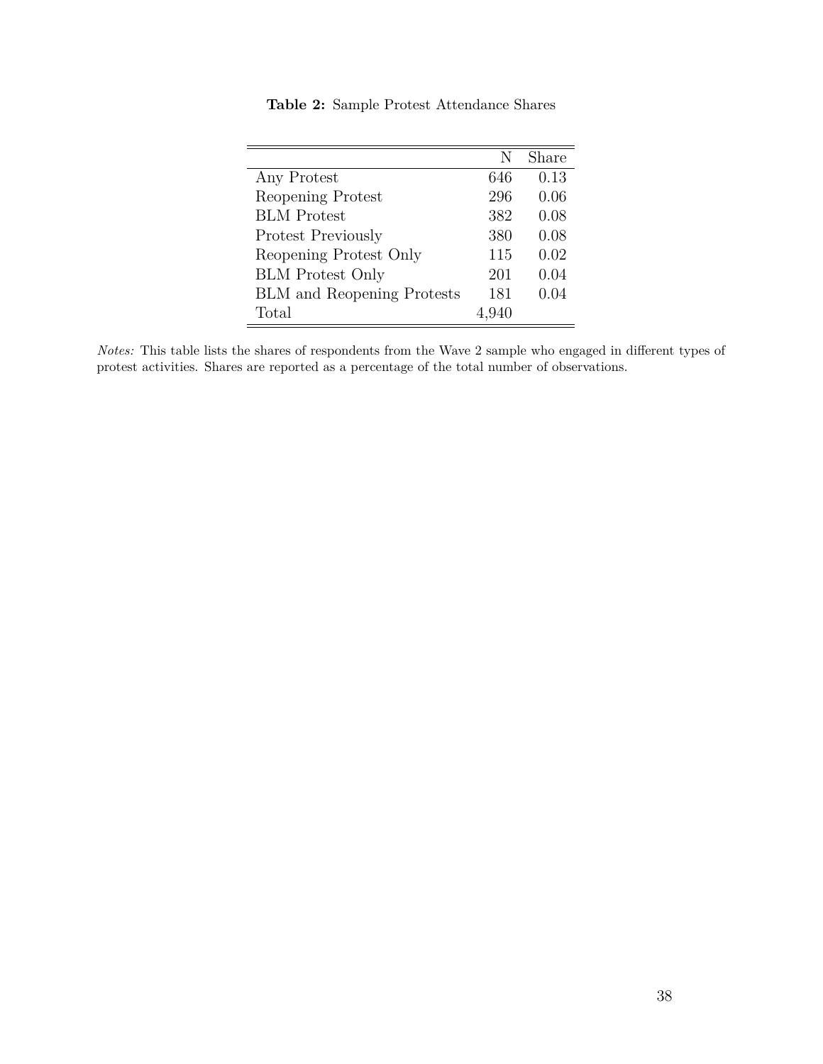**Table 2:** Sample Protest Attendance Shares

| | N | Share |
|---|---|---|
| Any Protest | 646 | 0.13 |
| Reopening Protest | 296 | 0.06 |
| BLM Protest | 382 | 0.08 |
| Protest Previously | 380 | 0.08 |
| Reopening Protest Only | 115 | 0.02 |
| BLM Protest Only | 201 | 0.04 |
| BLM and Reopening Protests | 181 | 0.04 |
| Total | 4,940 | |

*Notes:* This table lists the shares of respondents from the Wave 2 sample who engaged in different types of protest activities. Shares are reported as a percentage of the total number of observations.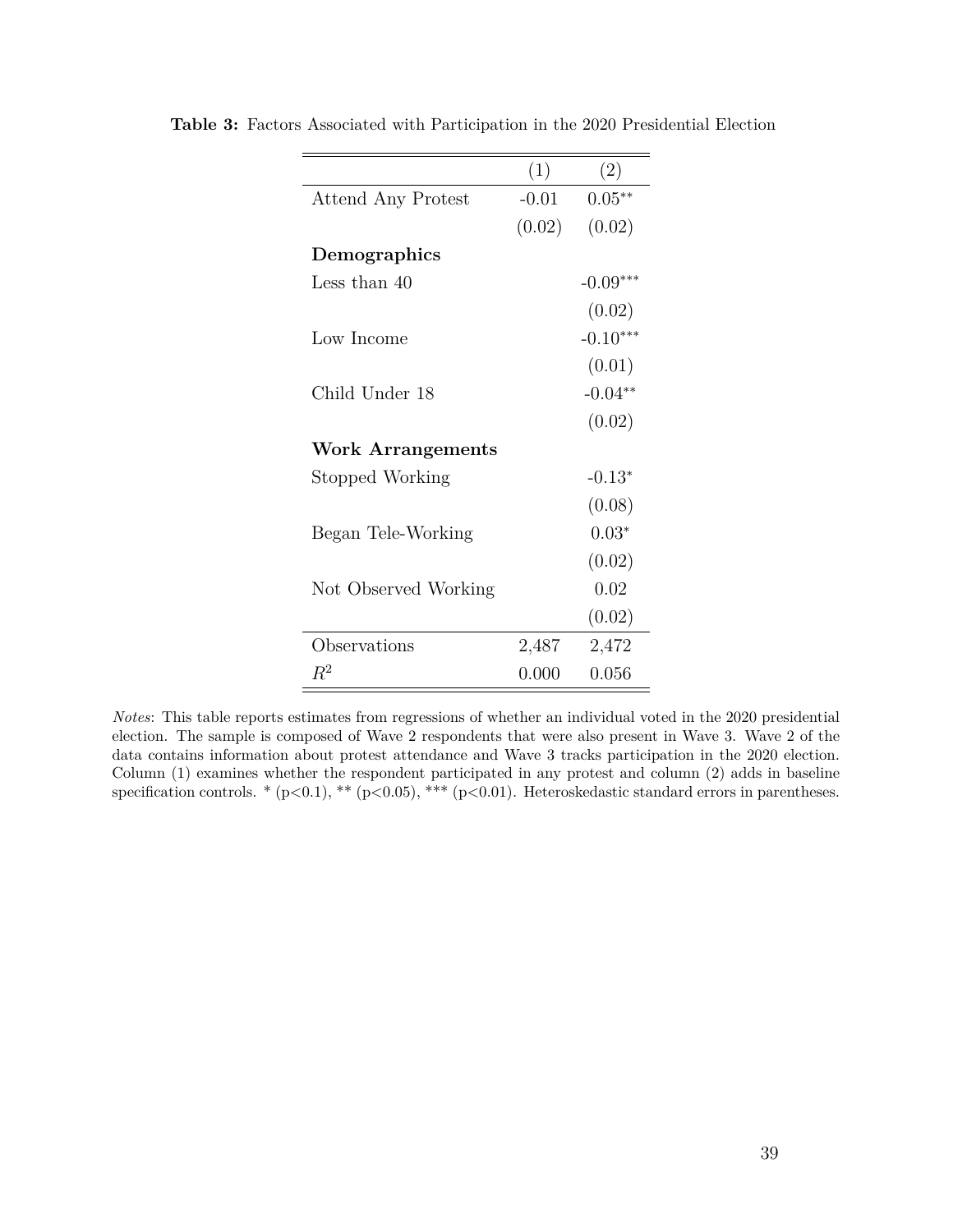**Table 3:** Factors Associated with Participation in the 2020 Presidential Election

| | (1) | (2) |
|---|---|---|
| Attend Any Protest | -0.01 | 0.05** |
| | (0.02) | (0.02) |
| **Demographics** | | |
| Less than 40 | | -0.09*** |
| | | (0.02) |
| Low Income | | -0.10*** |
| | | (0.01) |
| Child Under 18 | | -0.04** |
| | | (0.02) |
| **Work Arrangements** | | |
| Stopped Working | | -0.13* |
| | | (0.08) |
| Began Tele-Working | | 0.03* |
| | | (0.02) |
| Not Observed Working | | 0.02 |
| | | (0.02) |
| Observations | 2,487 | 2,472 |
| $R^2$ | 0.000 | 0.056 |

*Notes*: This table reports estimates from regressions of whether an individual voted in the 2020 presidential election. The sample is composed of Wave 2 respondents that were also present in Wave 3. Wave 2 of the data contains information about protest attendance and Wave 3 tracks participation in the 2020 election. Column (1) examines whether the respondent participated in any protest and column (2) adds in baseline specification controls. * ($p<0.1$), ** ($p<0.05$), *** ($p<0.01$). Heteroskedastic standard errors in parentheses.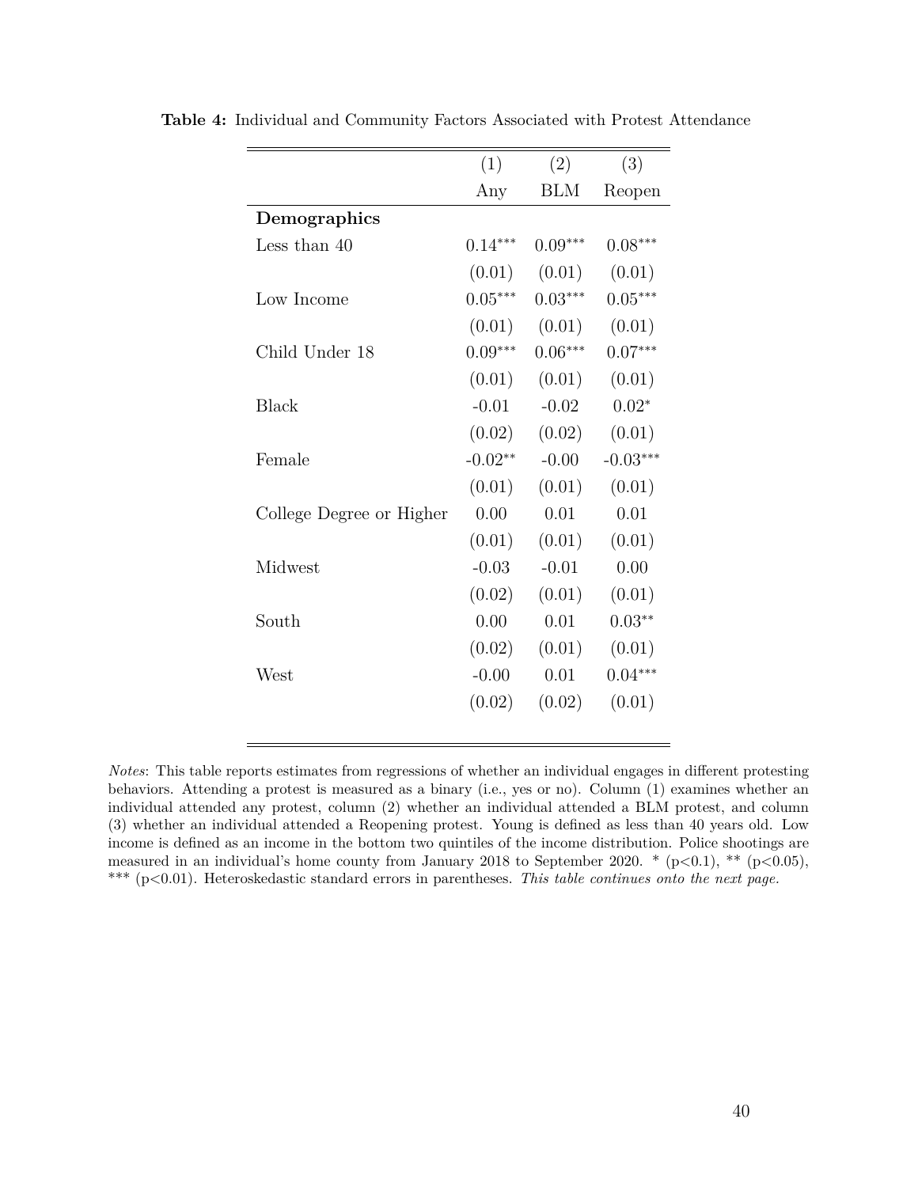**Table 4:** Individual and Community Factors Associated with Protest Attendance

| | (1) | (2) | (3) |
|---|---|---|---|
| | Any | BLM | Reopen |
| **Demographics** | | | |
| Less than 40 | $0.14^{***}$ | $0.09^{***}$ | $0.08^{***}$ |
| | (0.01) | (0.01) | (0.01) |
| Low Income | $0.05^{***}$ | $0.03^{***}$ | $0.05^{***}$ |
| | (0.01) | (0.01) | (0.01) |
| Child Under 18 | $0.09^{***}$ | $0.06^{***}$ | $0.07^{***}$ |
| | (0.01) | (0.01) | (0.01) |
| Black | -0.01 | -0.02 | $0.02^{*}$ |
| | (0.02) | (0.02) | (0.01) |
| Female | $-0.02^{**}$ | -0.00 | $-0.03^{***}$ |
| | (0.01) | (0.01) | (0.01) |
| College Degree or Higher | 0.00 | 0.01 | 0.01 |
| | (0.01) | (0.01) | (0.01) |
| Midwest | -0.03 | -0.01 | 0.00 |
| | (0.02) | (0.01) | (0.01) |
| South | 0.00 | 0.01 | $0.03^{**}$ |
| | (0.02) | (0.01) | (0.01) |
| West | -0.00 | 0.01 | $0.04^{***}$ |
| | (0.02) | (0.02) | (0.01) |

*Notes*: This table reports estimates from regressions of whether an individual engages in different protesting behaviors. Attending a protest is measured as a binary (i.e., yes or no). Column (1) examines whether an individual attended any protest, column (2) whether an individual attended a BLM protest, and column (3) whether an individual attended a Reopening protest. Young is defined as less than 40 years old. Low income is defined as an income in the bottom two quintiles of the income distribution. Police shootings are measured in an individual's home county from January 2018 to September 2020. * ($p<0.1$), ** ($p<0.05$), *** ($p<0.01$). Heteroskedastic standard errors in parentheses. *This table continues onto the next page.*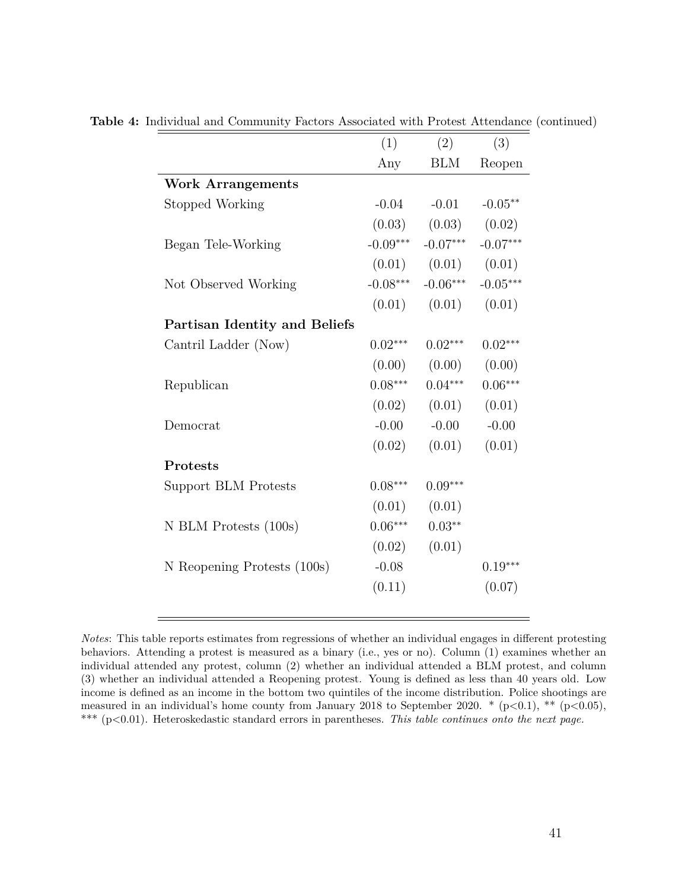**Table 4:** Individual and Community Factors Associated with Protest Attendance (continued)

| | (1) | (2) | (3) |
|---|---|---|---|
| | Any | BLM | Reopen |
| **Work Arrangements** | | | |
| Stopped Working | -0.04 | -0.01 | -0.05** |
| | (0.03) | (0.03) | (0.02) |
| Began Tele-Working | -0.09*** | -0.07*** | -0.07*** |
| | (0.01) | (0.01) | (0.01) |
| Not Observed Working | -0.08*** | -0.06*** | -0.05*** |
| | (0.01) | (0.01) | (0.01) |
| **Partisan Identity and Beliefs** | | | |
| Cantril Ladder (Now) | 0.02*** | 0.02*** | 0.02*** |
| | (0.00) | (0.00) | (0.00) |
| Republican | 0.08*** | 0.04*** | 0.06*** |
| | (0.02) | (0.01) | (0.01) |
| Democrat | -0.00 | -0.00 | -0.00 |
| | (0.02) | (0.01) | (0.01) |
| **Protests** | | | |
| Support BLM Protests | 0.08*** | 0.09*** | |
| | (0.01) | (0.01) | |
| N BLM Protests (100s) | 0.06*** | 0.03** | |
| | (0.02) | (0.01) | |
| N Reopening Protests (100s) | -0.08 | | 0.19*** |
| | (0.11) | | (0.07) |

*Notes*: This table reports estimates from regressions of whether an individual engages in different protesting behaviors. Attending a protest is measured as a binary (i.e., yes or no). Column (1) examines whether an individual attended any protest, column (2) whether an individual attended a BLM protest, and column (3) whether an individual attended a Reopening protest. Young is defined as less than 40 years old. Low income is defined as an income in the bottom two quintiles of the income distribution. Police shootings are measured in an individual's home county from January 2018 to September 2020. * ($p<0.1$), ** ($p<0.05$), *** ($p<0.01$). Heteroskedastic standard errors in parentheses. *This table continues onto the next page.*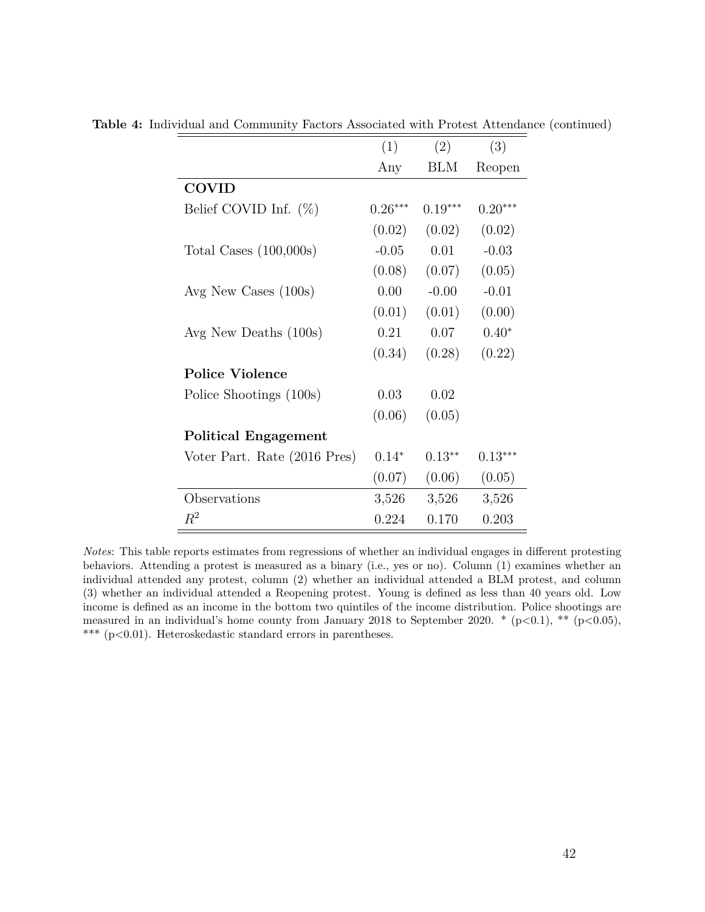**Table 4:** Individual and Community Factors Associated with Protest Attendance (continued)

| | (1) | (2) | (3) |
|---|---|---|---|
| | Any | BLM | Reopen |
| **COVID** | | | |
| Belief COVID Inf. (%) | $0.26^{***}$ | $0.19^{***}$ | $0.20^{***}$ |
| | (0.02) | (0.02) | (0.02) |
| Total Cases (100,000s) | -0.05 | 0.01 | -0.03 |
| | (0.08) | (0.07) | (0.05) |
| Avg New Cases (100s) | 0.00 | -0.00 | -0.01 |
| | (0.01) | (0.01) | (0.00) |
| Avg New Deaths (100s) | 0.21 | 0.07 | $0.40^{*}$ |
| | (0.34) | (0.28) | (0.22) |
| **Police Violence** | | | |
| Police Shootings (100s) | 0.03 | 0.02 | |
| | (0.06) | (0.05) | |
| **Political Engagement** | | | |
| Voter Part. Rate (2016 Pres) | $0.14^{*}$ | $0.13^{**}$ | $0.13^{***}$ |
| | (0.07) | (0.06) | (0.05) |
| Observations | 3,526 | 3,526 | 3,526 |
| $R^2$ | 0.224 | 0.170 | 0.203 |

*Notes*: This table reports estimates from regressions of whether an individual engages in different protesting behaviors. Attending a protest is measured as a binary (i.e., yes or no). Column (1) examines whether an individual attended any protest, column (2) whether an individual attended a BLM protest, and column (3) whether an individual attended a Reopening protest. Young is defined as less than 40 years old. Low income is defined as an income in the bottom two quintiles of the income distribution. Police shootings are measured in an individual's home county from January 2018 to September 2020. * ($p<0.1$), ** ($p<0.05$), *** ($p<0.01$). Heteroskedastic standard errors in parentheses.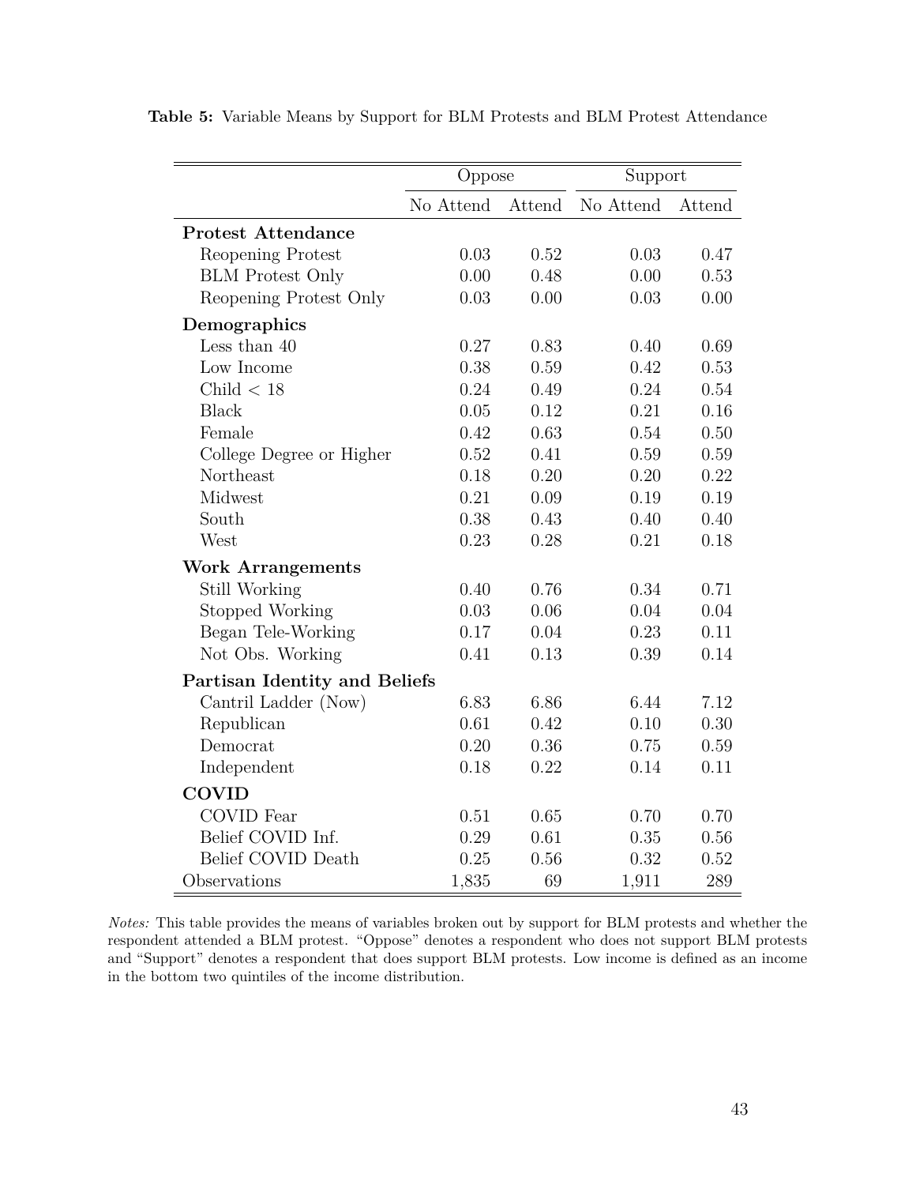**Table 5:** Variable Means by Support for BLM Protests and BLM Protest Attendance

| | Oppose | | Support | |
|---|---|---|---|---|
| | No Attend | Attend | No Attend | Attend |
| **Protest Attendance** | | | | |
| Reopening Protest | 0.03 | 0.52 | 0.03 | 0.47 |
| BLM Protest Only | 0.00 | 0.48 | 0.00 | 0.53 |
| Reopening Protest Only | 0.03 | 0.00 | 0.03 | 0.00 |
| **Demographics** | | | | |
| Less than 40 | 0.27 | 0.83 | 0.40 | 0.69 |
| Low Income | 0.38 | 0.59 | 0.42 | 0.53 |
| Child $<$ 18 | 0.24 | 0.49 | 0.24 | 0.54 |
| Black | 0.05 | 0.12 | 0.21 | 0.16 |
| Female | 0.42 | 0.63 | 0.54 | 0.50 |
| College Degree or Higher | 0.52 | 0.41 | 0.59 | 0.59 |
| Northeast | 0.18 | 0.20 | 0.20 | 0.22 |
| Midwest | 0.21 | 0.09 | 0.19 | 0.19 |
| South | 0.38 | 0.43 | 0.40 | 0.40 |
| West | 0.23 | 0.28 | 0.21 | 0.18 |
| **Work Arrangements** | | | | |
| Still Working | 0.40 | 0.76 | 0.34 | 0.71 |
| Stopped Working | 0.03 | 0.06 | 0.04 | 0.04 |
| Began Tele-Working | 0.17 | 0.04 | 0.23 | 0.11 |
| Not Obs. Working | 0.41 | 0.13 | 0.39 | 0.14 |
| **Partisan Identity and Beliefs** | | | | |
| Cantril Ladder (Now) | 6.83 | 6.86 | 6.44 | 7.12 |
| Republican | 0.61 | 0.42 | 0.10 | 0.30 |
| Democrat | 0.20 | 0.36 | 0.75 | 0.59 |
| Independent | 0.18 | 0.22 | 0.14 | 0.11 |
| **COVID** | | | | |
| COVID Fear | 0.51 | 0.65 | 0.70 | 0.70 |
| Belief COVID Inf. | 0.29 | 0.61 | 0.35 | 0.56 |
| Belief COVID Death | 0.25 | 0.56 | 0.32 | 0.52 |
| Observations | 1,835 | 69 | 1,911 | 289 |

*Notes:* This table provides the means of variables broken out by support for BLM protests and whether the respondent attended a BLM protest. "Oppose" denotes a respondent who does not support BLM protests and "Support" denotes a respondent that does support BLM protests. Low income is defined as an income in the bottom two quintiles of the income distribution.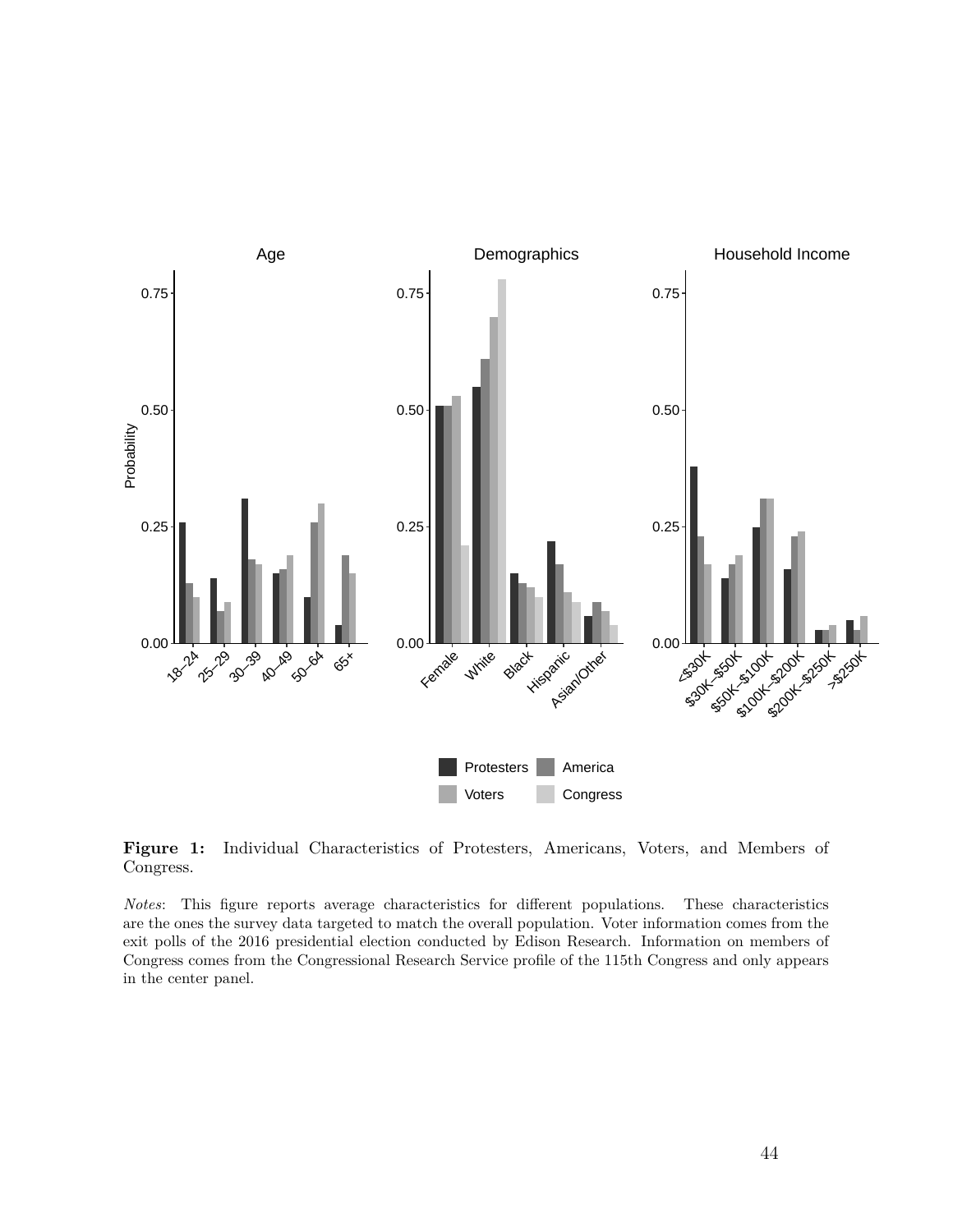**Figure 1:** Individual Characteristics of Protesters, Americans, Voters, and Members of Congress.

*Notes*: This figure reports average characteristics for different populations. These characteristics are the ones the survey data targeted to match the overall population. Voter information comes from the exit polls of the 2016 presidential election conducted by Edison Research. Information on members of Congress comes from the Congressional Research Service profile of the 115th Congress and only appears in the center panel.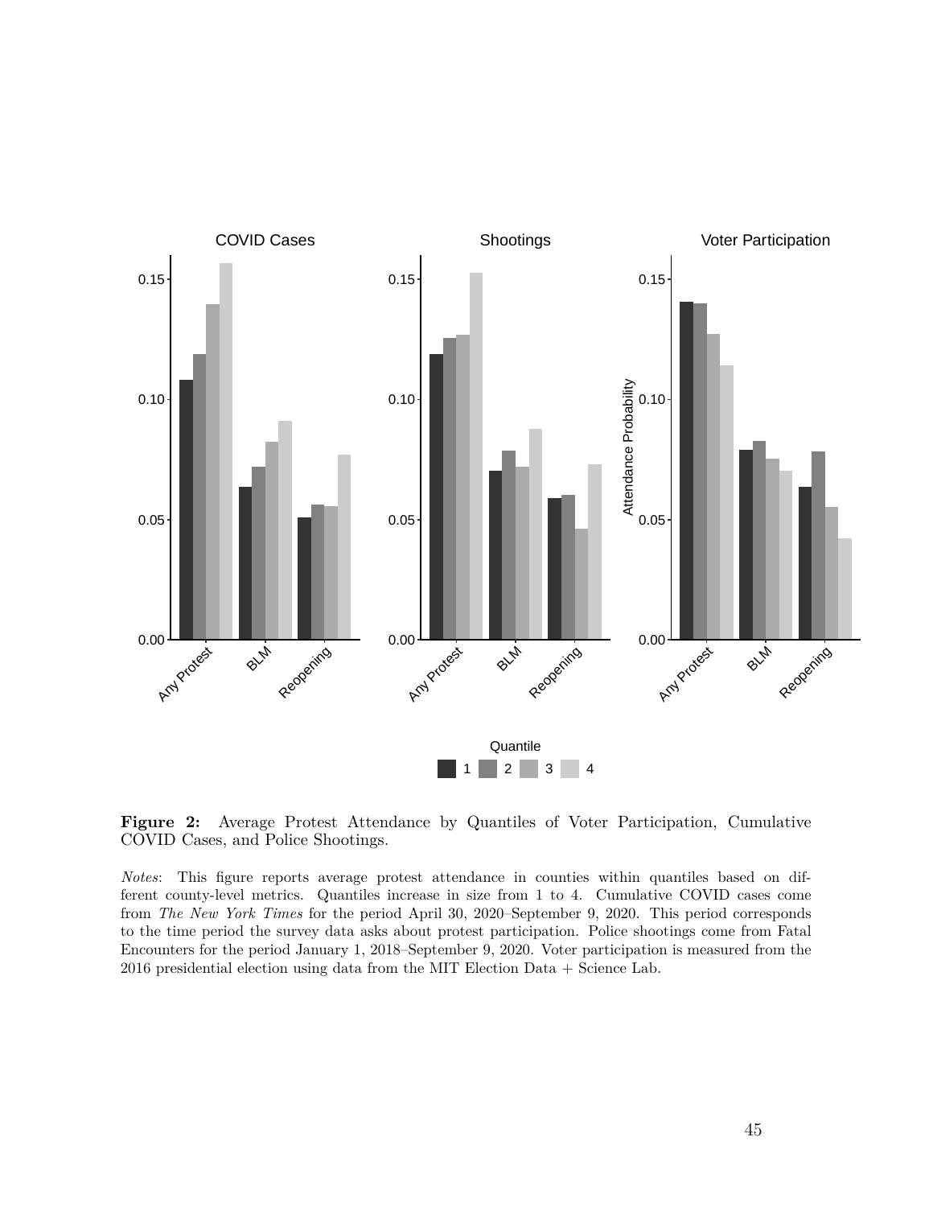**Figure 2:** Average Protest Attendance by Quantiles of Voter Participation, Cumulative COVID Cases, and Police Shootings.

*Notes*: This figure reports average protest attendance in counties within quantiles based on different county-level metrics. Quantiles increase in size from 1 to 4. Cumulative COVID cases come from *The New York Times* for the period April 30, 2020–September 9, 2020. This period corresponds to the time period the survey data asks about protest participation. Police shootings come from Fatal Encounters for the period January 1, 2018–September 9, 2020. Voter participation is measured from the 2016 presidential election using data from the MIT Election Data + Science Lab.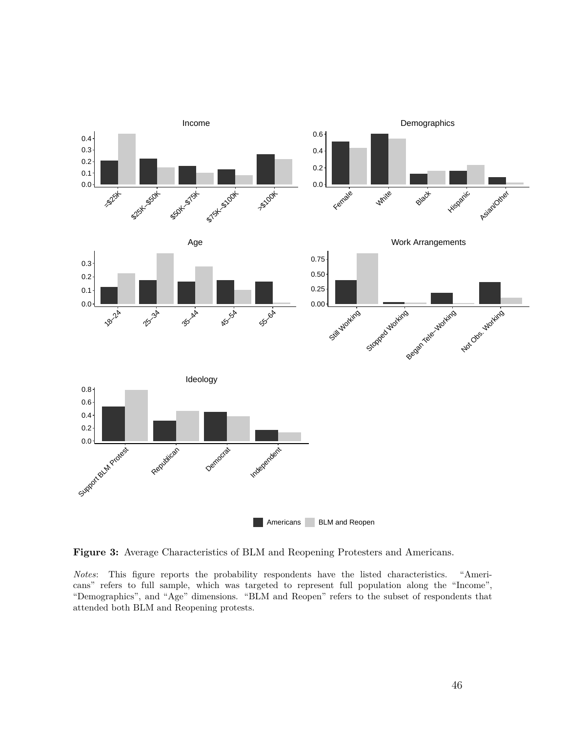**Figure 3:** Average Characteristics of BLM and Reopening Protesters and Americans.

*Notes*: This figure reports the probability respondents have the listed characteristics. "Americans" refers to full sample, which was targeted to represent full population along the "Income", "Demographics", and "Age" dimensions. "BLM and Reopen" refers to the subset of respondents that attended both BLM and Reopening protests.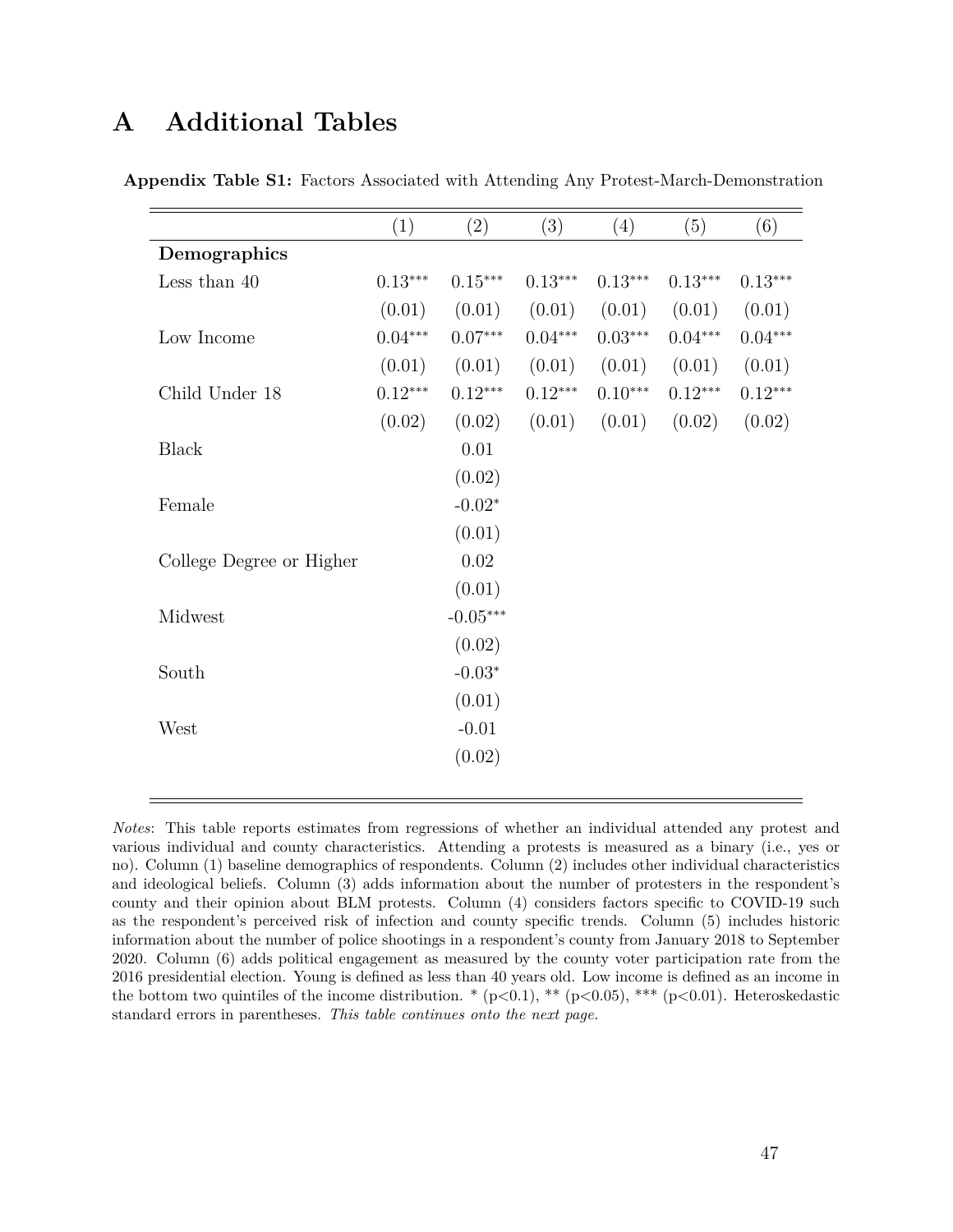# A Additional Tables

**Appendix Table S1:** Factors Associated with Attending Any Protest-March-Demonstration

| | (1) | (2) | (3) | (4) | (5) | (6) |
|---|---|---|---|---|---|---|
| **Demographics** | | | | | | |
| Less than 40 | 0.13*** | 0.15*** | 0.13*** | 0.13*** | 0.13*** | 0.13*** |
| | (0.01) | (0.01) | (0.01) | (0.01) | (0.01) | (0.01) |
| Low Income | 0.04*** | 0.07*** | 0.04*** | 0.03*** | 0.04*** | 0.04*** |
| | (0.01) | (0.01) | (0.01) | (0.01) | (0.01) | (0.01) |
| Child Under 18 | 0.12*** | 0.12*** | 0.12*** | 0.10*** | 0.12*** | 0.12*** |
| | (0.02) | (0.02) | (0.01) | (0.01) | (0.02) | (0.02) |
| Black | | 0.01 | | | | |
| | | (0.02) | | | | |
| Female | | -0.02* | | | | |
| | | (0.01) | | | | |
| College Degree or Higher | | 0.02 | | | | |
| | | (0.01) | | | | |
| Midwest | | -0.05*** | | | | |
| | | (0.02) | | | | |
| South | | -0.03* | | | | |
| | | (0.01) | | | | |
| West | | -0.01 | | | | |
| | | (0.02) | | | | |

*Notes*: This table reports estimates from regressions of whether an individual attended any protest and various individual and county characteristics. Attending a protests is measured as a binary (i.e., yes or no). Column (1) baseline demographics of respondents. Column (2) includes other individual characteristics and ideological beliefs. Column (3) adds information about the number of protesters in the respondent's county and their opinion about BLM protests. Column (4) considers factors specific to COVID-19 such as the respondent's perceived risk of infection and county specific trends. Column (5) includes historic information about the number of police shootings in a respondent's county from January 2018 to September 2020. Column (6) adds political engagement as measured by the county voter participation rate from the 2016 presidential election. Young is defined as less than 40 years old. Low income is defined as an income in the bottom two quintiles of the income distribution. * ($p<0.1$), ** ($p<0.05$), *** ($p<0.01$). Heteroskedastic standard errors in parentheses. *This table continues onto the next page.*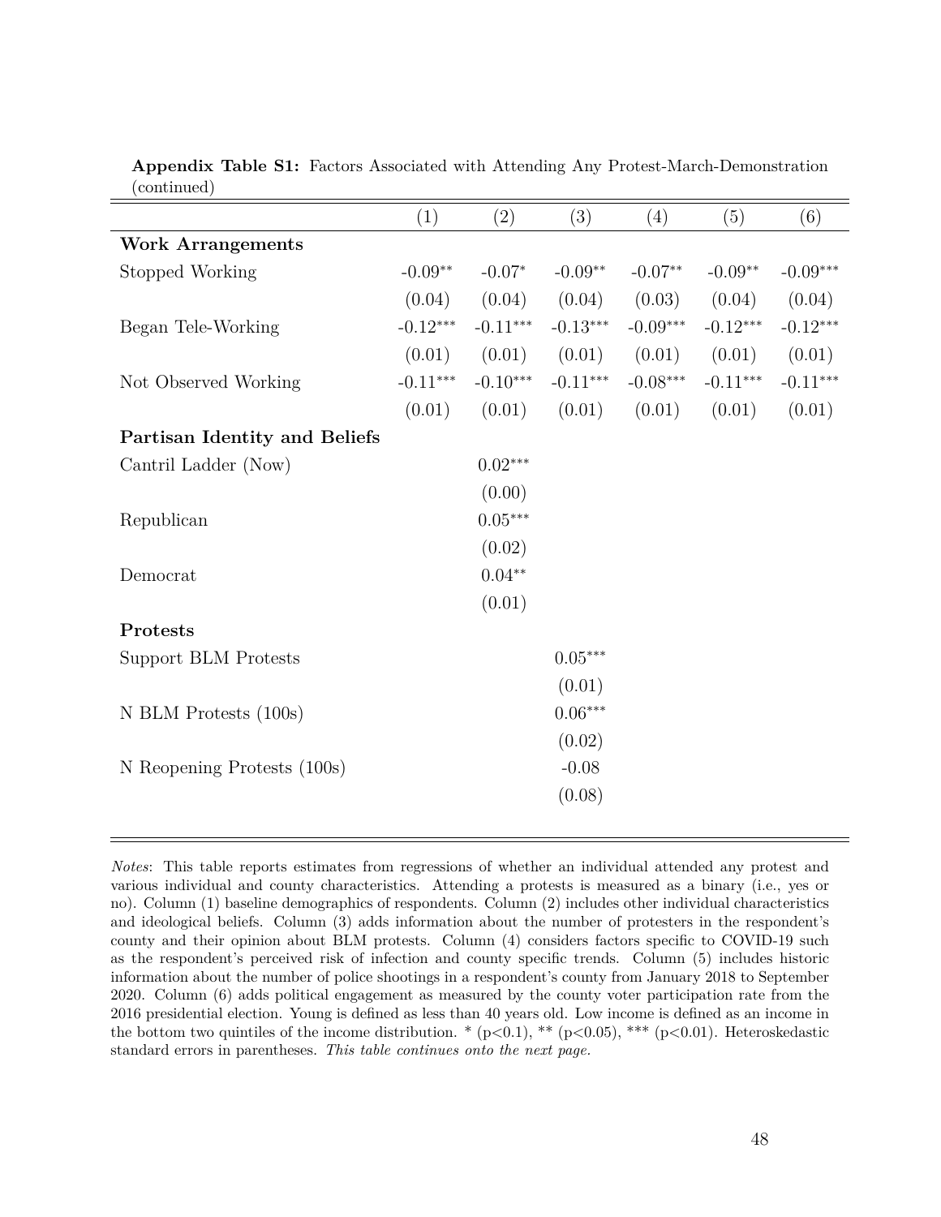**Appendix Table S1:** Factors Associated with Attending Any Protest-March-Demonstration (continued)

| | (1) | (2) | (3) | (4) | (5) | (6) |
|---|---|---|---|---|---|---|
| **Work Arrangements** | | | | | | |
| Stopped Working | -0.09** | -0.07* | -0.09** | -0.07** | -0.09** | -0.09*** |
| | (0.04) | (0.04) | (0.04) | (0.03) | (0.04) | (0.04) |
| Began Tele-Working | -0.12*** | -0.11*** | -0.13*** | -0.09*** | -0.12*** | -0.12*** |
| | (0.01) | (0.01) | (0.01) | (0.01) | (0.01) | (0.01) |
| Not Observed Working | -0.11*** | -0.10*** | -0.11*** | -0.08*** | -0.11*** | -0.11*** |
| | (0.01) | (0.01) | (0.01) | (0.01) | (0.01) | (0.01) |
| **Partisan Identity and Beliefs** | | | | | | |
| Cantril Ladder (Now) | | 0.02*** | | | | |
| | | (0.00) | | | | |
| Republican | | 0.05*** | | | | |
| | | (0.02) | | | | |
| Democrat | | 0.04** | | | | |
| | | (0.01) | | | | |
| **Protests** | | | | | | |
| Support BLM Protests | | | 0.05*** | | | |
| | | | (0.01) | | | |
| N BLM Protests (100s) | | | 0.06*** | | | |
| | | | (0.02) | | | |
| N Reopening Protests (100s) | | | -0.08 | | | |
| | | | (0.08) | | | |

*Notes*: This table reports estimates from regressions of whether an individual attended any protest and various individual and county characteristics. Attending a protests is measured as a binary (i.e., yes or no). Column (1) baseline demographics of respondents. Column (2) includes other individual characteristics and ideological beliefs. Column (3) adds information about the number of protesters in the respondent's county and their opinion about BLM protests. Column (4) considers factors specific to COVID-19 such as the respondent's perceived risk of infection and county specific trends. Column (5) includes historic information about the number of police shootings in a respondent's county from January 2018 to September 2020. Column (6) adds political engagement as measured by the county voter participation rate from the 2016 presidential election. Young is defined as less than 40 years old. Low income is defined as an income in the bottom two quintiles of the income distribution. * ($p<0.1$), ** ($p<0.05$), *** ($p<0.01$). Heteroskedastic standard errors in parentheses. *This table continues onto the next page.*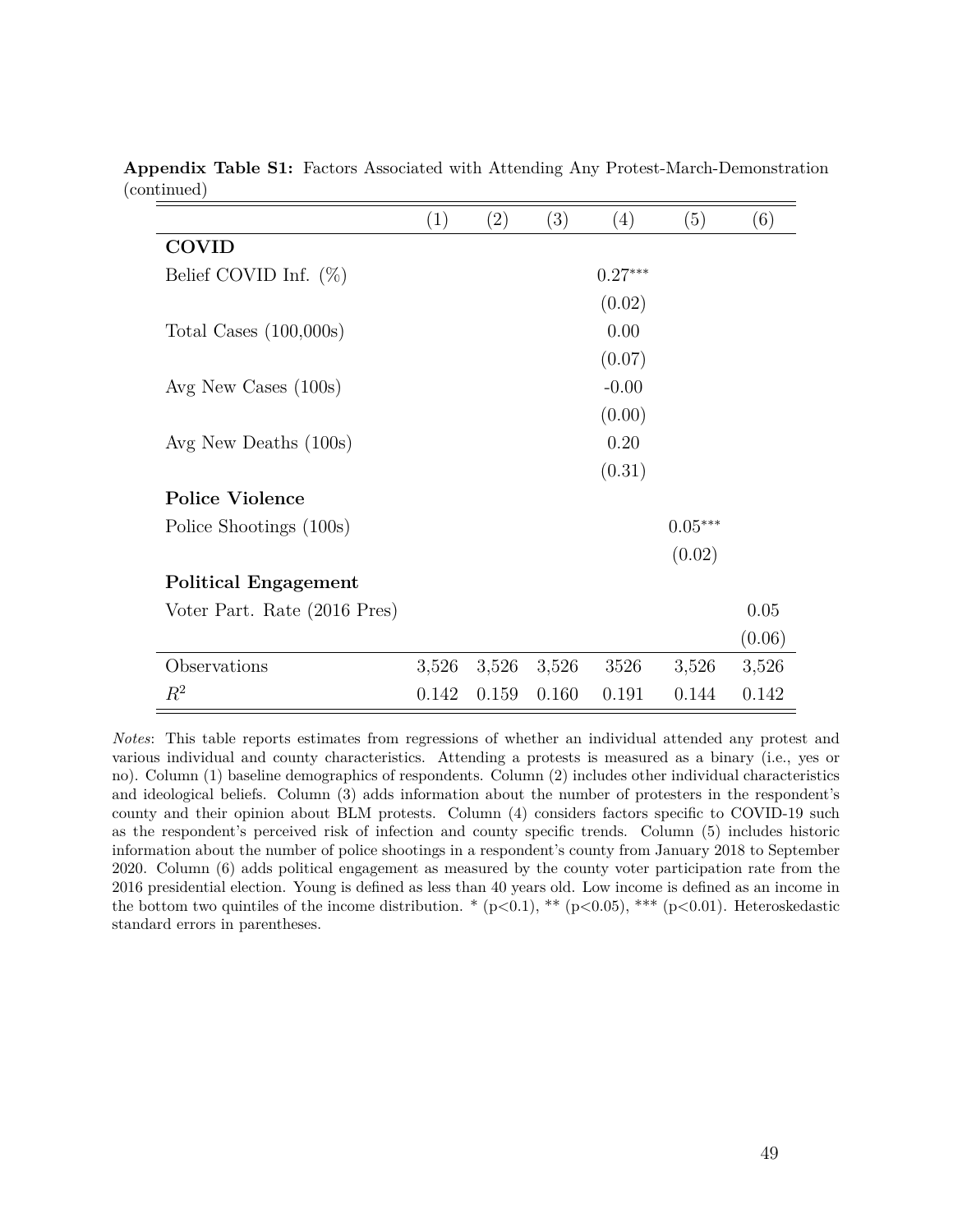**Appendix Table S1:** Factors Associated with Attending Any Protest-March-Demonstration (continued)

| | (1) | (2) | (3) | (4) | (5) | (6) |
|---|---|---|---|---|---|---|
| **COVID** | | | | | | |
| Belief COVID Inf. (%) | | | | $0.27^{***}$ | | |
| | | | | (0.02) | | |
| Total Cases (100,000s) | | | | 0.00 | | |
| | | | | (0.07) | | |
| Avg New Cases (100s) | | | | -0.00 | | |
| | | | | (0.00) | | |
| Avg New Deaths (100s) | | | | 0.20 | | |
| | | | | (0.31) | | |
| **Police Violence** | | | | | | |
| Police Shootings (100s) | | | | | $0.05^{***}$ | |
| | | | | | (0.02) | |
| **Political Engagement** | | | | | | |
| Voter Part. Rate (2016 Pres) | | | | | | 0.05 |
| | | | | | | (0.06) |
| Observations | 3,526 | 3,526 | 3,526 | 3526 | 3,526 | 3,526 |
| $R^2$ | 0.142 | 0.159 | 0.160 | 0.191 | 0.144 | 0.142 |

*Notes*: This table reports estimates from regressions of whether an individual attended any protest and various individual and county characteristics. Attending a protests is measured as a binary (i.e., yes or no). Column (1) baseline demographics of respondents. Column (2) includes other individual characteristics and ideological beliefs. Column (3) adds information about the number of protesters in the respondent's county and their opinion about BLM protests. Column (4) considers factors specific to COVID-19 such as the respondent's perceived risk of infection and county specific trends. Column (5) includes historic information about the number of police shootings in a respondent's county from January 2018 to September 2020. Column (6) adds political engagement as measured by the county voter participation rate from the 2016 presidential election. Young is defined as less than 40 years old. Low income is defined as an income in the bottom two quintiles of the income distribution. * (p<0.1), ** (p<0.05), *** (p<0.01). Heteroskedastic standard errors in parentheses.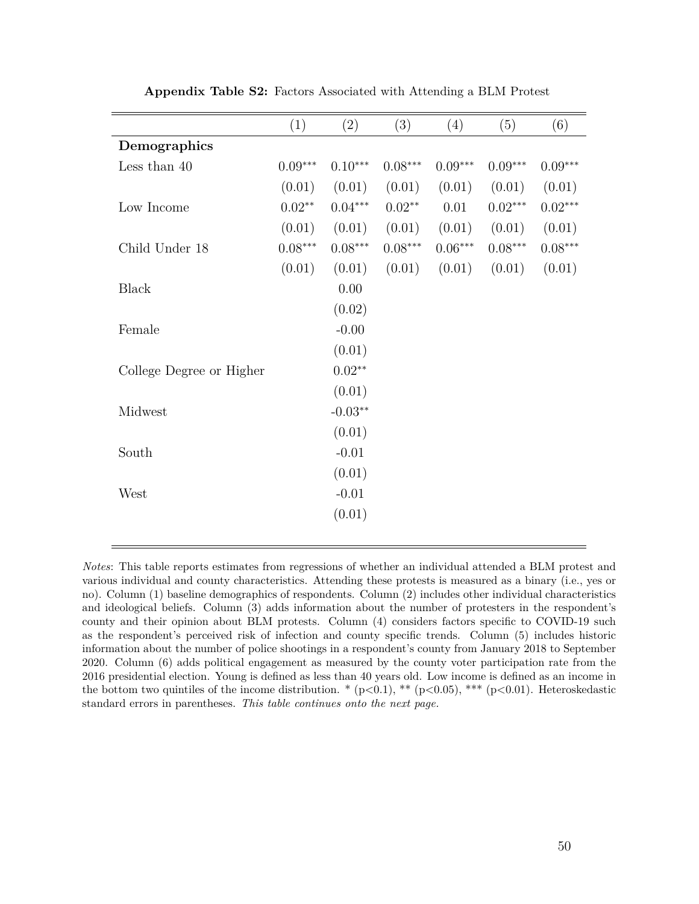**Appendix Table S2:** Factors Associated with Attending a BLM Protest

| | (1) | (2) | (3) | (4) | (5) | (6) |
|---|---|---|---|---|---|---|
| **Demographics** | | | | | | |
| Less than 40 | 0.09*** | 0.10*** | 0.08*** | 0.09*** | 0.09*** | 0.09*** |
| | (0.01) | (0.01) | (0.01) | (0.01) | (0.01) | (0.01) |
| Low Income | 0.02** | 0.04*** | 0.02** | 0.01 | 0.02*** | 0.02*** |
| | (0.01) | (0.01) | (0.01) | (0.01) | (0.01) | (0.01) |
| Child Under 18 | 0.08*** | 0.08*** | 0.08*** | 0.06*** | 0.08*** | 0.08*** |
| | (0.01) | (0.01) | (0.01) | (0.01) | (0.01) | (0.01) |
| Black | | 0.00 | | | | |
| | | (0.02) | | | | |
| Female | | -0.00 | | | | |
| | | (0.01) | | | | |
| College Degree or Higher | | 0.02** | | | | |
| | | (0.01) | | | | |
| Midwest | | -0.03** | | | | |
| | | (0.01) | | | | |
| South | | -0.01 | | | | |
| | | (0.01) | | | | |
| West | | -0.01 | | | | |
| | | (0.01) | | | | |

*Notes*: This table reports estimates from regressions of whether an individual attended a BLM protest and various individual and county characteristics. Attending these protests is measured as a binary (i.e., yes or no). Column (1) baseline demographics of respondents. Column (2) includes other individual characteristics and ideological beliefs. Column (3) adds information about the number of protesters in the respondent's county and their opinion about BLM protests. Column (4) considers factors specific to COVID-19 such as the respondent's perceived risk of infection and county specific trends. Column (5) includes historic information about the number of police shootings in a respondent's county from January 2018 to September 2020. Column (6) adds political engagement as measured by the county voter participation rate from the 2016 presidential election. Young is defined as less than 40 years old. Low income is defined as an income in the bottom two quintiles of the income distribution. * ($p<0.1$), ** ($p<0.05$), *** ($p<0.01$). Heteroskedastic standard errors in parentheses. *This table continues onto the next page.*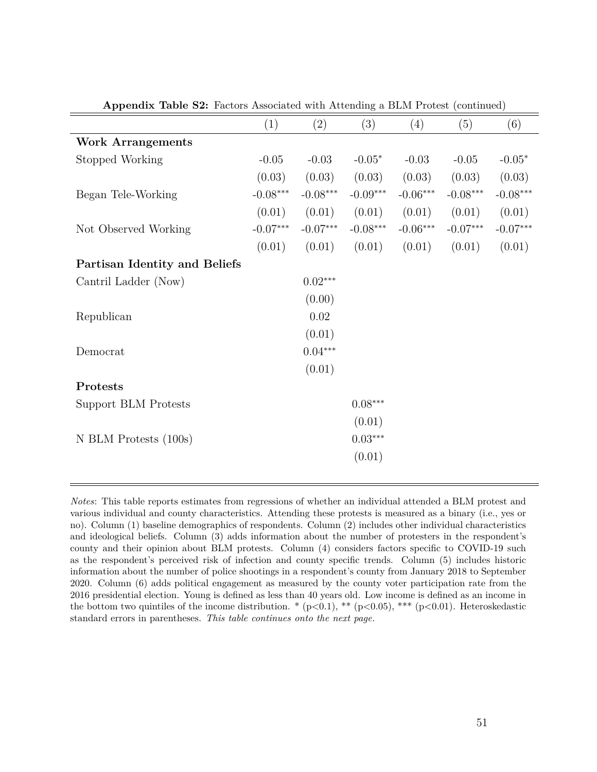**Appendix Table S2:** Factors Associated with Attending a BLM Protest (continued)

| | (1) | (2) | (3) | (4) | (5) | (6) |
|---|---|---|---|---|---|---|
| **Work Arrangements** | | | | | | |
| Stopped Working | -0.05 | -0.03 | -0.05* | -0.03 | -0.05 | -0.05* |
| | (0.03) | (0.03) | (0.03) | (0.03) | (0.03) | (0.03) |
| Began Tele-Working | -0.08*** | -0.08*** | -0.09*** | -0.06*** | -0.08*** | -0.08*** |
| | (0.01) | (0.01) | (0.01) | (0.01) | (0.01) | (0.01) |
| Not Observed Working | -0.07*** | -0.07*** | -0.08*** | -0.06*** | -0.07*** | -0.07*** |
| | (0.01) | (0.01) | (0.01) | (0.01) | (0.01) | (0.01) |
| **Partisan Identity and Beliefs** | | | | | | |
| Cantril Ladder (Now) | | 0.02*** | | | | |
| | | (0.00) | | | | |
| Republican | | 0.02 | | | | |
| | | (0.01) | | | | |
| Democrat | | 0.04*** | | | | |
| | | (0.01) | | | | |
| **Protests** | | | | | | |
| Support BLM Protests | | | 0.08*** | | | |
| | | | (0.01) | | | |
| N BLM Protests (100s) | | | 0.03*** | | | |
| | | | (0.01) | | | |

*Notes*: This table reports estimates from regressions of whether an individual attended a BLM protest and various individual and county characteristics. Attending these protests is measured as a binary (i.e., yes or no). Column (1) baseline demographics of respondents. Column (2) includes other individual characteristics and ideological beliefs. Column (3) adds information about the number of protesters in the respondent's county and their opinion about BLM protests. Column (4) considers factors specific to COVID-19 such as the respondent's perceived risk of infection and county specific trends. Column (5) includes historic information about the number of police shootings in a respondent's county from January 2018 to September 2020. Column (6) adds political engagement as measured by the county voter participation rate from the 2016 presidential election. Young is defined as less than 40 years old. Low income is defined as an income in the bottom two quintiles of the income distribution. * ($p<0.1$), ** ($p<0.05$), *** ($p<0.01$). Heteroskedastic standard errors in parentheses. *This table continues onto the next page.*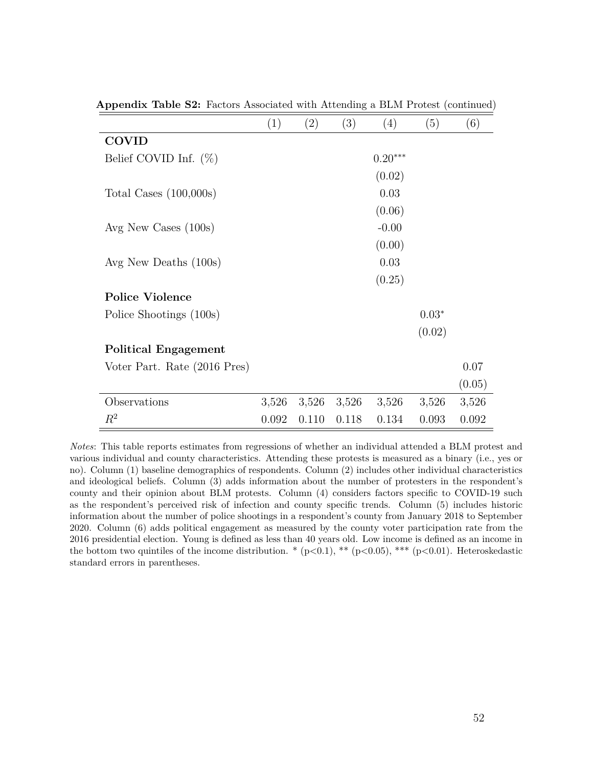**Appendix Table S2:** Factors Associated with Attending a BLM Protest (continued)

| | (1) | (2) | (3) | (4) | (5) | (6) |
|---|---|---|---|---|---|---|
| **COVID** | | | | | | |
| Belief COVID Inf. (%) | | | | $0.20^{***}$ | | |
| | | | | (0.02) | | |
| Total Cases (100,000s) | | | | 0.03 | | |
| | | | | (0.06) | | |
| Avg New Cases (100s) | | | | -0.00 | | |
| | | | | (0.00) | | |
| Avg New Deaths (100s) | | | | 0.03 | | |
| | | | | (0.25) | | |
| **Police Violence** | | | | | | |
| Police Shootings (100s) | | | | | $0.03^{*}$ | |
| | | | | | (0.02) | |
| **Political Engagement** | | | | | | |
| Voter Part. Rate (2016 Pres) | | | | | | 0.07 |
| | | | | | | (0.05) |
| Observations | 3,526 | 3,526 | 3,526 | 3,526 | 3,526 | 3,526 |
| $R^2$ | 0.092 | 0.110 | 0.118 | 0.134 | 0.093 | 0.092 |

*Notes*: This table reports estimates from regressions of whether an individual attended a BLM protest and various individual and county characteristics. Attending these protests is measured as a binary (i.e., yes or no). Column (1) baseline demographics of respondents. Column (2) includes other individual characteristics and ideological beliefs. Column (3) adds information about the number of protesters in the respondent's county and their opinion about BLM protests. Column (4) considers factors specific to COVID-19 such as the respondent's perceived risk of infection and county specific trends. Column (5) includes historic information about the number of police shootings in a respondent's county from January 2018 to September 2020. Column (6) adds political engagement as measured by the county voter participation rate from the 2016 presidential election. Young is defined as less than 40 years old. Low income is defined as an income in the bottom two quintiles of the income distribution. * ($p<0.1$), ** ($p<0.05$), *** ($p<0.01$). Heteroskedastic standard errors in parentheses.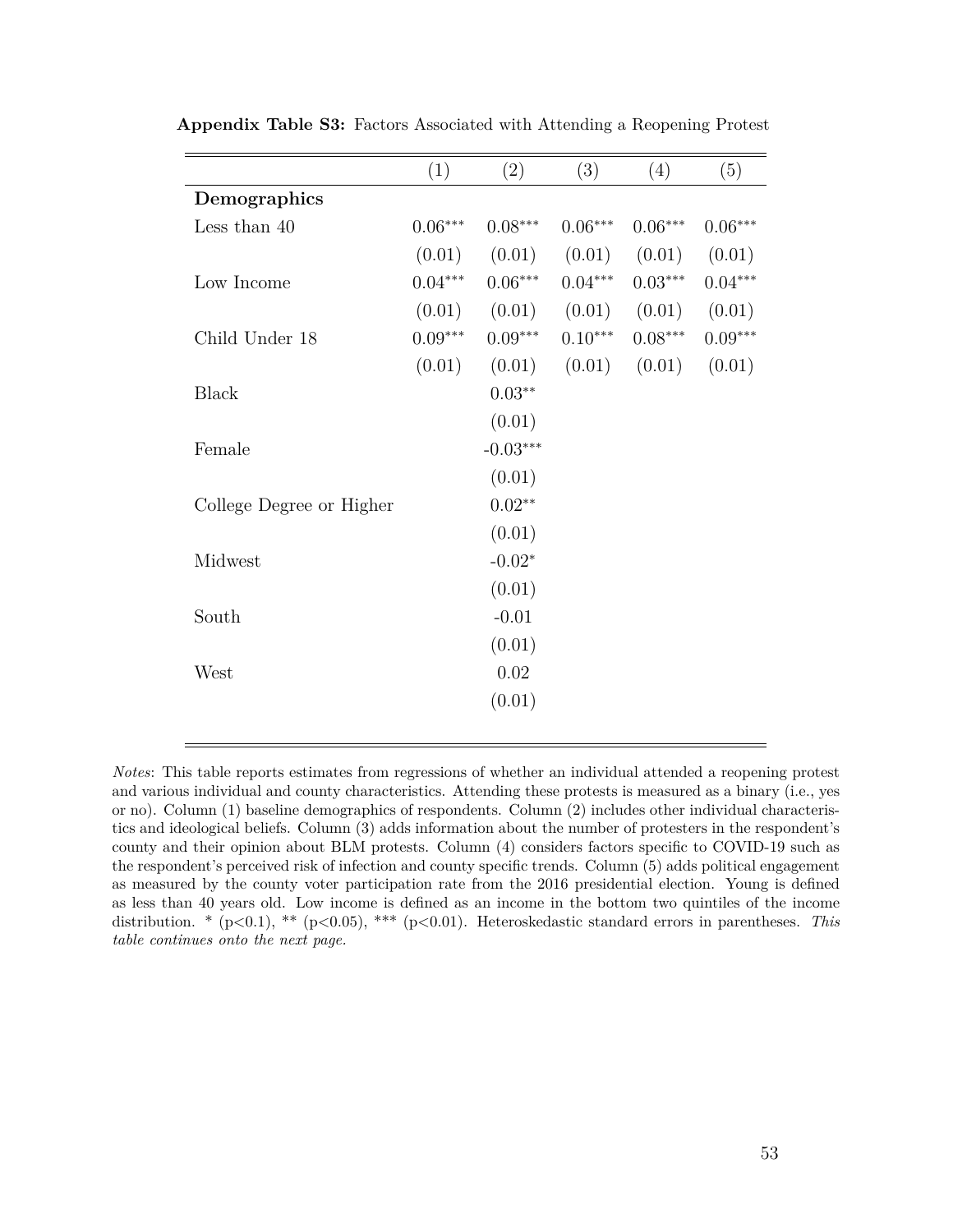**Appendix Table S3:** Factors Associated with Attending a Reopening Protest

| | (1) | (2) | (3) | (4) | (5) |
|---|---|---|---|---|---|
| **Demographics** | | | | | |
| Less than 40 | $0.06^{***}$ | $0.08^{***}$ | $0.06^{***}$ | $0.06^{***}$ | $0.06^{***}$ |
| | (0.01) | (0.01) | (0.01) | (0.01) | (0.01) |
| Low Income | $0.04^{***}$ | $0.06^{***}$ | $0.04^{***}$ | $0.03^{***}$ | $0.04^{***}$ |
| | (0.01) | (0.01) | (0.01) | (0.01) | (0.01) |
| Child Under 18 | $0.09^{***}$ | $0.09^{***}$ | $0.10^{***}$ | $0.08^{***}$ | $0.09^{***}$ |
| | (0.01) | (0.01) | (0.01) | (0.01) | (0.01) |
| Black | | $0.03^{**}$ | | | |
| | | (0.01) | | | |
| Female | | $-0.03^{***}$ | | | |
| | | (0.01) | | | |
| College Degree or Higher | | $0.02^{**}$ | | | |
| | | (0.01) | | | |
| Midwest | | $-0.02^{*}$ | | | |
| | | (0.01) | | | |
| South | | -0.01 | | | |
| | | (0.01) | | | |
| West | | 0.02 | | | |
| | | (0.01) | | | |

*Notes*: This table reports estimates from regressions of whether an individual attended a reopening protest and various individual and county characteristics. Attending these protests is measured as a binary (i.e., yes or no). Column (1) baseline demographics of respondents. Column (2) includes other individual characteristics and ideological beliefs. Column (3) adds information about the number of protesters in the respondent's county and their opinion about BLM protests. Column (4) considers factors specific to COVID-19 such as the respondent's perceived risk of infection and county specific trends. Column (5) adds political engagement as measured by the county voter participation rate from the 2016 presidential election. Young is defined as less than 40 years old. Low income is defined as an income in the bottom two quintiles of the income distribution. * ($p<0.1$), ** ($p<0.05$), *** ($p<0.01$). Heteroskedastic standard errors in parentheses. *This table continues onto the next page.*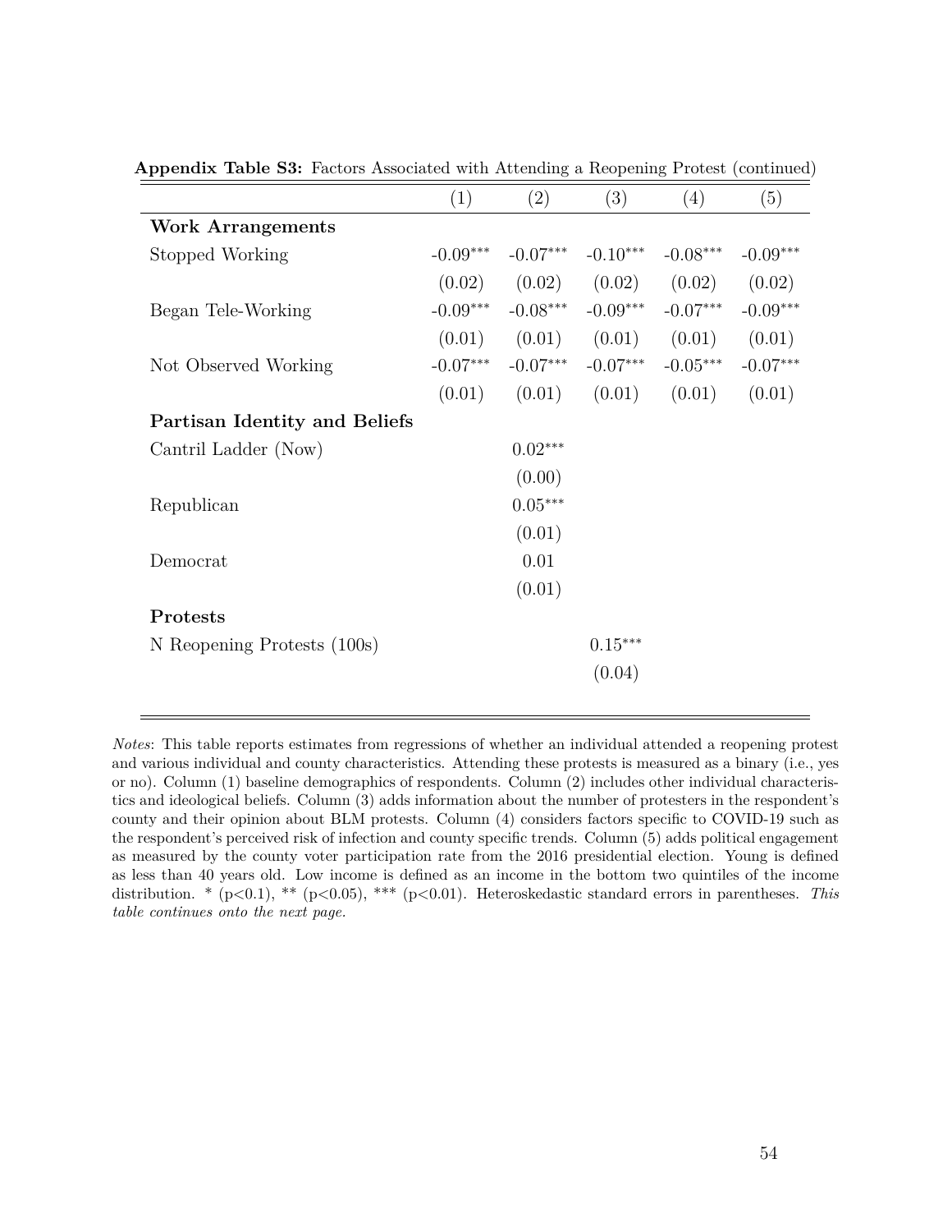**Appendix Table S3:** Factors Associated with Attending a Reopening Protest (continued)

| | (1) | (2) | (3) | (4) | (5) |
|---|---|---|---|---|---|
| **Work Arrangements** | | | | | |
| Stopped Working | -0.09*** | -0.07*** | -0.10*** | -0.08*** | -0.09*** |
| | (0.02) | (0.02) | (0.02) | (0.02) | (0.02) |
| Began Tele-Working | -0.09*** | -0.08*** | -0.09*** | -0.07*** | -0.09*** |
| | (0.01) | (0.01) | (0.01) | (0.01) | (0.01) |
| Not Observed Working | -0.07*** | -0.07*** | -0.07*** | -0.05*** | -0.07*** |
| | (0.01) | (0.01) | (0.01) | (0.01) | (0.01) |
| **Partisan Identity and Beliefs** | | | | | |
| Cantril Ladder (Now) | | 0.02*** | | | |
| | | (0.00) | | | |
| Republican | | 0.05*** | | | |
| | | (0.01) | | | |
| Democrat | | 0.01 | | | |
| | | (0.01) | | | |
| **Protests** | | | | | |
| N Reopening Protests (100s) | | | 0.15*** | | |
| | | | (0.04) | | |

*Notes*: This table reports estimates from regressions of whether an individual attended a reopening protest and various individual and county characteristics. Attending these protests is measured as a binary (i.e., yes or no). Column (1) baseline demographics of respondents. Column (2) includes other individual characteristics and ideological beliefs. Column (3) adds information about the number of protesters in the respondent's county and their opinion about BLM protests. Column (4) considers factors specific to COVID-19 such as the respondent's perceived risk of infection and county specific trends. Column (5) adds political engagement as measured by the county voter participation rate from the 2016 presidential election. Young is defined as less than 40 years old. Low income is defined as an income in the bottom two quintiles of the income distribution. * ($p<0.1$), ** ($p<0.05$), *** ($p<0.01$). Heteroskedastic standard errors in parentheses. *This table continues onto the next page.*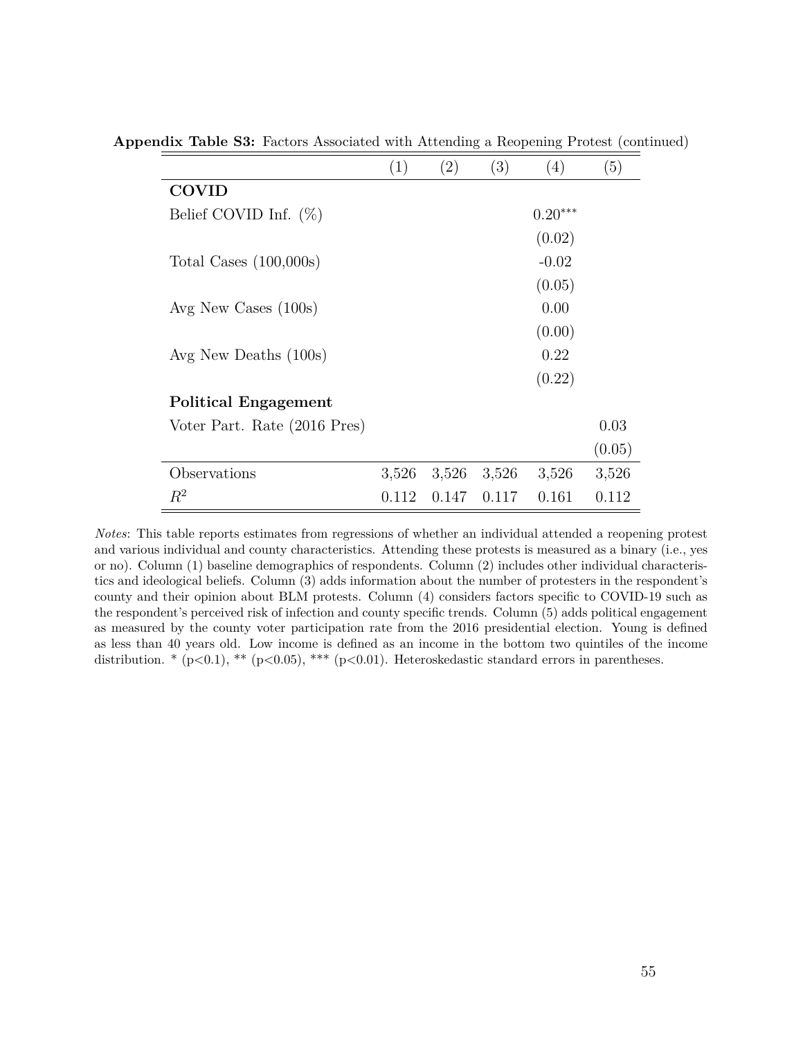**Appendix Table S3:** Factors Associated with Attending a Reopening Protest (continued)

| | (1) | (2) | (3) | (4) | (5) |
|---|---|---|---|---|---|
| **COVID** | | | | | |
| Belief COVID Inf. (%) | | | | $0.20^{***}$ | |
| | | | | (0.02) | |
| Total Cases (100,000s) | | | | -0.02 | |
| | | | | (0.05) | |
| Avg New Cases (100s) | | | | 0.00 | |
| | | | | (0.00) | |
| Avg New Deaths (100s) | | | | 0.22 | |
| | | | | (0.22) | |
| **Political Engagement** | | | | | |
| Voter Part. Rate (2016 Pres) | | | | | 0.03 |
| | | | | | (0.05) |
| Observations | 3,526 | 3,526 | 3,526 | 3,526 | 3,526 |
| $R^2$ | 0.112 | 0.147 | 0.117 | 0.161 | 0.112 |

*Notes*: This table reports estimates from regressions of whether an individual attended a reopening protest and various individual and county characteristics. Attending these protests is measured as a binary (i.e., yes or no). Column (1) baseline demographics of respondents. Column (2) includes other individual characteristics and ideological beliefs. Column (3) adds information about the number of protesters in the respondent's county and their opinion about BLM protests. Column (4) considers factors specific to COVID-19 such as the respondent's perceived risk of infection and county specific trends. Column (5) adds political engagement as measured by the county voter participation rate from the 2016 presidential election. Young is defined as less than 40 years old. Low income is defined as an income in the bottom two quintiles of the income distribution. * (p<0.1), ** (p<0.05), *** (p<0.01). Heteroskedastic standard errors in parentheses.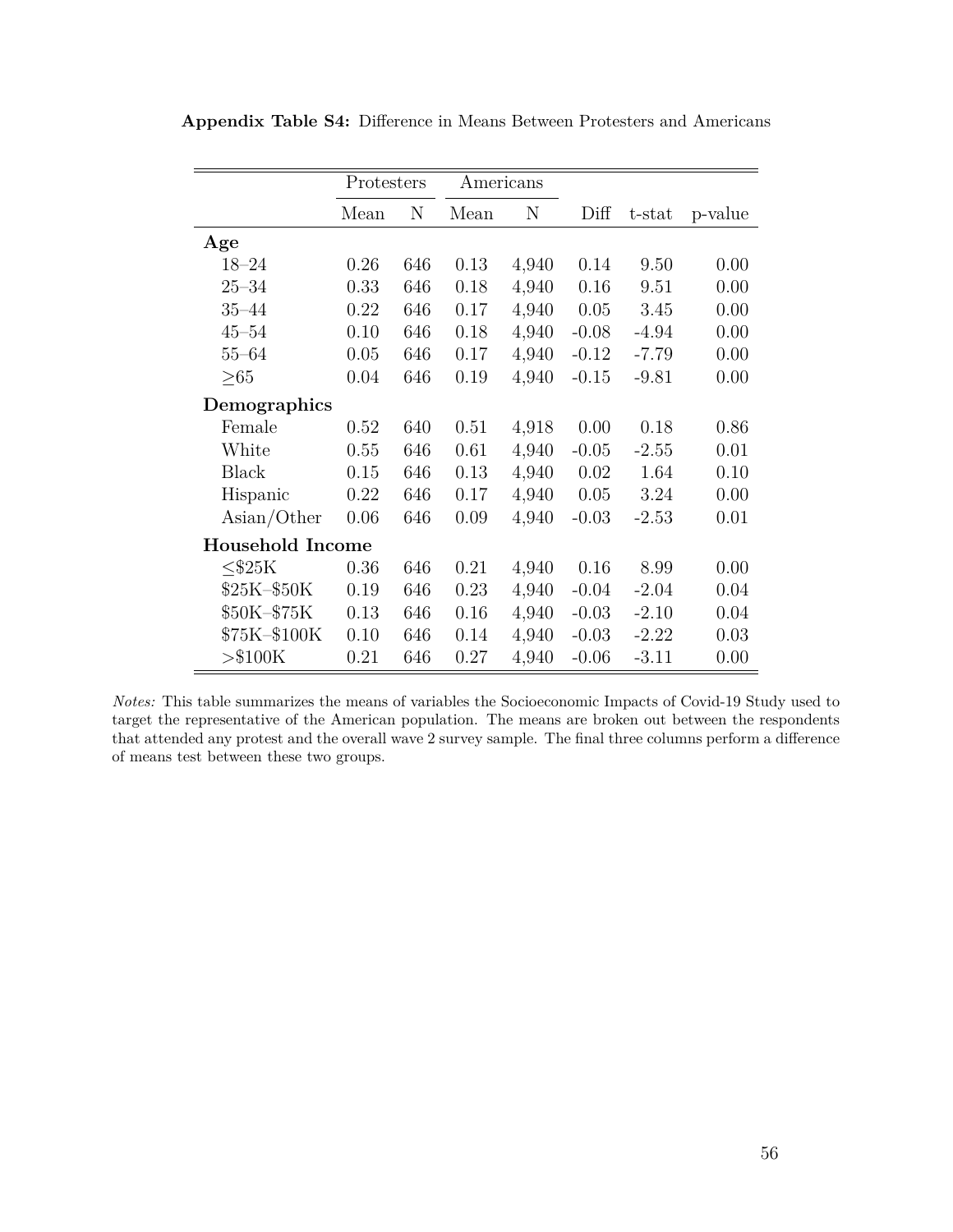**Appendix Table S4:** Difference in Means Between Protesters and Americans

| | Protesters | | Americans | | | | |
|---|---|---|---|---|---|---|---|
| | Mean | N | Mean | N | Diff | t-stat | p-value |
| **Age** | | | | | | | |
| 18–24 | 0.26 | 646 | 0.13 | 4,940 | 0.14 | 9.50 | 0.00 |
| 25–34 | 0.33 | 646 | 0.18 | 4,940 | 0.16 | 9.51 | 0.00 |
| 35–44 | 0.22 | 646 | 0.17 | 4,940 | 0.05 | 3.45 | 0.00 |
| 45–54 | 0.10 | 646 | 0.18 | 4,940 | -0.08 | -4.94 | 0.00 |
| 55–64 | 0.05 | 646 | 0.17 | 4,940 | -0.12 | -7.79 | 0.00 |
| $\geq$65 | 0.04 | 646 | 0.19 | 4,940 | -0.15 | -9.81 | 0.00 |
| **Demographics** | | | | | | | |
| Female | 0.52 | 640 | 0.51 | 4,918 | 0.00 | 0.18 | 0.86 |
| White | 0.55 | 646 | 0.61 | 4,940 | -0.05 | -2.55 | 0.01 |
| Black | 0.15 | 646 | 0.13 | 4,940 | 0.02 | 1.64 | 0.10 |
| Hispanic | 0.22 | 646 | 0.17 | 4,940 | 0.05 | 3.24 | 0.00 |
| Asian/Other | 0.06 | 646 | 0.09 | 4,940 | -0.03 | -2.53 | 0.01 |
| **Household Income** | | | | | | | |
| $\leq$\$25K | 0.36 | 646 | 0.21 | 4,940 | 0.16 | 8.99 | 0.00 |
| \$25K–\$50K | 0.19 | 646 | 0.23 | 4,940 | -0.04 | -2.04 | 0.04 |
| \$50K–\$75K | 0.13 | 646 | 0.16 | 4,940 | -0.03 | -2.10 | 0.04 |
| \$75K–\$100K | 0.10 | 646 | 0.14 | 4,940 | -0.03 | -2.22 | 0.03 |
| >\$100K | 0.21 | 646 | 0.27 | 4,940 | -0.06 | -3.11 | 0.00 |

*Notes:* This table summarizes the means of variables the Socioeconomic Impacts of Covid-19 Study used to target the representative of the American population. The means are broken out between the respondents that attended any protest and the overall wave 2 survey sample. The final three columns perform a difference of means test between these two groups.